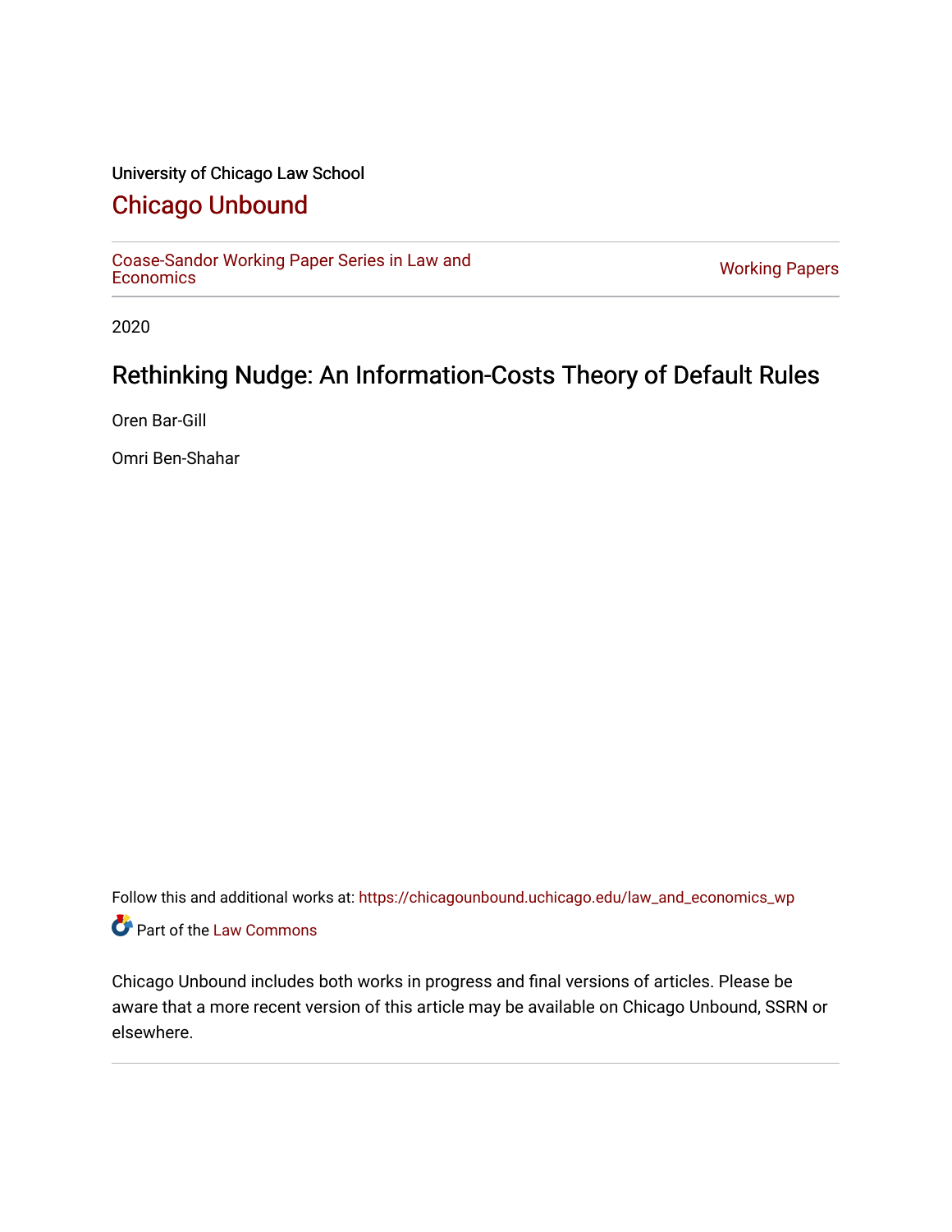University of Chicago Law School

# Chicago Unbound

Coase-Sandor Working Paper Series in Law and Economics

Working Papers

2020

## Rethinking Nudge: An Information-Costs Theory of Default Rules

Oren Bar-Gill

Omri Ben-Shahar

Follow this and additional works at: https://chicagounbound.uchicago.edu/law_and_economics_wp

Part of the Law Commons

Chicago Unbound includes both works in progress and final versions of articles. Please be aware that a more recent version of this article may be available on Chicago Unbound, SSRN or elsewhere.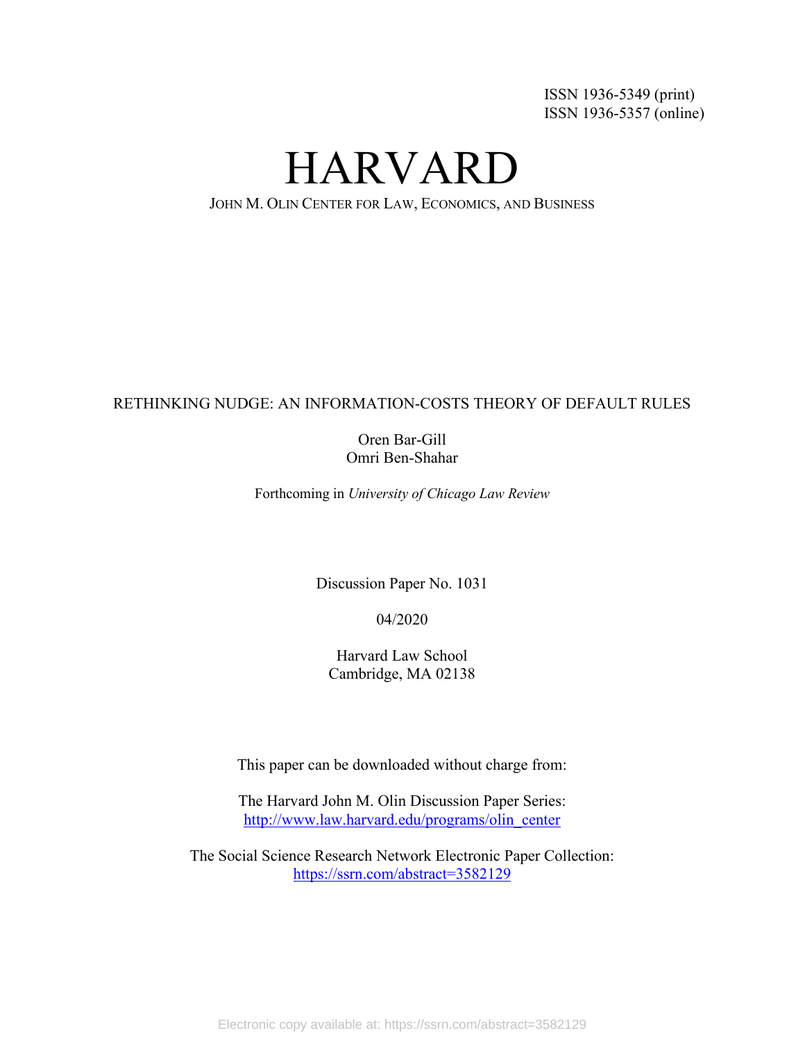ISSN 1936-5349 (print)
ISSN 1936-5357 (online)

# HARVARD

JOHN M. OLIN CENTER FOR LAW, ECONOMICS, AND BUSINESS

RETHINKING NUDGE: AN INFORMATION-COSTS THEORY OF DEFAULT RULES

Oren Bar-Gill
Omri Ben-Shahar

Forthcoming in *University of Chicago Law Review*

Discussion Paper No. 1031

04/2020

Harvard Law School
Cambridge, MA 02138

This paper can be downloaded without charge from:

The Harvard John M. Olin Discussion Paper Series:
http://www.law.harvard.edu/programs/olin_center

The Social Science Research Network Electronic Paper Collection:
https://ssrn.com/abstract=3582129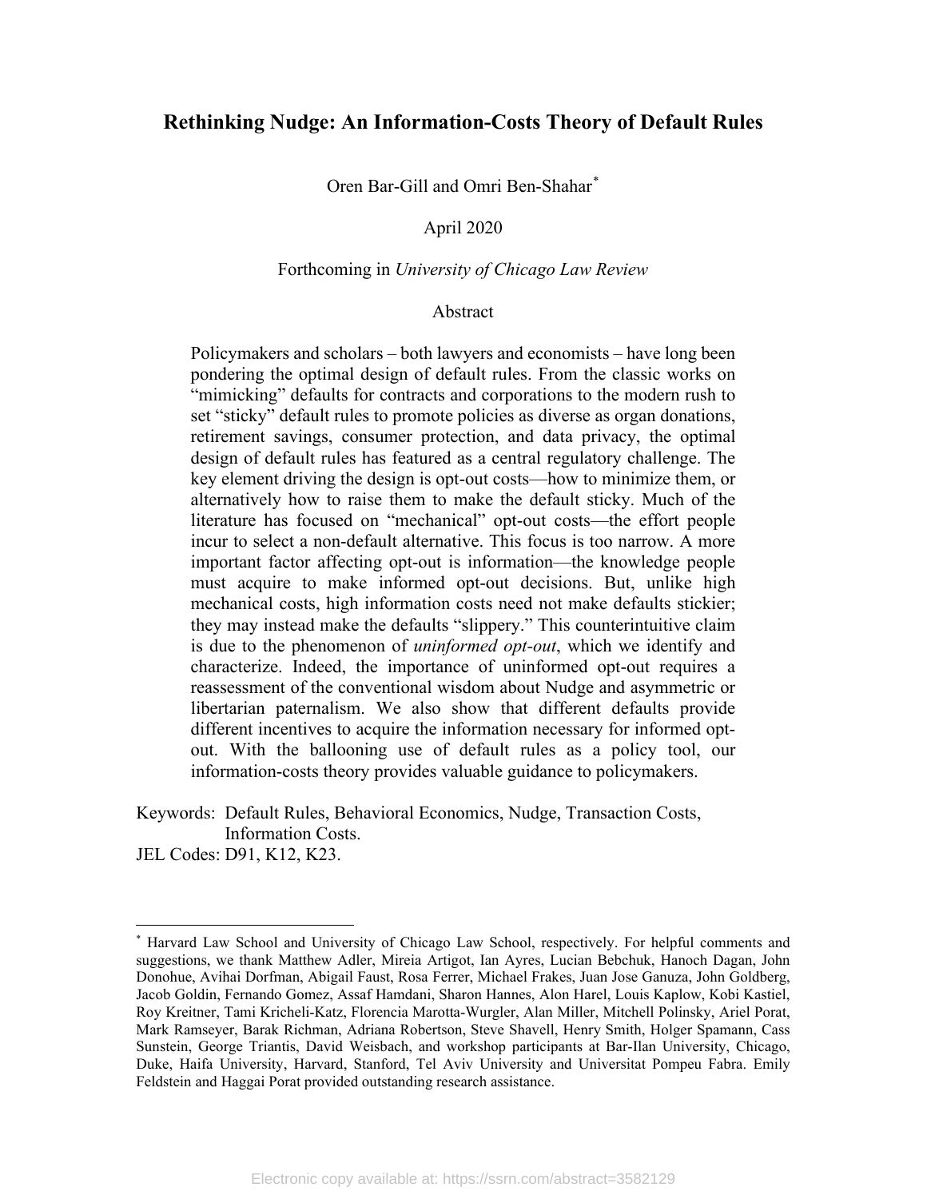# Rethinking Nudge: An Information-Costs Theory of Default Rules

Oren Bar-Gill and Omri Ben-Shahar*

April 2020

Forthcoming in *University of Chicago Law Review*

Abstract

Policymakers and scholars – both lawyers and economists – have long been pondering the optimal design of default rules. From the classic works on "mimicking" defaults for contracts and corporations to the modern rush to set "sticky" default rules to promote policies as diverse as organ donations, retirement savings, consumer protection, and data privacy, the optimal design of default rules has featured as a central regulatory challenge. The key element driving the design is opt-out costs—how to minimize them, or alternatively how to raise them to make the default sticky. Much of the literature has focused on "mechanical" opt-out costs—the effort people incur to select a non-default alternative. This focus is too narrow. A more important factor affecting opt-out is information—the knowledge people must acquire to make informed opt-out decisions. But, unlike high mechanical costs, high information costs need not make defaults stickier; they may instead make the defaults "slippery." This counterintuitive claim is due to the phenomenon of *uninformed opt-out*, which we identify and characterize. Indeed, the importance of uninformed opt-out requires a reassessment of the conventional wisdom about Nudge and asymmetric or libertarian paternalism. We also show that different defaults provide different incentives to acquire the information necessary for informed opt-out. With the ballooning use of default rules as a policy tool, our information-costs theory provides valuable guidance to policymakers.

Keywords: Default Rules, Behavioral Economics, Nudge, Transaction Costs, Information Costs.
JEL Codes: D91, K12, K23.

---

* Harvard Law School and University of Chicago Law School, respectively. For helpful comments and suggestions, we thank Matthew Adler, Mireia Artigot, Ian Ayres, Lucian Bebchuk, Hanoch Dagan, John Donohue, Avihai Dorfman, Abigail Faust, Rosa Ferrer, Michael Frakes, Juan Jose Ganuza, John Goldberg, Jacob Goldin, Fernando Gomez, Assaf Hamdani, Sharon Hannes, Alon Harel, Louis Kaplow, Kobi Kastiel, Roy Kreitner, Tami Kricheli-Katz, Florencia Marotta-Wurgler, Alan Miller, Mitchell Polinsky, Ariel Porat, Mark Ramseyer, Barak Richman, Adriana Robertson, Steve Shavell, Henry Smith, Holger Spamann, Cass Sunstein, George Triantis, David Weisbach, and workshop participants at Bar-Ilan University, Chicago, Duke, Haifa University, Harvard, Stanford, Tel Aviv University and Universitat Pompeu Fabra. Emily Feldstein and Haggai Porat provided outstanding research assistance.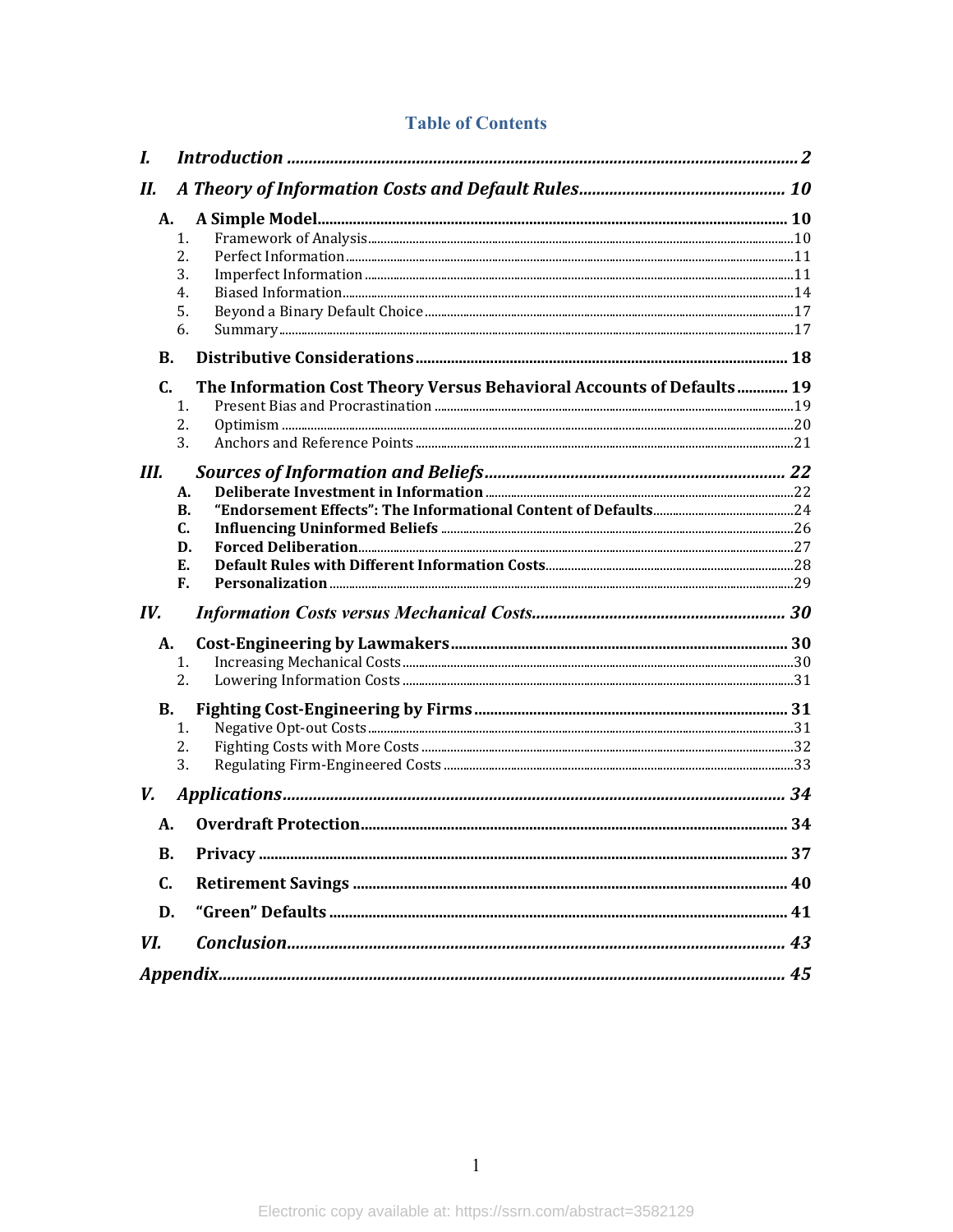## Table of Contents

*I. Introduction* ........................................ 2

*II. A Theory of Information Costs and Default Rules* ........................................ 10

- **A. A Simple Model** ........................................ 10
  1. Framework of Analysis ........................................ 10
  2. Perfect Information ........................................ 11
  3. Imperfect Information ........................................ 11
  4. Biased Information ........................................ 14
  5. Beyond a Binary Default Choice ........................................ 17
  6. Summary ........................................ 17
- **B. Distributive Considerations** ........................................ 18
- **C. The Information Cost Theory Versus Behavioral Accounts of Defaults** ........................................ 19
  1. Present Bias and Procrastination ........................................ 19
  2. Optimism ........................................ 20
  3. Anchors and Reference Points ........................................ 21

*III. Sources of Information and Beliefs* ........................................ 22

- **A. Deliberate Investment in Information** ........................................ 22
- **B. "Endorsement Effects": The Informational Content of Defaults** ........................................ 24
- **C. Influencing Uninformed Beliefs** ........................................ 26
- **D. Forced Deliberation** ........................................ 27
- **E. Default Rules with Different Information Costs** ........................................ 28
- **F. Personalization** ........................................ 29

*IV. Information Costs versus Mechanical Costs* ........................................ 30

- **A. Cost-Engineering by Lawmakers** ........................................ 30
  1. Increasing Mechanical Costs ........................................ 30
  2. Lowering Information Costs ........................................ 31
- **B. Fighting Cost-Engineering by Firms** ........................................ 31
  1. Negative Opt-out Costs ........................................ 31
  2. Fighting Costs with More Costs ........................................ 32
  3. Regulating Firm-Engineered Costs ........................................ 33

*V. Applications* ........................................ 34

- **A. Overdraft Protection** ........................................ 34
- **B. Privacy** ........................................ 37
- **C. Retirement Savings** ........................................ 40
- **D. "Green" Defaults** ........................................ 41

*VI. Conclusion* ........................................ 43

*Appendix* ........................................ 45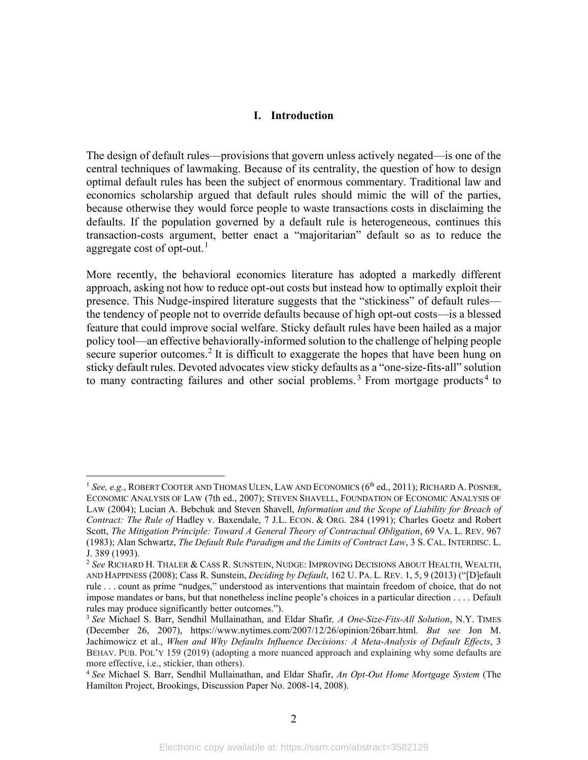## I. Introduction

The design of default rules—provisions that govern unless actively negated—is one of the central techniques of lawmaking. Because of its centrality, the question of how to design optimal default rules has been the subject of enormous commentary. Traditional law and economics scholarship argued that default rules should mimic the will of the parties, because otherwise they would force people to waste transactions costs in disclaiming the defaults. If the population governed by a default rule is heterogeneous, continues this transaction-costs argument, better enact a "majoritarian" default so as to reduce the aggregate cost of opt-out.[1]

More recently, the behavioral economics literature has adopted a markedly different approach, asking not how to reduce opt-out costs but instead how to optimally exploit their presence. This Nudge-inspired literature suggests that the "stickiness" of default rules—the tendency of people not to override defaults because of high opt-out costs—is a blessed feature that could improve social welfare. Sticky default rules have been hailed as a major policy tool—an effective behaviorally-informed solution to the challenge of helping people secure superior outcomes.[2] It is difficult to exaggerate the hopes that have been hung on sticky default rules. Devoted advocates view sticky defaults as a "one-size-fits-all" solution to many contracting failures and other social problems.[3] From mortgage products[4] to

---

[1] *See, e.g.*, ROBERT COOTER AND THOMAS ULEN, LAW AND ECONOMICS (6th ed., 2011); RICHARD A. POSNER, ECONOMIC ANALYSIS OF LAW (7th ed., 2007); STEVEN SHAVELL, FOUNDATION OF ECONOMIC ANALYSIS OF LAW (2004); Lucian A. Bebchuk and Steven Shavell, *Information and the Scope of Liability for Breach of Contract: The Rule of* Hadley v. Baxendale, 7 J.L. ECON. & ORG. 284 (1991); Charles Goetz and Robert Scott, *The Mitigation Principle: Toward A General Theory of Contractual Obligation*, 69 VA. L. REV. 967 (1983); Alan Schwartz, *The Default Rule Paradigm and the Limits of Contract Law*, 3 S. CAL. INTERDISC. L. J. 389 (1993).

[2] *See* RICHARD H. THALER & CASS R. SUNSTEIN, NUDGE: IMPROVING DECISIONS ABOUT HEALTH, WEALTH, AND HAPPINESS (2008); Cass R. Sunstein, *Deciding by Default*, 162 U. PA. L. REV. 1, 5, 9 (2013) ("[D]efault rule . . . count as prime "nudges," understood as interventions that maintain freedom of choice, that do not impose mandates or bans, but that nonetheless incline people's choices in a particular direction . . . . Default rules may produce significantly better outcomes.").

[3] *See* Michael S. Barr, Sendhil Mullainathan, and Eldar Shafir*, A One-Size-Fits-All Solution*, N.Y. TIMES (December 26, 2007), https://www.nytimes.com/2007/12/26/opinion/26barr.html. *But see* Jon M. Jachimowicz et al., *When and Why Defaults Influence Decisions: A Meta-Analysis of Default Effects*, 3 BEHAV. PUB. POL'Y 159 (2019) (adopting a more nuanced approach and explaining why some defaults are more effective, i.e., stickier, than others).

[4] *See* Michael S. Barr, Sendhil Mullainathan, and Eldar Shafir, *An Opt-Out Home Mortgage System* (The Hamilton Project, Brookings, Discussion Paper No. 2008-14, 2008).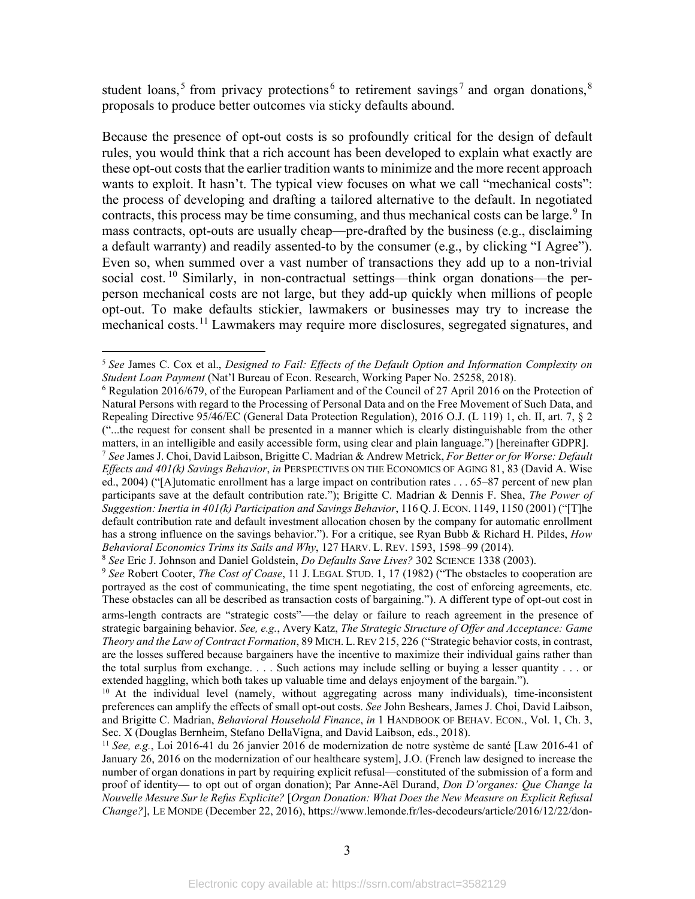student loans,[5] from privacy protections[6] to retirement savings[7] and organ donations,[8] proposals to produce better outcomes via sticky defaults abound.

Because the presence of opt-out costs is so profoundly critical for the design of default rules, you would think that a rich account has been developed to explain what exactly are these opt-out costs that the earlier tradition wants to minimize and the more recent approach wants to exploit. It hasn't. The typical view focuses on what we call "mechanical costs": the process of developing and drafting a tailored alternative to the default. In negotiated contracts, this process may be time consuming, and thus mechanical costs can be large.[9] In mass contracts, opt-outs are usually cheap—pre-drafted by the business (e.g., disclaiming a default warranty) and readily assented-to by the consumer (e.g., by clicking "I Agree"). Even so, when summed over a vast number of transactions they add up to a non-trivial social cost.[10] Similarly, in non-contractual settings—think organ donations—the per-person mechanical costs are not large, but they add-up quickly when millions of people opt-out. To make defaults stickier, lawmakers or businesses may try to increase the mechanical costs.[11] Lawmakers may require more disclosures, segregated signatures, and

---

[5] *See* James C. Cox et al., *Designed to Fail: Effects of the Default Option and Information Complexity on Student Loan Payment* (Nat'l Bureau of Econ. Research, Working Paper No. 25258, 2018).

[6] Regulation 2016/679, of the European Parliament and of the Council of 27 April 2016 on the Protection of Natural Persons with regard to the Processing of Personal Data and on the Free Movement of Such Data, and Repealing Directive 95/46/EC (General Data Protection Regulation), 2016 O.J. (L 119) 1, ch. II, art. 7, § 2 ("...the request for consent shall be presented in a manner which is clearly distinguishable from the other matters, in an intelligible and easily accessible form, using clear and plain language.") [hereinafter GDPR].

[7] *See* James J. Choi, David Laibson, Brigitte C. Madrian & Andrew Metrick, *For Better or for Worse: Default Effects and 401(k) Savings Behavior*, *in* PERSPECTIVES ON THE ECONOMICS OF AGING 81, 83 (David A. Wise ed., 2004) ("[A]utomatic enrollment has a large impact on contribution rates . . . 65–87 percent of new plan participants save at the default contribution rate."); Brigitte C. Madrian & Dennis F. Shea, *The Power of Suggestion: Inertia in 401(k) Participation and Savings Behavior*, 116 Q. J. ECON. 1149, 1150 (2001) ("[T]he default contribution rate and default investment allocation chosen by the company for automatic enrollment has a strong influence on the savings behavior."). For a critique, see Ryan Bubb & Richard H. Pildes, *How Behavioral Economics Trims its Sails and Why*, 127 HARV. L. REV. 1593, 1598–99 (2014).

[8] *See* Eric J. Johnson and Daniel Goldstein, *Do Defaults Save Lives?* 302 SCIENCE 1338 (2003).

[9] *See* Robert Cooter, *The Cost of Coase*, 11 J. LEGAL STUD. 1, 17 (1982) ("The obstacles to cooperation are portrayed as the cost of communicating, the time spent negotiating, the cost of enforcing agreements, etc. These obstacles can all be described as transaction costs of bargaining."). A different type of opt-out cost in arms-length contracts are "strategic costs"—the delay or failure to reach agreement in the presence of strategic bargaining behavior. *See, e.g.*, Avery Katz, *The Strategic Structure of Offer and Acceptance: Game Theory and the Law of Contract Formation*, 89 MICH. L. REV 215, 226 ("Strategic behavior costs, in contrast, are the losses suffered because bargainers have the incentive to maximize their individual gains rather than the total surplus from exchange. . . . Such actions may include selling or buying a lesser quantity . . . or extended haggling, which both takes up valuable time and delays enjoyment of the bargain.").

[10] At the individual level (namely, without aggregating across many individuals), time-inconsistent preferences can amplify the effects of small opt-out costs. *See* John Beshears, James J. Choi, David Laibson, and Brigitte C. Madrian, *Behavioral Household Finance*, *in* 1 HANDBOOK OF BEHAV. ECON., Vol. 1, Ch. 3, Sec. X (Douglas Bernheim, Stefano DellaVigna, and David Laibson, eds., 2018).

[11] *See, e.g.*, Loi 2016-41 du 26 janvier 2016 de modernization de notre système de santé [Law 2016-41 of January 26, 2016 on the modernization of our healthcare system], J.O. (French law designed to increase the number of organ donations in part by requiring explicit refusal—constituted of the submission of a form and proof of identity— to opt out of organ donation); Par Anne-Aël Durand, *Don D'organes: Que Change la Nouvelle Mesure Sur le Refus Explicite?* [*Organ Donation: What Does the New Measure on Explicit Refusal Change?*], LE MONDE (December 22, 2016), https://www.lemonde.fr/les-decodeurs/article/2016/12/22/don-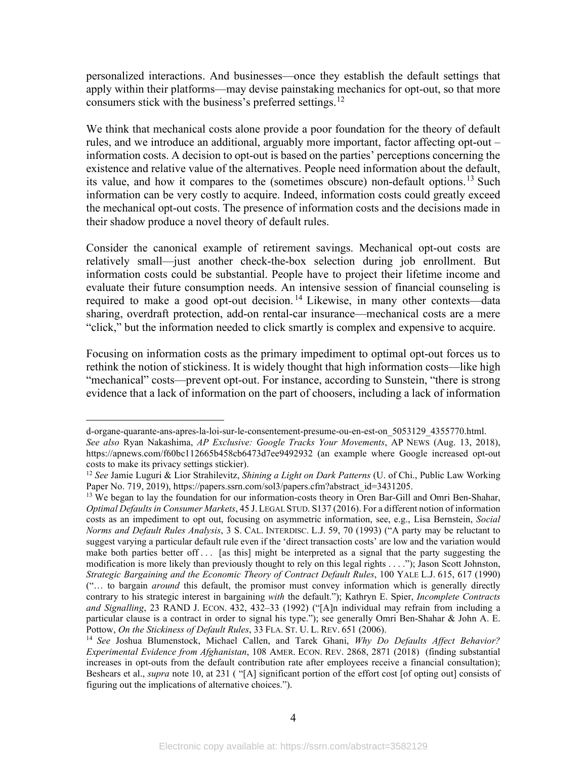personalized interactions. And businesses—once they establish the default settings that apply within their platforms—may devise painstaking mechanics for opt-out, so that more consumers stick with the business's preferred settings.[12]

We think that mechanical costs alone provide a poor foundation for the theory of default rules, and we introduce an additional, arguably more important, factor affecting opt-out – information costs. A decision to opt-out is based on the parties' perceptions concerning the existence and relative value of the alternatives. People need information about the default, its value, and how it compares to the (sometimes obscure) non-default options.[13] Such information can be very costly to acquire. Indeed, information costs could greatly exceed the mechanical opt-out costs. The presence of information costs and the decisions made in their shadow produce a novel theory of default rules.

Consider the canonical example of retirement savings. Mechanical opt-out costs are relatively small—just another check-the-box selection during job enrollment. But information costs could be substantial. People have to project their lifetime income and evaluate their future consumption needs. An intensive session of financial counseling is required to make a good opt-out decision.[14] Likewise, in many other contexts—data sharing, overdraft protection, add-on rental-car insurance—mechanical costs are a mere "click," but the information needed to click smartly is complex and expensive to acquire.

Focusing on information costs as the primary impediment to optimal opt-out forces us to rethink the notion of stickiness. It is widely thought that high information costs—like high "mechanical" costs—prevent opt-out. For instance, according to Sunstein, "there is strong evidence that a lack of information on the part of choosers, including a lack of information

---

d-organe-quarante-ans-apres-la-loi-sur-le-consentement-presume-ou-en-est-on_5053129_4355770.html. *See also* Ryan Nakashima, *AP Exclusive: Google Tracks Your Movements*, AP NEWS (Aug. 13, 2018), https://apnews.com/f60bc112665b458cb6473d7ee9492932 (an example where Google increased opt-out costs to make its privacy settings stickier).

[12] *See* Jamie Luguri & Lior Strahilevitz, *Shining a Light on Dark Patterns* (U. of Chi., Public Law Working Paper No. 719, 2019), https://papers.ssrn.com/sol3/papers.cfm?abstract_id=3431205.

[13] We began to lay the foundation for our information-costs theory in Oren Bar-Gill and Omri Ben-Shahar, *Optimal Defaults in Consumer Markets*, 45 J. LEGAL STUD. S137 (2016). For a different notion of information costs as an impediment to opt out, focusing on asymmetric information, see, e.g., Lisa Bernstein, *Social Norms and Default Rules Analysis*, 3 S. CAL. INTERDISC. L.J. 59, 70 (1993) ("A party may be reluctant to suggest varying a particular default rule even if the 'direct transaction costs' are low and the variation would make both parties better off . . . [as this] might be interpreted as a signal that the party suggesting the modification is more likely than previously thought to rely on this legal rights . . . ."); Jason Scott Johnston, *Strategic Bargaining and the Economic Theory of Contract Default Rules*, 100 YALE L.J. 615, 617 (1990) ("… to bargain *around* this default, the promisor must convey information which is generally directly contrary to his strategic interest in bargaining *with* the default."); Kathryn E. Spier, *Incomplete Contracts and Signalling*, 23 RAND J. ECON. 432, 432–33 (1992) ("[A]n individual may refrain from including a particular clause is a contract in order to signal his type."); see generally Omri Ben-Shahar & John A. E. Pottow, *On the Stickiness of Default Rules*, 33 FLA. ST. U. L. REV. 651 (2006).

[14] *See* Joshua Blumenstock, Michael Callen, and Tarek Ghani, *Why Do Defaults Affect Behavior? Experimental Evidence from Afghanistan*, 108 AMER. ECON. REV. 2868, 2871 (2018) (finding substantial increases in opt-outs from the default contribution rate after employees receive a financial consultation); Beshears et al., *supra* note 10, at 231 ( "[A] significant portion of the effort cost [of opting out] consists of figuring out the implications of alternative choices.").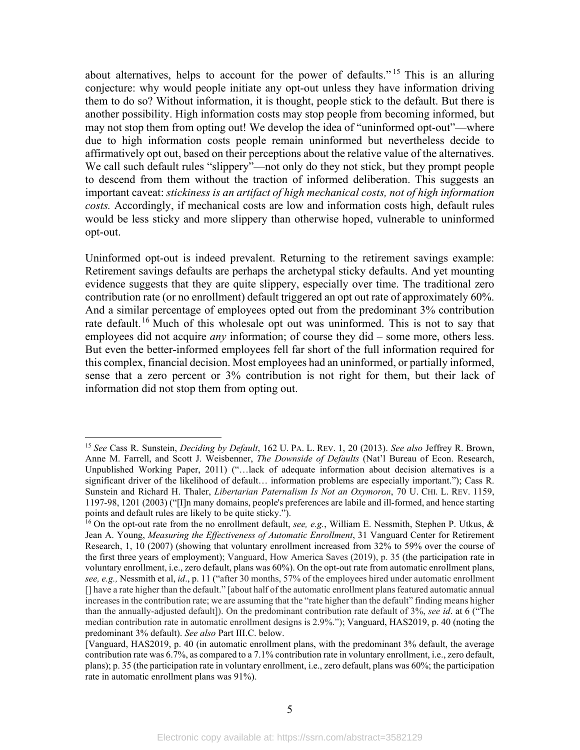about alternatives, helps to account for the power of defaults."[15] This is an alluring conjecture: why would people initiate any opt-out unless they have information driving them to do so? Without information, it is thought, people stick to the default. But there is another possibility. High information costs may stop people from becoming informed, but may not stop them from opting out! We develop the idea of "uninformed opt-out"—where due to high information costs people remain uninformed but nevertheless decide to affirmatively opt out, based on their perceptions about the relative value of the alternatives. We call such default rules "slippery"—not only do they not stick, but they prompt people to descend from them without the traction of informed deliberation. This suggests an important caveat: *stickiness is an artifact of high mechanical costs, not of high information costs.* Accordingly, if mechanical costs are low and information costs high, default rules would be less sticky and more slippery than otherwise hoped, vulnerable to uninformed opt-out.

Uninformed opt-out is indeed prevalent. Returning to the retirement savings example: Retirement savings defaults are perhaps the archetypal sticky defaults. And yet mounting evidence suggests that they are quite slippery, especially over time. The traditional zero contribution rate (or no enrollment) default triggered an opt out rate of approximately 60%. And a similar percentage of employees opted out from the predominant 3% contribution rate default.[16] Much of this wholesale opt out was uninformed. This is not to say that employees did not acquire *any* information; of course they did – some more, others less. But even the better-informed employees fell far short of the full information required for this complex, financial decision. Most employees had an uninformed, or partially informed, sense that a zero percent or 3% contribution is not right for them, but their lack of information did not stop them from opting out.

---

[15] *See* Cass R. Sunstein, *Deciding by Default*, 162 U. PA. L. REV. 1, 20 (2013). *See also* Jeffrey R. Brown, Anne M. Farrell, and Scott J. Weisbenner, *The Downside of Defaults* (Nat'l Bureau of Econ. Research, Unpublished Working Paper, 2011) ("…lack of adequate information about decision alternatives is a significant driver of the likelihood of default… information problems are especially important."); Cass R. Sunstein and Richard H. Thaler, *Libertarian Paternalism Is Not an Oxymoron*, 70 U. CHI. L. REV. 1159, 1197-98, 1201 (2003) ("[I]n many domains, people's preferences are labile and ill-formed, and hence starting points and default rules are likely to be quite sticky.").

[16] On the opt-out rate from the no enrollment default, *see, e.g.*, William E. Nessmith, Stephen P. Utkus, & Jean A. Young, *Measuring the Effectiveness of Automatic Enrollment*, 31 Vanguard Center for Retirement Research, 1, 10 (2007) (showing that voluntary enrollment increased from 32% to 59% over the course of the first three years of employment); Vanguard, How America Saves (2019), p. 35 (the participation rate in voluntary enrollment, i.e., zero default, plans was 60%). On the opt-out rate from automatic enrollment plans, *see, e.g.,* Nessmith et al, *id*., p. 11 ("after 30 months, 57% of the employees hired under automatic enrollment [] have a rate higher than the default." [about half of the automatic enrollment plans featured automatic annual increases in the contribution rate; we are assuming that the "rate higher than the default" finding means higher than the annually-adjusted default]). On the predominant contribution rate default of 3%, *see id*. at 6 ("The median contribution rate in automatic enrollment designs is 2.9%."); Vanguard, HAS2019, p. 40 (noting the predominant 3% default). *See also* Part III.C. below.

[Vanguard, HAS2019, p. 40 (in automatic enrollment plans, with the predominant 3% default, the average contribution rate was 6.7%, as compared to a 7.1% contribution rate in voluntary enrollment, i.e., zero default, plans); p. 35 (the participation rate in voluntary enrollment, i.e., zero default, plans was 60%; the participation rate in automatic enrollment plans was 91%).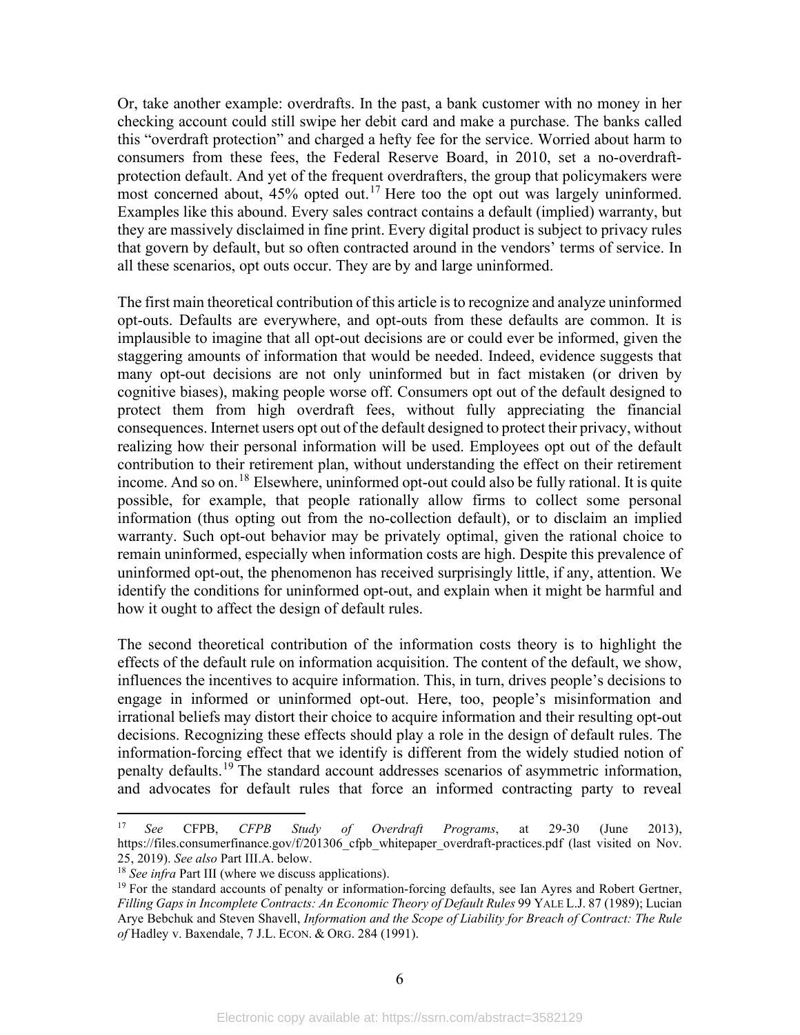Or, take another example: overdrafts. In the past, a bank customer with no money in her checking account could still swipe her debit card and make a purchase. The banks called this "overdraft protection" and charged a hefty fee for the service. Worried about harm to consumers from these fees, the Federal Reserve Board, in 2010, set a no-overdraft-protection default. And yet of the frequent overdrafters, the group that policymakers were most concerned about, 45% opted out.[17] Here too the opt out was largely uninformed. Examples like this abound. Every sales contract contains a default (implied) warranty, but they are massively disclaimed in fine print. Every digital product is subject to privacy rules that govern by default, but so often contracted around in the vendors' terms of service. In all these scenarios, opt outs occur. They are by and large uninformed.

The first main theoretical contribution of this article is to recognize and analyze uninformed opt-outs. Defaults are everywhere, and opt-outs from these defaults are common. It is implausible to imagine that all opt-out decisions are or could ever be informed, given the staggering amounts of information that would be needed. Indeed, evidence suggests that many opt-out decisions are not only uninformed but in fact mistaken (or driven by cognitive biases), making people worse off. Consumers opt out of the default designed to protect them from high overdraft fees, without fully appreciating the financial consequences. Internet users opt out of the default designed to protect their privacy, without realizing how their personal information will be used. Employees opt out of the default contribution to their retirement plan, without understanding the effect on their retirement income. And so on.[18] Elsewhere, uninformed opt-out could also be fully rational. It is quite possible, for example, that people rationally allow firms to collect some personal information (thus opting out from the no-collection default), or to disclaim an implied warranty. Such opt-out behavior may be privately optimal, given the rational choice to remain uninformed, especially when information costs are high. Despite this prevalence of uninformed opt-out, the phenomenon has received surprisingly little, if any, attention. We identify the conditions for uninformed opt-out, and explain when it might be harmful and how it ought to affect the design of default rules.

The second theoretical contribution of the information costs theory is to highlight the effects of the default rule on information acquisition. The content of the default, we show, influences the incentives to acquire information. This, in turn, drives people's decisions to engage in informed or uninformed opt-out. Here, too, people's misinformation and irrational beliefs may distort their choice to acquire information and their resulting opt-out decisions. Recognizing these effects should play a role in the design of default rules. The information-forcing effect that we identify is different from the widely studied notion of penalty defaults.[19] The standard account addresses scenarios of asymmetric information, and advocates for default rules that force an informed contracting party to reveal

---

[17] *See* CFPB, *CFPB Study of Overdraft Programs*, at 29-30 (June 2013), https://files.consumerfinance.gov/f/201306_cfpb_whitepaper_overdraft-practices.pdf (last visited on Nov. 25, 2019). *See also* Part III.A. below.

[18] *See infra* Part III (where we discuss applications).

[19] For the standard accounts of penalty or information-forcing defaults, see Ian Ayres and Robert Gertner, *Filling Gaps in Incomplete Contracts: An Economic Theory of Default Rules* 99 YALE L.J. 87 (1989); Lucian Arye Bebchuk and Steven Shavell, *Information and the Scope of Liability for Breach of Contract: The Rule of* Hadley v. Baxendale, 7 J.L. ECON. & ORG. 284 (1991).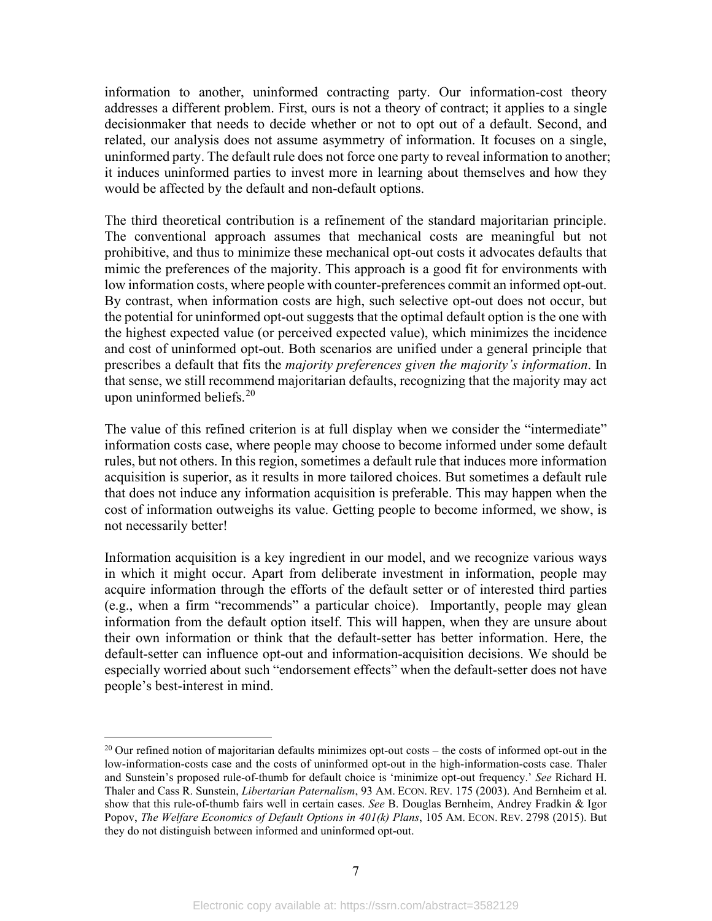information to another, uninformed contracting party. Our information-cost theory addresses a different problem. First, ours is not a theory of contract; it applies to a single decisionmaker that needs to decide whether or not to opt out of a default. Second, and related, our analysis does not assume asymmetry of information. It focuses on a single, uninformed party. The default rule does not force one party to reveal information to another; it induces uninformed parties to invest more in learning about themselves and how they would be affected by the default and non-default options.

The third theoretical contribution is a refinement of the standard majoritarian principle. The conventional approach assumes that mechanical costs are meaningful but not prohibitive, and thus to minimize these mechanical opt-out costs it advocates defaults that mimic the preferences of the majority. This approach is a good fit for environments with low information costs, where people with counter-preferences commit an informed opt-out. By contrast, when information costs are high, such selective opt-out does not occur, but the potential for uninformed opt-out suggests that the optimal default option is the one with the highest expected value (or perceived expected value), which minimizes the incidence and cost of uninformed opt-out. Both scenarios are unified under a general principle that prescribes a default that fits the *majority preferences given the majority's information*. In that sense, we still recommend majoritarian defaults, recognizing that the majority may act upon uninformed beliefs.[20]

The value of this refined criterion is at full display when we consider the "intermediate" information costs case, where people may choose to become informed under some default rules, but not others. In this region, sometimes a default rule that induces more information acquisition is superior, as it results in more tailored choices. But sometimes a default rule that does not induce any information acquisition is preferable. This may happen when the cost of information outweighs its value. Getting people to become informed, we show, is not necessarily better!

Information acquisition is a key ingredient in our model, and we recognize various ways in which it might occur. Apart from deliberate investment in information, people may acquire information through the efforts of the default setter or of interested third parties (e.g., when a firm "recommends" a particular choice). Importantly, people may glean information from the default option itself. This will happen, when they are unsure about their own information or think that the default-setter has better information. Here, the default-setter can influence opt-out and information-acquisition decisions. We should be especially worried about such "endorsement effects" when the default-setter does not have people's best-interest in mind.

---

[20] Our refined notion of majoritarian defaults minimizes opt-out costs – the costs of informed opt-out in the low-information-costs case and the costs of uninformed opt-out in the high-information-costs case. Thaler and Sunstein's proposed rule-of-thumb for default choice is 'minimize opt-out frequency.' *See* Richard H. Thaler and Cass R. Sunstein, *Libertarian Paternalism*, 93 AM. ECON. REV. 175 (2003). And Bernheim et al. show that this rule-of-thumb fairs well in certain cases. *See* B. Douglas Bernheim, Andrey Fradkin & Igor Popov, *The Welfare Economics of Default Options in 401(k) Plans*, 105 AM. ECON. REV. 2798 (2015). But they do not distinguish between informed and uninformed opt-out.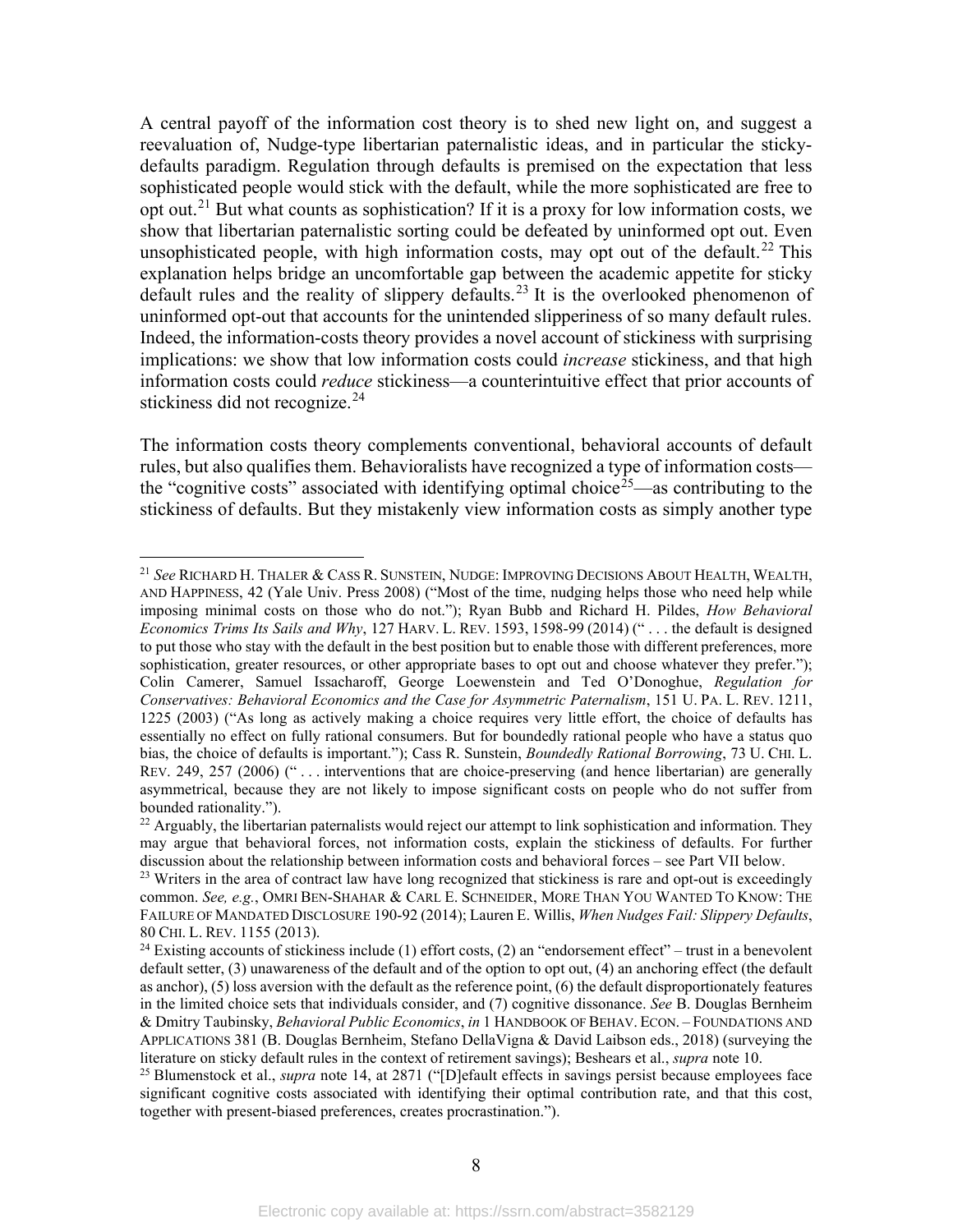A central payoff of the information cost theory is to shed new light on, and suggest a reevaluation of, Nudge-type libertarian paternalistic ideas, and in particular the sticky-defaults paradigm. Regulation through defaults is premised on the expectation that less sophisticated people would stick with the default, while the more sophisticated are free to opt out.[21] But what counts as sophistication? If it is a proxy for low information costs, we show that libertarian paternalistic sorting could be defeated by uninformed opt out. Even unsophisticated people, with high information costs, may opt out of the default.[22] This explanation helps bridge an uncomfortable gap between the academic appetite for sticky default rules and the reality of slippery defaults.[23] It is the overlooked phenomenon of uninformed opt-out that accounts for the unintended slipperiness of so many default rules. Indeed, the information-costs theory provides a novel account of stickiness with surprising implications: we show that low information costs could *increase* stickiness, and that high information costs could *reduce* stickiness—a counterintuitive effect that prior accounts of stickiness did not recognize.[24]

The information costs theory complements conventional, behavioral accounts of default rules, but also qualifies them. Behavioralists have recognized a type of information costs—the "cognitive costs" associated with identifying optimal choice[25]—as contributing to the stickiness of defaults. But they mistakenly view information costs as simply another type

---

[21] *See* RICHARD H. THALER & CASS R. SUNSTEIN, NUDGE: IMPROVING DECISIONS ABOUT HEALTH, WEALTH, AND HAPPINESS, 42 (Yale Univ. Press 2008) ("Most of the time, nudging helps those who need help while imposing minimal costs on those who do not."); Ryan Bubb and Richard H. Pildes, *How Behavioral Economics Trims Its Sails and Why*, 127 HARV. L. REV. 1593, 1598-99 (2014) (" . . . the default is designed to put those who stay with the default in the best position but to enable those with different preferences, more sophistication, greater resources, or other appropriate bases to opt out and choose whatever they prefer."); Colin Camerer, Samuel Issacharoff, George Loewenstein and Ted O'Donoghue, *Regulation for Conservatives: Behavioral Economics and the Case for Asymmetric Paternalism*, 151 U. PA. L. REV. 1211, 1225 (2003) ("As long as actively making a choice requires very little effort, the choice of defaults has essentially no effect on fully rational consumers. But for boundedly rational people who have a status quo bias, the choice of defaults is important."); Cass R. Sunstein, *Boundedly Rational Borrowing*, 73 U. CHI. L. REV. 249, 257 (2006) (" . . . interventions that are choice-preserving (and hence libertarian) are generally asymmetrical, because they are not likely to impose significant costs on people who do not suffer from bounded rationality.").

[22] Arguably, the libertarian paternalists would reject our attempt to link sophistication and information. They may argue that behavioral forces, not information costs, explain the stickiness of defaults. For further discussion about the relationship between information costs and behavioral forces – see Part VII below.

[23] Writers in the area of contract law have long recognized that stickiness is rare and opt-out is exceedingly common. *See, e.g.*, OMRI BEN-SHAHAR & CARL E. SCHNEIDER, MORE THAN YOU WANTED TO KNOW: THE FAILURE OF MANDATED DISCLOSURE 190-92 (2014); Lauren E. Willis, *When Nudges Fail: Slippery Defaults*, 80 CHI. L. REV. 1155 (2013).

[24] Existing accounts of stickiness include (1) effort costs, (2) an "endorsement effect" – trust in a benevolent default setter, (3) unawareness of the default and of the option to opt out, (4) an anchoring effect (the default as anchor), (5) loss aversion with the default as the reference point, (6) the default disproportionately features in the limited choice sets that individuals consider, and (7) cognitive dissonance. *See* B. Douglas Bernheim & Dmitry Taubinsky, *Behavioral Public Economics*, *in* 1 HANDBOOK OF BEHAV. ECON. – FOUNDATIONS AND APPLICATIONS 381 (B. Douglas Bernheim, Stefano DellaVigna & David Laibson eds., 2018) (surveying the literature on sticky default rules in the context of retirement savings); Beshears et al., *supra* note 10.

[25] Blumenstock et al., *supra* note 14, at 2871 ("[D]efault effects in savings persist because employees face significant cognitive costs associated with identifying their optimal contribution rate, and that this cost, together with present-biased preferences, creates procrastination.").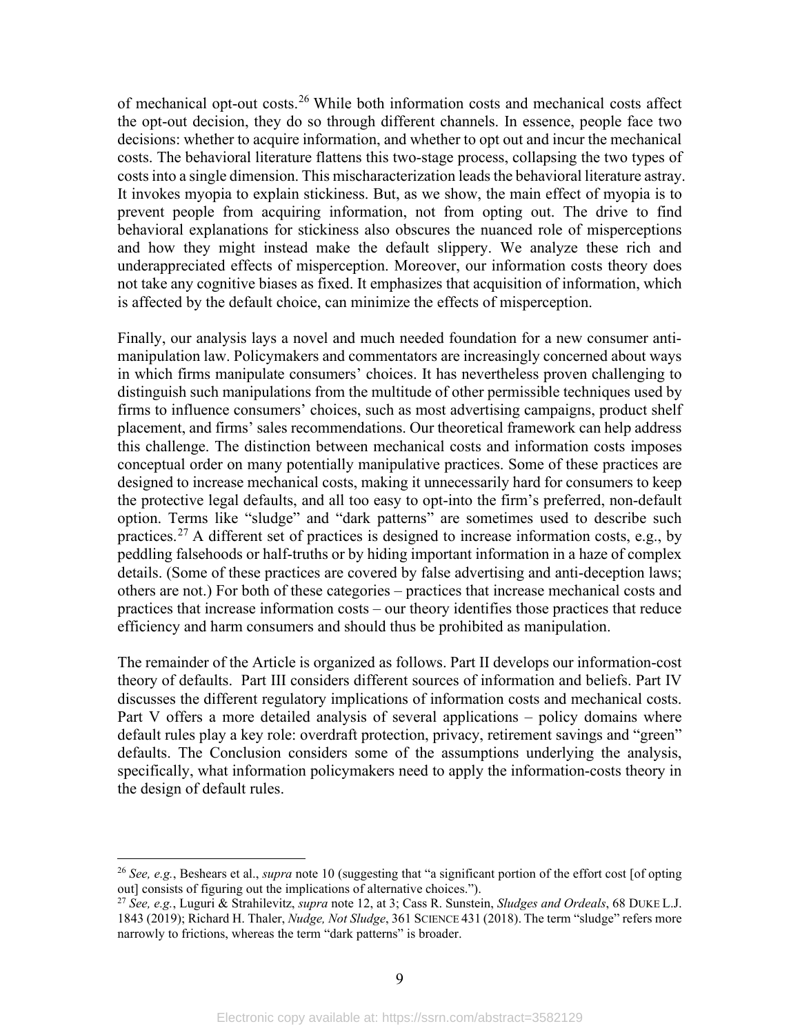of mechanical opt-out costs.[26] While both information costs and mechanical costs affect the opt-out decision, they do so through different channels. In essence, people face two decisions: whether to acquire information, and whether to opt out and incur the mechanical costs. The behavioral literature flattens this two-stage process, collapsing the two types of costs into a single dimension. This mischaracterization leads the behavioral literature astray. It invokes myopia to explain stickiness. But, as we show, the main effect of myopia is to prevent people from acquiring information, not from opting out. The drive to find behavioral explanations for stickiness also obscures the nuanced role of misperceptions and how they might instead make the default slippery. We analyze these rich and underappreciated effects of misperception. Moreover, our information costs theory does not take any cognitive biases as fixed. It emphasizes that acquisition of information, which is affected by the default choice, can minimize the effects of misperception.

Finally, our analysis lays a novel and much needed foundation for a new consumer anti-manipulation law. Policymakers and commentators are increasingly concerned about ways in which firms manipulate consumers' choices. It has nevertheless proven challenging to distinguish such manipulations from the multitude of other permissible techniques used by firms to influence consumers' choices, such as most advertising campaigns, product shelf placement, and firms' sales recommendations. Our theoretical framework can help address this challenge. The distinction between mechanical costs and information costs imposes conceptual order on many potentially manipulative practices. Some of these practices are designed to increase mechanical costs, making it unnecessarily hard for consumers to keep the protective legal defaults, and all too easy to opt-into the firm's preferred, non-default option. Terms like "sludge" and "dark patterns" are sometimes used to describe such practices.[27] A different set of practices is designed to increase information costs, e.g., by peddling falsehoods or half-truths or by hiding important information in a haze of complex details. (Some of these practices are covered by false advertising and anti-deception laws; others are not.) For both of these categories – practices that increase mechanical costs and practices that increase information costs – our theory identifies those practices that reduce efficiency and harm consumers and should thus be prohibited as manipulation.

The remainder of the Article is organized as follows. Part II develops our information-cost theory of defaults. Part III considers different sources of information and beliefs. Part IV discusses the different regulatory implications of information costs and mechanical costs. Part V offers a more detailed analysis of several applications – policy domains where default rules play a key role: overdraft protection, privacy, retirement savings and "green" defaults. The Conclusion considers some of the assumptions underlying the analysis, specifically, what information policymakers need to apply the information-costs theory in the design of default rules.

---

[26] *See, e.g.*, Beshears et al., *supra* note 10 (suggesting that "a significant portion of the effort cost [of opting out] consists of figuring out the implications of alternative choices.").

[27] *See, e.g.*, Luguri & Strahilevitz, *supra* note 12, at 3; Cass R. Sunstein, *Sludges and Ordeals*, 68 DUKE L.J. 1843 (2019); Richard H. Thaler, *Nudge, Not Sludge*, 361 SCIENCE 431 (2018). The term "sludge" refers more narrowly to frictions, whereas the term "dark patterns" is broader.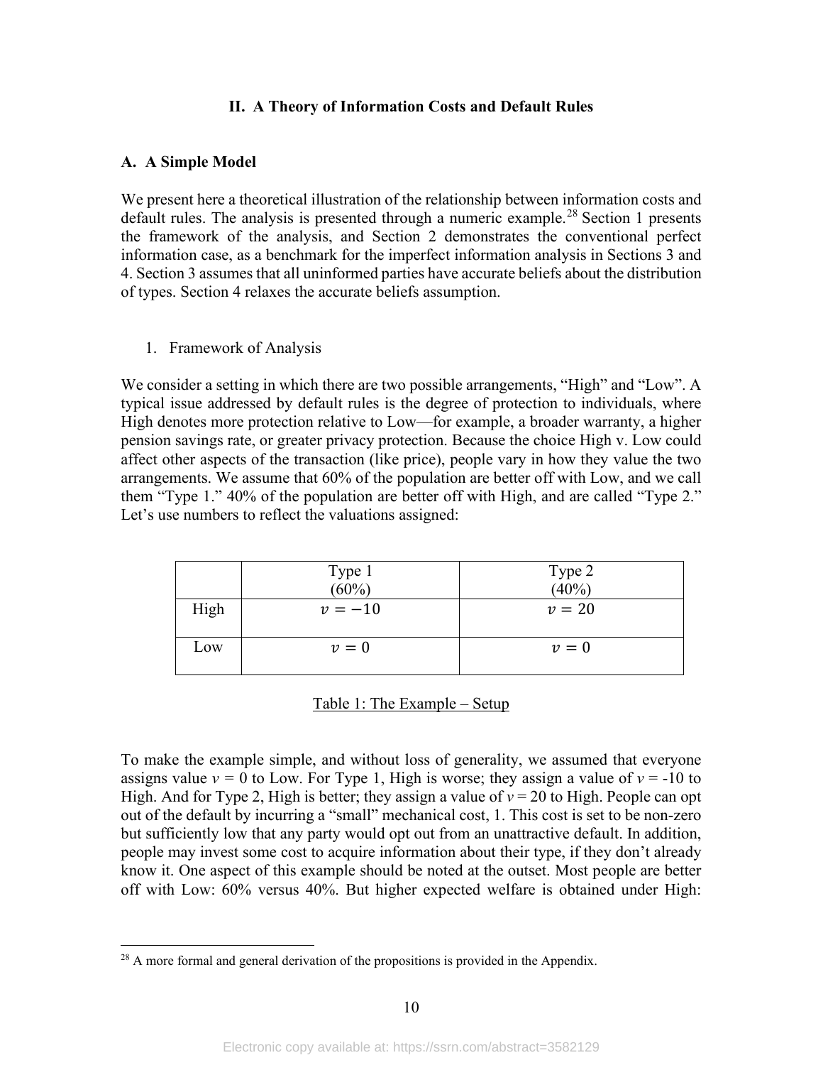## II. A Theory of Information Costs and Default Rules

### A. A Simple Model

We present here a theoretical illustration of the relationship between information costs and default rules. The analysis is presented through a numeric example.[28] Section 1 presents the framework of the analysis, and Section 2 demonstrates the conventional perfect information case, as a benchmark for the imperfect information analysis in Sections 3 and 4. Section 3 assumes that all uninformed parties have accurate beliefs about the distribution of types. Section 4 relaxes the accurate beliefs assumption.

1. Framework of Analysis

We consider a setting in which there are two possible arrangements, "High" and "Low". A typical issue addressed by default rules is the degree of protection to individuals, where High denotes more protection relative to Low—for example, a broader warranty, a higher pension savings rate, or greater privacy protection. Because the choice High v. Low could affect other aspects of the transaction (like price), people vary in how they value the two arrangements. We assume that 60% of the population are better off with Low, and we call them "Type 1." 40% of the population are better off with High, and are called "Type 2." Let's use numbers to reflect the valuations assigned:

| | Type 1 (60%) | Type 2 (40%) |
|---|---|---|
| High | $v = -10$ | $v = 20$ |
| Low | $v = 0$ | $v = 0$ |

Table 1: The Example – Setup

To make the example simple, and without loss of generality, we assumed that everyone assigns value $v = 0$ to Low. For Type 1, High is worse; they assign a value of $v = -10$ to High. And for Type 2, High is better; they assign a value of $v = 20$ to High. People can opt out of the default by incurring a "small" mechanical cost, 1. This cost is set to be non-zero but sufficiently low that any party would opt out from an unattractive default. In addition, people may invest some cost to acquire information about their type, if they don't already know it. One aspect of this example should be noted at the outset. Most people are better off with Low: 60% versus 40%. But higher expected welfare is obtained under High:

[28] A more formal and general derivation of the propositions is provided in the Appendix.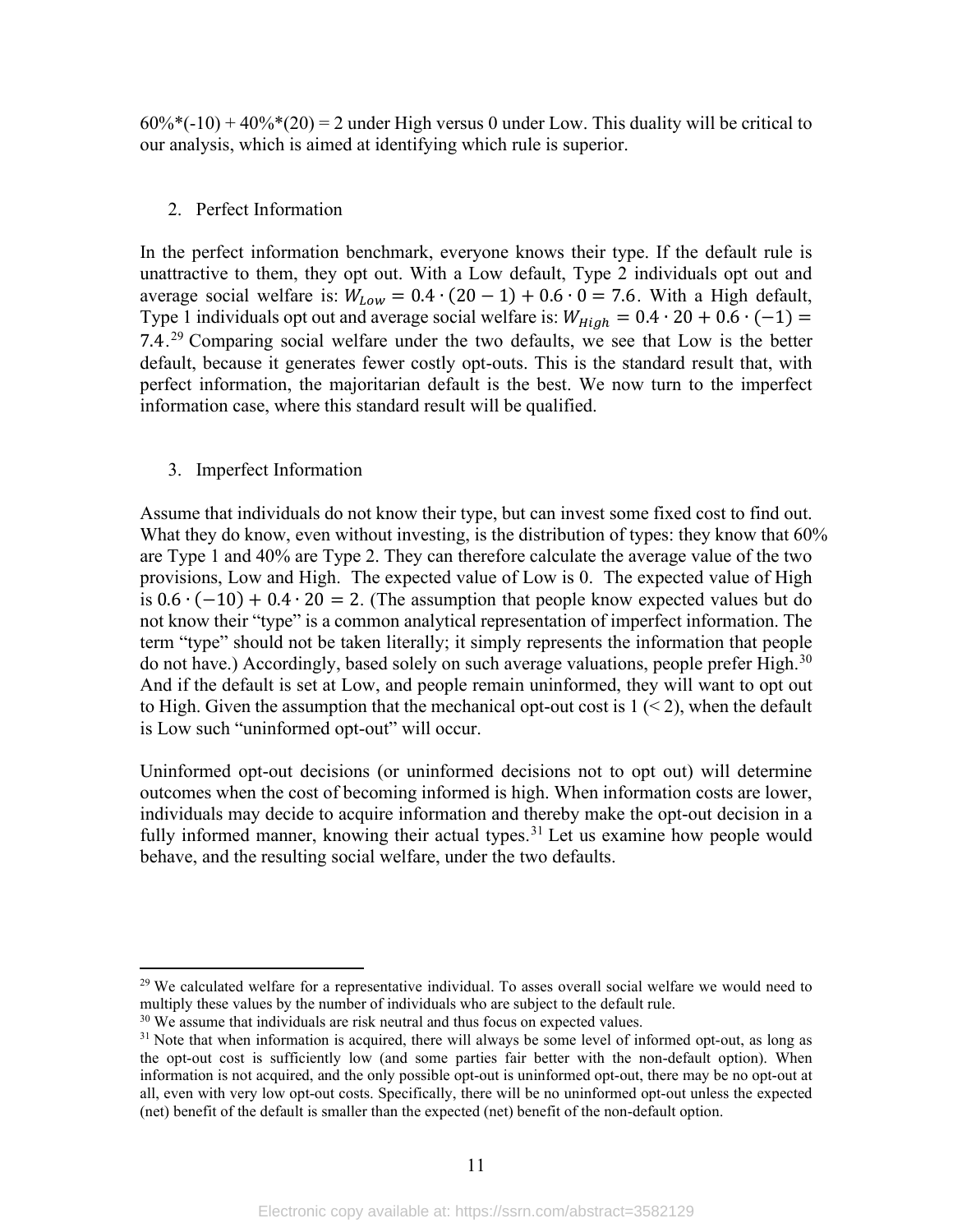60%*(-10) + 40%*(20) = 2 under High versus 0 under Low. This duality will be critical to our analysis, which is aimed at identifying which rule is superior.

2. Perfect Information

In the perfect information benchmark, everyone knows their type. If the default rule is unattractive to them, they opt out. With a Low default, Type 2 individuals opt out and average social welfare is: $W_{Low} = 0.4 \cdot (20 - 1) + 0.6 \cdot 0 = 7.6$. With a High default, Type 1 individuals opt out and average social welfare is: $W_{High} = 0.4 \cdot 20 + 0.6 \cdot (-1) = 7.4$.[29] Comparing social welfare under the two defaults, we see that Low is the better default, because it generates fewer costly opt-outs. This is the standard result that, with perfect information, the majoritarian default is the best. We now turn to the imperfect information case, where this standard result will be qualified.

3. Imperfect Information

Assume that individuals do not know their type, but can invest some fixed cost to find out. What they do know, even without investing, is the distribution of types: they know that 60% are Type 1 and 40% are Type 2. They can therefore calculate the average value of the two provisions, Low and High. The expected value of Low is 0. The expected value of High is $0.6 \cdot (-10) + 0.4 \cdot 20 = 2$. (The assumption that people know expected values but do not know their "type" is a common analytical representation of imperfect information. The term "type" should not be taken literally; it simply represents the information that people do not have.) Accordingly, based solely on such average valuations, people prefer High.[30] And if the default is set at Low, and people remain uninformed, they will want to opt out to High. Given the assumption that the mechanical opt-out cost is 1 ($< 2$), when the default is Low such "uninformed opt-out" will occur.

Uninformed opt-out decisions (or uninformed decisions not to opt out) will determine outcomes when the cost of becoming informed is high. When information costs are lower, individuals may decide to acquire information and thereby make the opt-out decision in a fully informed manner, knowing their actual types.[31] Let us examine how people would behave, and the resulting social welfare, under the two defaults.

---

[29] We calculated welfare for a representative individual. To asses overall social welfare we would need to multiply these values by the number of individuals who are subject to the default rule.

[30] We assume that individuals are risk neutral and thus focus on expected values.

[31] Note that when information is acquired, there will always be some level of informed opt-out, as long as the opt-out cost is sufficiently low (and some parties fair better with the non-default option). When information is not acquired, and the only possible opt-out is uninformed opt-out, there may be no opt-out at all, even with very low opt-out costs. Specifically, there will be no uninformed opt-out unless the expected (net) benefit of the default is smaller than the expected (net) benefit of the non-default option.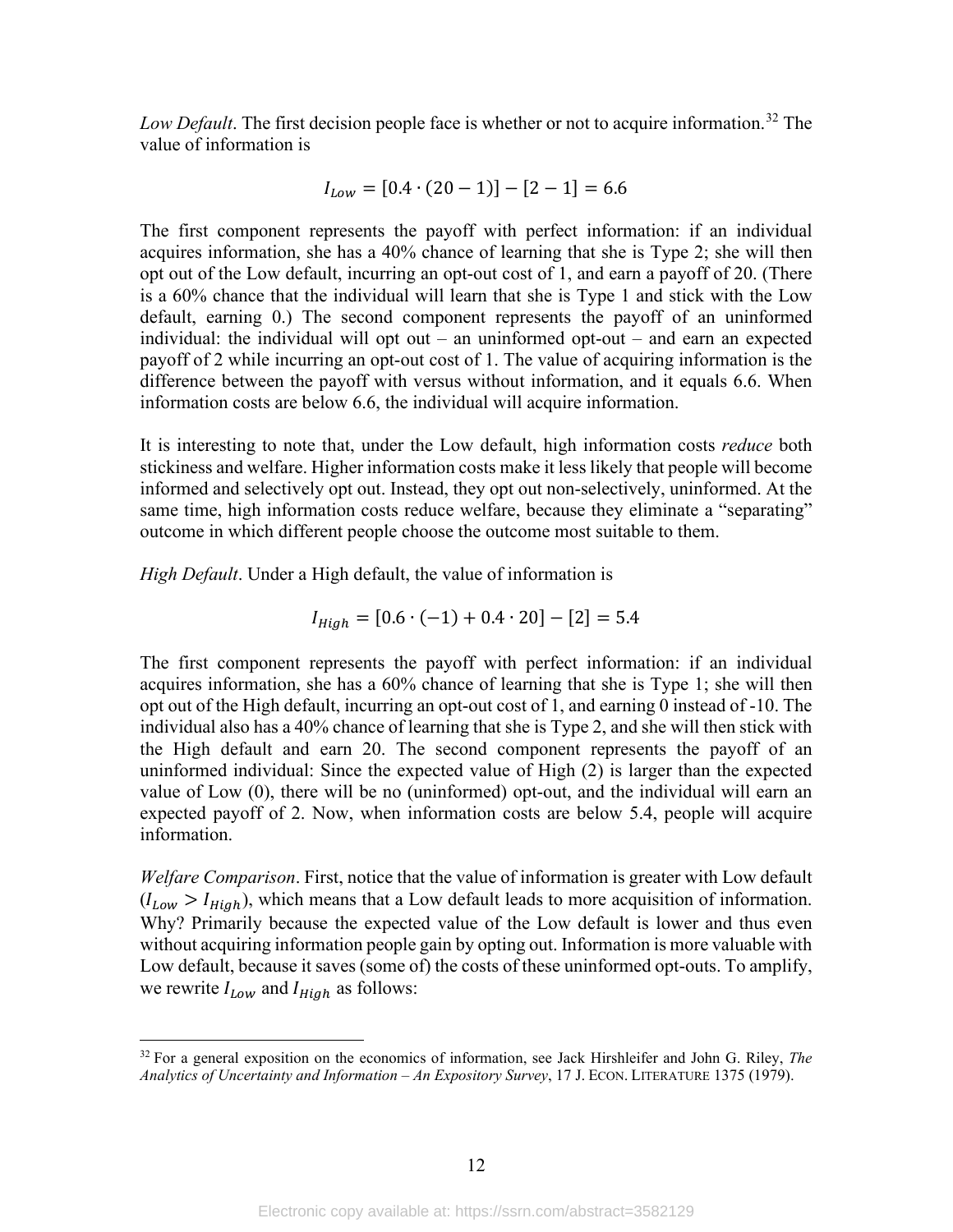*Low Default*. The first decision people face is whether or not to acquire information.[32] The value of information is

$$I_{Low} = [0.4 \cdot (20 - 1)] - [2 - 1] = 6.6$$

The first component represents the payoff with perfect information: if an individual acquires information, she has a 40% chance of learning that she is Type 2; she will then opt out of the Low default, incurring an opt-out cost of 1, and earn a payoff of 20. (There is a 60% chance that the individual will learn that she is Type 1 and stick with the Low default, earning 0.) The second component represents the payoff of an uninformed individual: the individual will opt out – an uninformed opt-out – and earn an expected payoff of 2 while incurring an opt-out cost of 1. The value of acquiring information is the difference between the payoff with versus without information, and it equals 6.6. When information costs are below 6.6, the individual will acquire information.

It is interesting to note that, under the Low default, high information costs *reduce* both stickiness and welfare. Higher information costs make it less likely that people will become informed and selectively opt out. Instead, they opt out non-selectively, uninformed. At the same time, high information costs reduce welfare, because they eliminate a "separating" outcome in which different people choose the outcome most suitable to them.

*High Default*. Under a High default, the value of information is

$$I_{High} = [0.6 \cdot (-1) + 0.4 \cdot 20] - [2] = 5.4$$

The first component represents the payoff with perfect information: if an individual acquires information, she has a 60% chance of learning that she is Type 1; she will then opt out of the High default, incurring an opt-out cost of 1, and earning 0 instead of -10. The individual also has a 40% chance of learning that she is Type 2, and she will then stick with the High default and earn 20. The second component represents the payoff of an uninformed individual: Since the expected value of High (2) is larger than the expected value of Low (0), there will be no (uninformed) opt-out, and the individual will earn an expected payoff of 2. Now, when information costs are below 5.4, people will acquire information.

*Welfare Comparison*. First, notice that the value of information is greater with Low default ($I_{Low} > I_{High}$), which means that a Low default leads to more acquisition of information. Why? Primarily because the expected value of the Low default is lower and thus even without acquiring information people gain by opting out. Information is more valuable with Low default, because it saves (some of) the costs of these uninformed opt-outs. To amplify, we rewrite $I_{Low}$ and $I_{High}$ as follows:

[32] For a general exposition on the economics of information, see Jack Hirshleifer and John G. Riley, *The Analytics of Uncertainty and Information – An Expository Survey*, 17 J. ECON. LITERATURE 1375 (1979).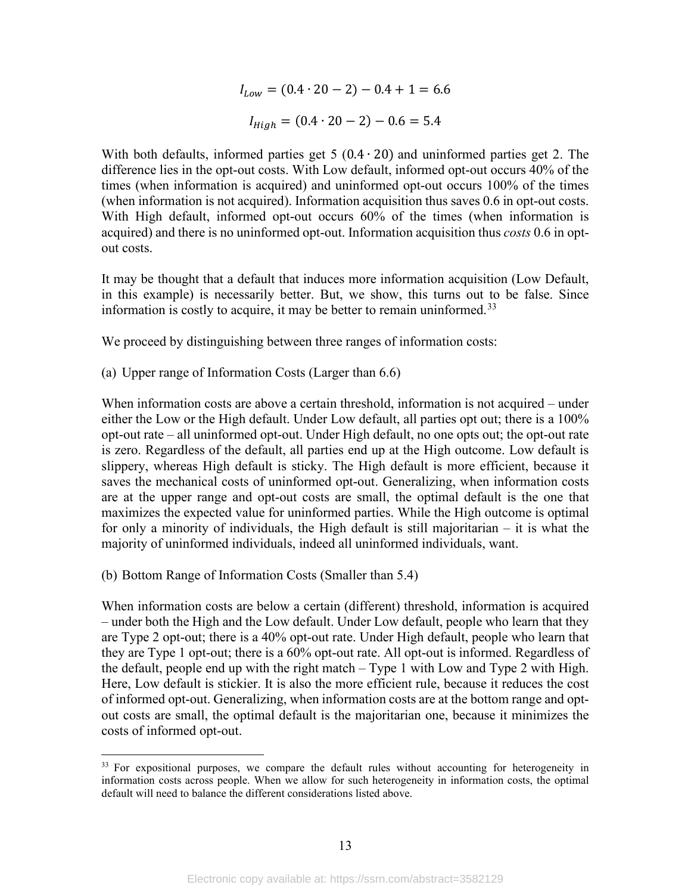$$I_{Low} = (0.4 \cdot 20 - 2) - 0.4 + 1 = 6.6$$

$$I_{High} = (0.4 \cdot 20 - 2) - 0.6 = 5.4$$

With both defaults, informed parties get 5 ($0.4 \cdot 20$) and uninformed parties get 2. The difference lies in the opt-out costs. With Low default, informed opt-out occurs 40% of the times (when information is acquired) and uninformed opt-out occurs 100% of the times (when information is not acquired). Information acquisition thus saves 0.6 in opt-out costs. With High default, informed opt-out occurs 60% of the times (when information is acquired) and there is no uninformed opt-out. Information acquisition thus *costs* 0.6 in opt-out costs.

It may be thought that a default that induces more information acquisition (Low Default, in this example) is necessarily better. But, we show, this turns out to be false. Since information is costly to acquire, it may be better to remain uninformed.[33]

We proceed by distinguishing between three ranges of information costs:

(a) Upper range of Information Costs (Larger than 6.6)

When information costs are above a certain threshold, information is not acquired – under either the Low or the High default. Under Low default, all parties opt out; there is a 100% opt-out rate – all uninformed opt-out. Under High default, no one opts out; the opt-out rate is zero. Regardless of the default, all parties end up at the High outcome. Low default is slippery, whereas High default is sticky. The High default is more efficient, because it saves the mechanical costs of uninformed opt-out. Generalizing, when information costs are at the upper range and opt-out costs are small, the optimal default is the one that maximizes the expected value for uninformed parties. While the High outcome is optimal for only a minority of individuals, the High default is still majoritarian – it is what the majority of uninformed individuals, indeed all uninformed individuals, want.

(b) Bottom Range of Information Costs (Smaller than 5.4)

When information costs are below a certain (different) threshold, information is acquired – under both the High and the Low default. Under Low default, people who learn that they are Type 2 opt-out; there is a 40% opt-out rate. Under High default, people who learn that they are Type 1 opt-out; there is a 60% opt-out rate. All opt-out is informed. Regardless of the default, people end up with the right match – Type 1 with Low and Type 2 with High. Here, Low default is stickier. It is also the more efficient rule, because it reduces the cost of informed opt-out. Generalizing, when information costs are at the bottom range and opt-out costs are small, the optimal default is the majoritarian one, because it minimizes the costs of informed opt-out.

[33] For expositional purposes, we compare the default rules without accounting for heterogeneity in information costs across people. When we allow for such heterogeneity in information costs, the optimal default will need to balance the different considerations listed above.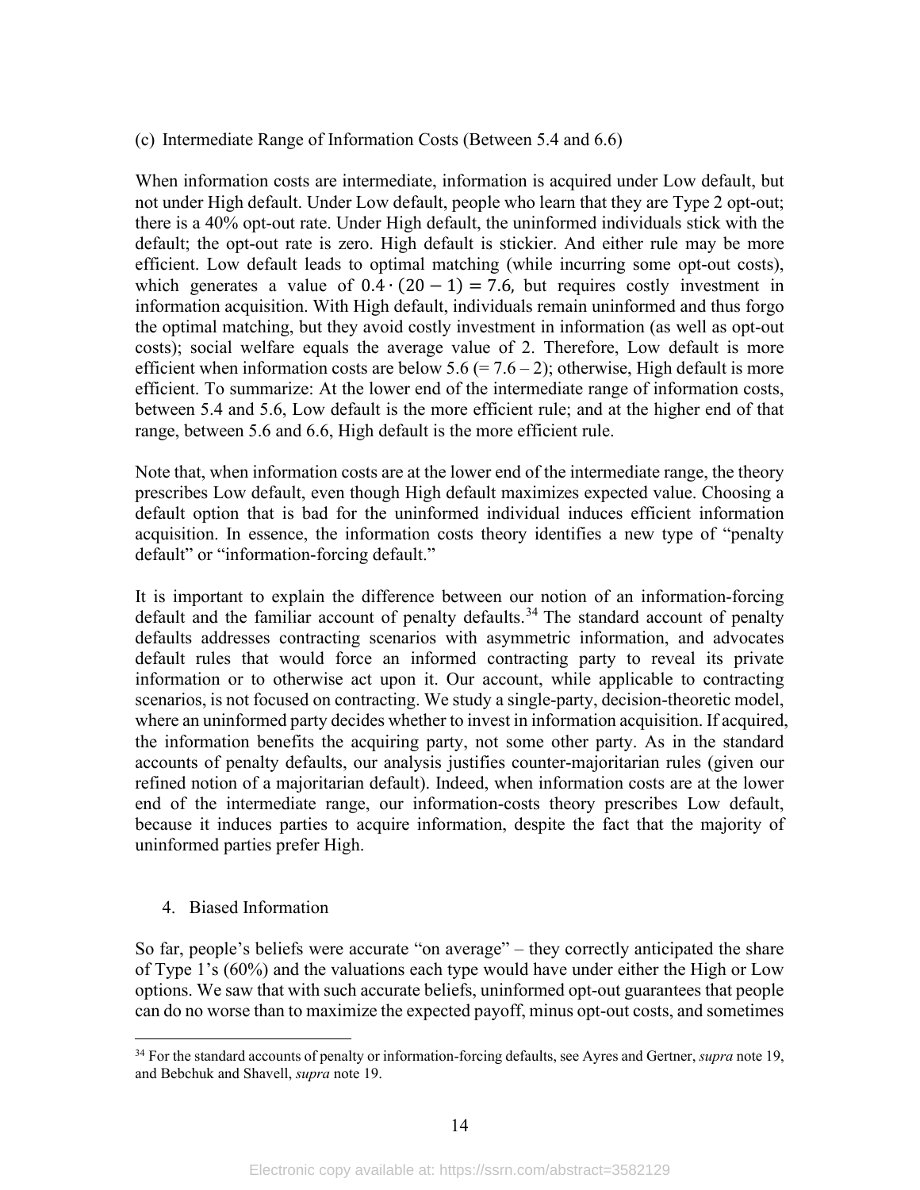(c) Intermediate Range of Information Costs (Between 5.4 and 6.6)

When information costs are intermediate, information is acquired under Low default, but not under High default. Under Low default, people who learn that they are Type 2 opt-out; there is a 40% opt-out rate. Under High default, the uninformed individuals stick with the default; the opt-out rate is zero. High default is stickier. And either rule may be more efficient. Low default leads to optimal matching (while incurring some opt-out costs), which generates a value of $0.4 \cdot (20 - 1) = 7.6$, but requires costly investment in information acquisition. With High default, individuals remain uninformed and thus forgo the optimal matching, but they avoid costly investment in information (as well as opt-out costs); social welfare equals the average value of 2. Therefore, Low default is more efficient when information costs are below 5.6 (= 7.6 – 2); otherwise, High default is more efficient. To summarize: At the lower end of the intermediate range of information costs, between 5.4 and 5.6, Low default is the more efficient rule; and at the higher end of that range, between 5.6 and 6.6, High default is the more efficient rule.

Note that, when information costs are at the lower end of the intermediate range, the theory prescribes Low default, even though High default maximizes expected value. Choosing a default option that is bad for the uninformed individual induces efficient information acquisition. In essence, the information costs theory identifies a new type of "penalty default" or "information-forcing default."

It is important to explain the difference between our notion of an information-forcing default and the familiar account of penalty defaults.[34] The standard account of penalty defaults addresses contracting scenarios with asymmetric information, and advocates default rules that would force an informed contracting party to reveal its private information or to otherwise act upon it. Our account, while applicable to contracting scenarios, is not focused on contracting. We study a single-party, decision-theoretic model, where an uninformed party decides whether to invest in information acquisition. If acquired, the information benefits the acquiring party, not some other party. As in the standard accounts of penalty defaults, our analysis justifies counter-majoritarian rules (given our refined notion of a majoritarian default). Indeed, when information costs are at the lower end of the intermediate range, our information-costs theory prescribes Low default, because it induces parties to acquire information, despite the fact that the majority of uninformed parties prefer High.

4. Biased Information

So far, people's beliefs were accurate "on average" – they correctly anticipated the share of Type 1's (60%) and the valuations each type would have under either the High or Low options. We saw that with such accurate beliefs, uninformed opt-out guarantees that people can do no worse than to maximize the expected payoff, minus opt-out costs, and sometimes

[34] For the standard accounts of penalty or information-forcing defaults, see Ayres and Gertner, *supra* note 19, and Bebchuk and Shavell, *supra* note 19.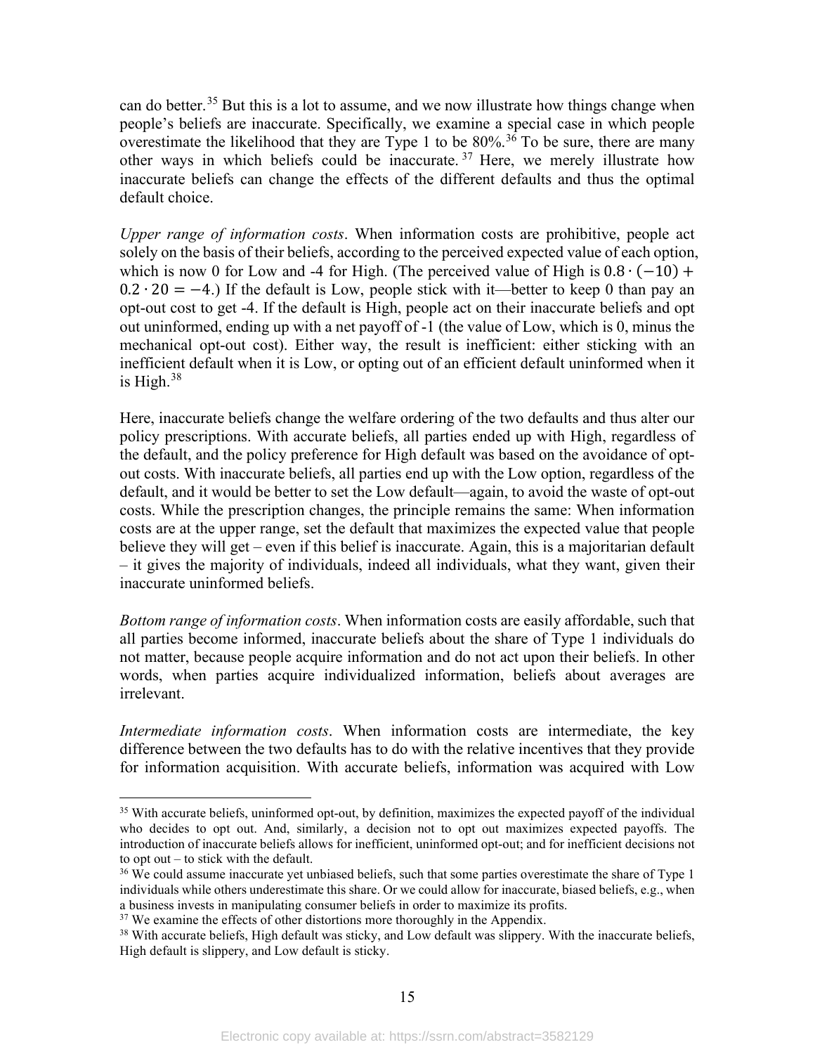can do better.[35] But this is a lot to assume, and we now illustrate how things change when people's beliefs are inaccurate. Specifically, we examine a special case in which people overestimate the likelihood that they are Type 1 to be 80%.[36] To be sure, there are many other ways in which beliefs could be inaccurate.[37] Here, we merely illustrate how inaccurate beliefs can change the effects of the different defaults and thus the optimal default choice.

*Upper range of information costs*. When information costs are prohibitive, people act solely on the basis of their beliefs, according to the perceived expected value of each option, which is now 0 for Low and -4 for High. (The perceived value of High is $0.8 \cdot (-10) + 0.2 \cdot 20 = -4$.) If the default is Low, people stick with it—better to keep 0 than pay an opt-out cost to get -4. If the default is High, people act on their inaccurate beliefs and opt out uninformed, ending up with a net payoff of -1 (the value of Low, which is 0, minus the mechanical opt-out cost). Either way, the result is inefficient: either sticking with an inefficient default when it is Low, or opting out of an efficient default uninformed when it is High.[38]

Here, inaccurate beliefs change the welfare ordering of the two defaults and thus alter our policy prescriptions. With accurate beliefs, all parties ended up with High, regardless of the default, and the policy preference for High default was based on the avoidance of opt-out costs. With inaccurate beliefs, all parties end up with the Low option, regardless of the default, and it would be better to set the Low default—again, to avoid the waste of opt-out costs. While the prescription changes, the principle remains the same: When information costs are at the upper range, set the default that maximizes the expected value that people believe they will get – even if this belief is inaccurate. Again, this is a majoritarian default – it gives the majority of individuals, indeed all individuals, what they want, given their inaccurate uninformed beliefs.

*Bottom range of information costs*. When information costs are easily affordable, such that all parties become informed, inaccurate beliefs about the share of Type 1 individuals do not matter, because people acquire information and do not act upon their beliefs. In other words, when parties acquire individualized information, beliefs about averages are irrelevant.

*Intermediate information costs*. When information costs are intermediate, the key difference between the two defaults has to do with the relative incentives that they provide for information acquisition. With accurate beliefs, information was acquired with Low

---

[35] With accurate beliefs, uninformed opt-out, by definition, maximizes the expected payoff of the individual who decides to opt out. And, similarly, a decision not to opt out maximizes expected payoffs. The introduction of inaccurate beliefs allows for inefficient, uninformed opt-out; and for inefficient decisions not to opt out – to stick with the default.

[36] We could assume inaccurate yet unbiased beliefs, such that some parties overestimate the share of Type 1 individuals while others underestimate this share. Or we could allow for inaccurate, biased beliefs, e.g., when a business invests in manipulating consumer beliefs in order to maximize its profits.

[37] We examine the effects of other distortions more thoroughly in the Appendix.

[38] With accurate beliefs, High default was sticky, and Low default was slippery. With the inaccurate beliefs, High default is slippery, and Low default is sticky.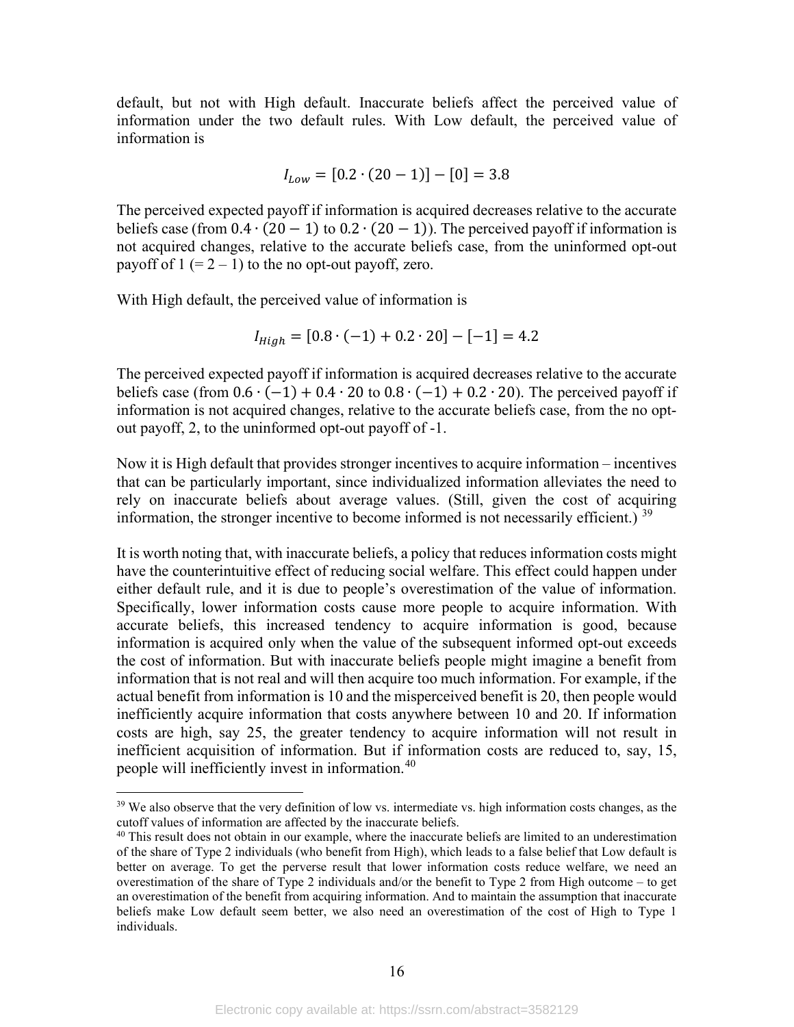default, but not with High default. Inaccurate beliefs affect the perceived value of information under the two default rules. With Low default, the perceived value of information is

$$I_{Low} = [0.2 \cdot (20 - 1)] - [0] = 3.8$$

The perceived expected payoff if information is acquired decreases relative to the accurate beliefs case (from $0.4 \cdot (20 - 1)$ to $0.2 \cdot (20 - 1)$). The perceived payoff if information is not acquired changes, relative to the accurate beliefs case, from the uninformed opt-out payoff of 1 (= 2 – 1) to the no opt-out payoff, zero.

With High default, the perceived value of information is

$$I_{High} = [0.8 \cdot (-1) + 0.2 \cdot 20] - [-1] = 4.2$$

The perceived expected payoff if information is acquired decreases relative to the accurate beliefs case (from $0.6 \cdot (-1) + 0.4 \cdot 20$ to $0.8 \cdot (-1) + 0.2 \cdot 20$). The perceived payoff if information is not acquired changes, relative to the accurate beliefs case, from the no opt-out payoff, 2, to the uninformed opt-out payoff of -1.

Now it is High default that provides stronger incentives to acquire information – incentives that can be particularly important, since individualized information alleviates the need to rely on inaccurate beliefs about average values. (Still, given the cost of acquiring information, the stronger incentive to become informed is not necessarily efficient.) [39]

It is worth noting that, with inaccurate beliefs, a policy that reduces information costs might have the counterintuitive effect of reducing social welfare. This effect could happen under either default rule, and it is due to people's overestimation of the value of information. Specifically, lower information costs cause more people to acquire information. With accurate beliefs, this increased tendency to acquire information is good, because information is acquired only when the value of the subsequent informed opt-out exceeds the cost of information. But with inaccurate beliefs people might imagine a benefit from information that is not real and will then acquire too much information. For example, if the actual benefit from information is 10 and the misperceived benefit is 20, then people would inefficiently acquire information that costs anywhere between 10 and 20. If information costs are high, say 25, the greater tendency to acquire information will not result in inefficient acquisition of information. But if information costs are reduced to, say, 15, people will inefficiently invest in information.[40]

[39] We also observe that the very definition of low vs. intermediate vs. high information costs changes, as the cutoff values of information are affected by the inaccurate beliefs.

[40] This result does not obtain in our example, where the inaccurate beliefs are limited to an underestimation of the share of Type 2 individuals (who benefit from High), which leads to a false belief that Low default is better on average. To get the perverse result that lower information costs reduce welfare, we need an overestimation of the share of Type 2 individuals and/or the benefit to Type 2 from High outcome – to get an overestimation of the benefit from acquiring information. And to maintain the assumption that inaccurate beliefs make Low default seem better, we also need an overestimation of the cost of High to Type 1 individuals.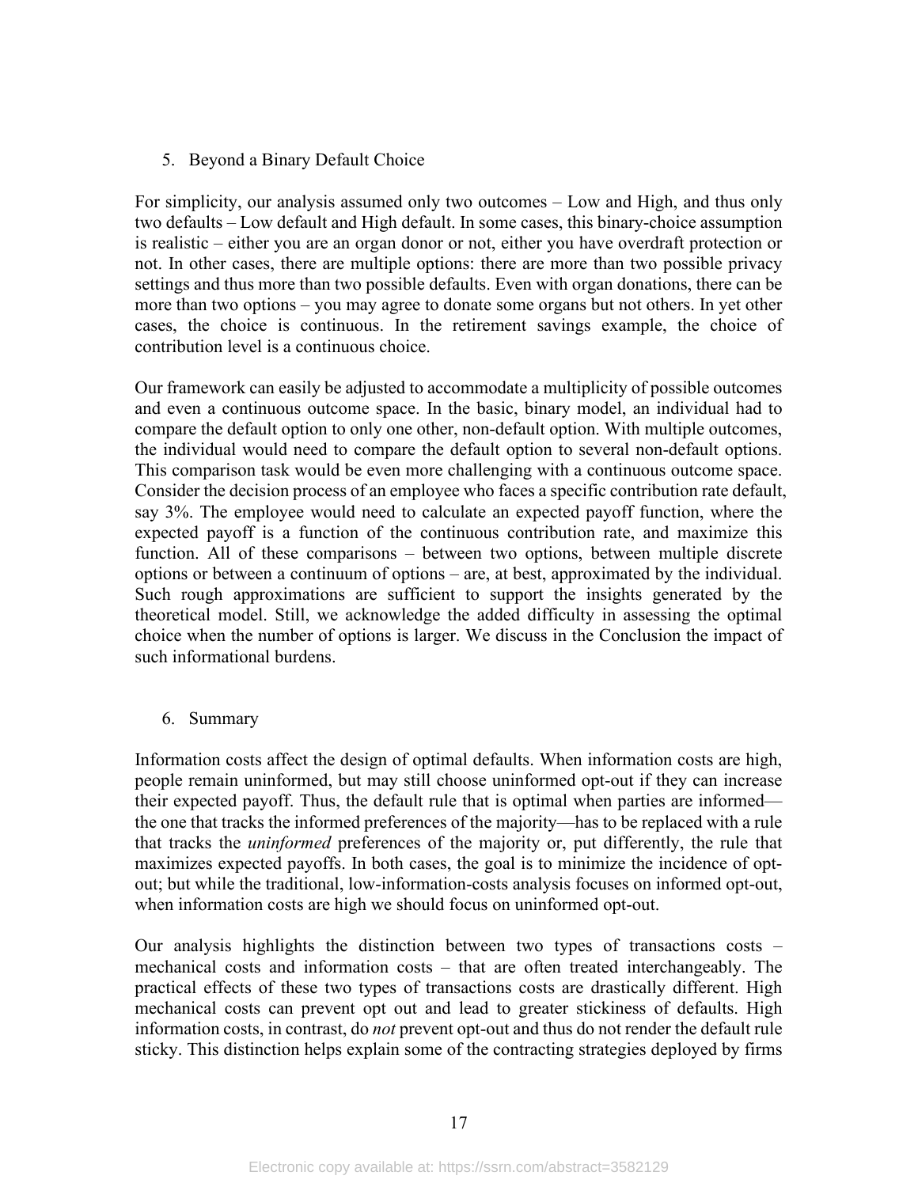## 5. Beyond a Binary Default Choice

For simplicity, our analysis assumed only two outcomes – Low and High, and thus only two defaults – Low default and High default. In some cases, this binary-choice assumption is realistic – either you are an organ donor or not, either you have overdraft protection or not. In other cases, there are multiple options: there are more than two possible privacy settings and thus more than two possible defaults. Even with organ donations, there can be more than two options – you may agree to donate some organs but not others. In yet other cases, the choice is continuous. In the retirement savings example, the choice of contribution level is a continuous choice.

Our framework can easily be adjusted to accommodate a multiplicity of possible outcomes and even a continuous outcome space. In the basic, binary model, an individual had to compare the default option to only one other, non-default option. With multiple outcomes, the individual would need to compare the default option to several non-default options. This comparison task would be even more challenging with a continuous outcome space. Consider the decision process of an employee who faces a specific contribution rate default, say 3%. The employee would need to calculate an expected payoff function, where the expected payoff is a function of the continuous contribution rate, and maximize this function. All of these comparisons – between two options, between multiple discrete options or between a continuum of options – are, at best, approximated by the individual. Such rough approximations are sufficient to support the insights generated by the theoretical model. Still, we acknowledge the added difficulty in assessing the optimal choice when the number of options is larger. We discuss in the Conclusion the impact of such informational burdens.

## 6. Summary

Information costs affect the design of optimal defaults. When information costs are high, people remain uninformed, but may still choose uninformed opt-out if they can increase their expected payoff. Thus, the default rule that is optimal when parties are informed—the one that tracks the informed preferences of the majority—has to be replaced with a rule that tracks the *uninformed* preferences of the majority or, put differently, the rule that maximizes expected payoffs. In both cases, the goal is to minimize the incidence of opt-out; but while the traditional, low-information-costs analysis focuses on informed opt-out, when information costs are high we should focus on uninformed opt-out.

Our analysis highlights the distinction between two types of transactions costs – mechanical costs and information costs – that are often treated interchangeably. The practical effects of these two types of transactions costs are drastically different. High mechanical costs can prevent opt out and lead to greater stickiness of defaults. High information costs, in contrast, do *not* prevent opt-out and thus do not render the default rule sticky. This distinction helps explain some of the contracting strategies deployed by firms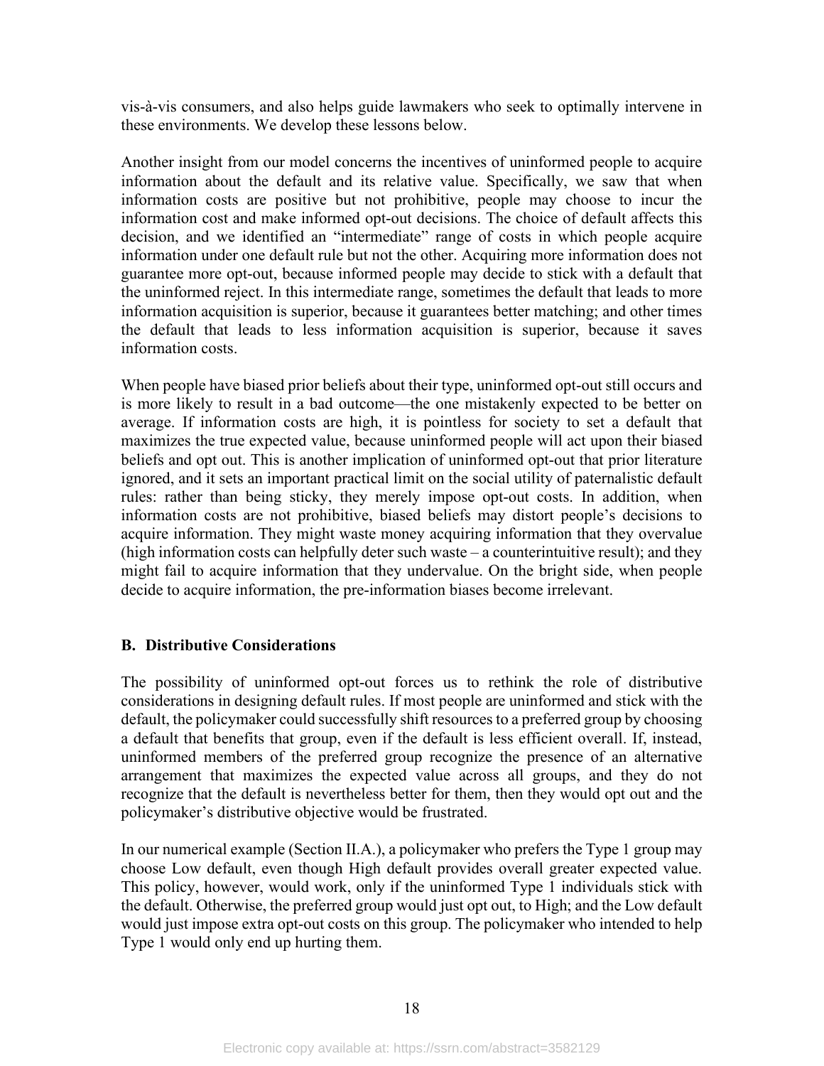vis-à-vis consumers, and also helps guide lawmakers who seek to optimally intervene in these environments. We develop these lessons below.

Another insight from our model concerns the incentives of uninformed people to acquire information about the default and its relative value. Specifically, we saw that when information costs are positive but not prohibitive, people may choose to incur the information cost and make informed opt-out decisions. The choice of default affects this decision, and we identified an "intermediate" range of costs in which people acquire information under one default rule but not the other. Acquiring more information does not guarantee more opt-out, because informed people may decide to stick with a default that the uninformed reject. In this intermediate range, sometimes the default that leads to more information acquisition is superior, because it guarantees better matching; and other times the default that leads to less information acquisition is superior, because it saves information costs.

When people have biased prior beliefs about their type, uninformed opt-out still occurs and is more likely to result in a bad outcome—the one mistakenly expected to be better on average. If information costs are high, it is pointless for society to set a default that maximizes the true expected value, because uninformed people will act upon their biased beliefs and opt out. This is another implication of uninformed opt-out that prior literature ignored, and it sets an important practical limit on the social utility of paternalistic default rules: rather than being sticky, they merely impose opt-out costs. In addition, when information costs are not prohibitive, biased beliefs may distort people's decisions to acquire information. They might waste money acquiring information that they overvalue (high information costs can helpfully deter such waste – a counterintuitive result); and they might fail to acquire information that they undervalue. On the bright side, when people decide to acquire information, the pre-information biases become irrelevant.

### B. Distributive Considerations

The possibility of uninformed opt-out forces us to rethink the role of distributive considerations in designing default rules. If most people are uninformed and stick with the default, the policymaker could successfully shift resources to a preferred group by choosing a default that benefits that group, even if the default is less efficient overall. If, instead, uninformed members of the preferred group recognize the presence of an alternative arrangement that maximizes the expected value across all groups, and they do not recognize that the default is nevertheless better for them, then they would opt out and the policymaker's distributive objective would be frustrated.

In our numerical example (Section II.A.), a policymaker who prefers the Type 1 group may choose Low default, even though High default provides overall greater expected value. This policy, however, would work, only if the uninformed Type 1 individuals stick with the default. Otherwise, the preferred group would just opt out, to High; and the Low default would just impose extra opt-out costs on this group. The policymaker who intended to help Type 1 would only end up hurting them.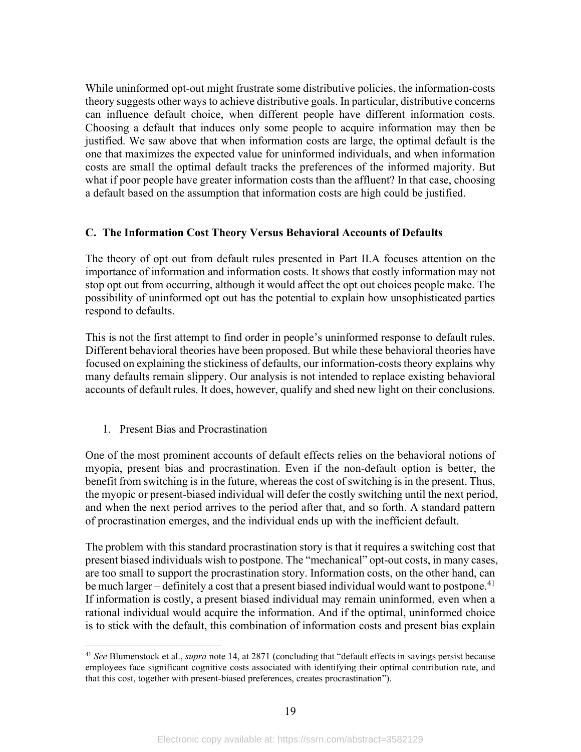While uninformed opt-out might frustrate some distributive policies, the information-costs theory suggests other ways to achieve distributive goals. In particular, distributive concerns can influence default choice, when different people have different information costs. Choosing a default that induces only some people to acquire information may then be justified. We saw above that when information costs are large, the optimal default is the one that maximizes the expected value for uninformed individuals, and when information costs are small the optimal default tracks the preferences of the informed majority. But what if poor people have greater information costs than the affluent? In that case, choosing a default based on the assumption that information costs are high could be justified.

### C. The Information Cost Theory Versus Behavioral Accounts of Defaults

The theory of opt out from default rules presented in Part II.A focuses attention on the importance of information and information costs. It shows that costly information may not stop opt out from occurring, although it would affect the opt out choices people make. The possibility of uninformed opt out has the potential to explain how unsophisticated parties respond to defaults.

This is not the first attempt to find order in people's uninformed response to default rules. Different behavioral theories have been proposed. But while these behavioral theories have focused on explaining the stickiness of defaults, our information-costs theory explains why many defaults remain slippery. Our analysis is not intended to replace existing behavioral accounts of default rules. It does, however, qualify and shed new light on their conclusions.

#### 1. Present Bias and Procrastination

One of the most prominent accounts of default effects relies on the behavioral notions of myopia, present bias and procrastination. Even if the non-default option is better, the benefit from switching is in the future, whereas the cost of switching is in the present. Thus, the myopic or present-biased individual will defer the costly switching until the next period, and when the next period arrives to the period after that, and so forth. A standard pattern of procrastination emerges, and the individual ends up with the inefficient default.

The problem with this standard procrastination story is that it requires a switching cost that present biased individuals wish to postpone. The "mechanical" opt-out costs, in many cases, are too small to support the procrastination story. Information costs, on the other hand, can be much larger – definitely a cost that a present biased individual would want to postpone.[41] If information is costly, a present biased individual may remain uninformed, even when a rational individual would acquire the information. And if the optimal, uninformed choice is to stick with the default, this combination of information costs and present bias explain

[41] *See* Blumenstock et al., *supra* note 14, at 2871 (concluding that "default effects in savings persist because employees face significant cognitive costs associated with identifying their optimal contribution rate, and that this cost, together with present-biased preferences, creates procrastination").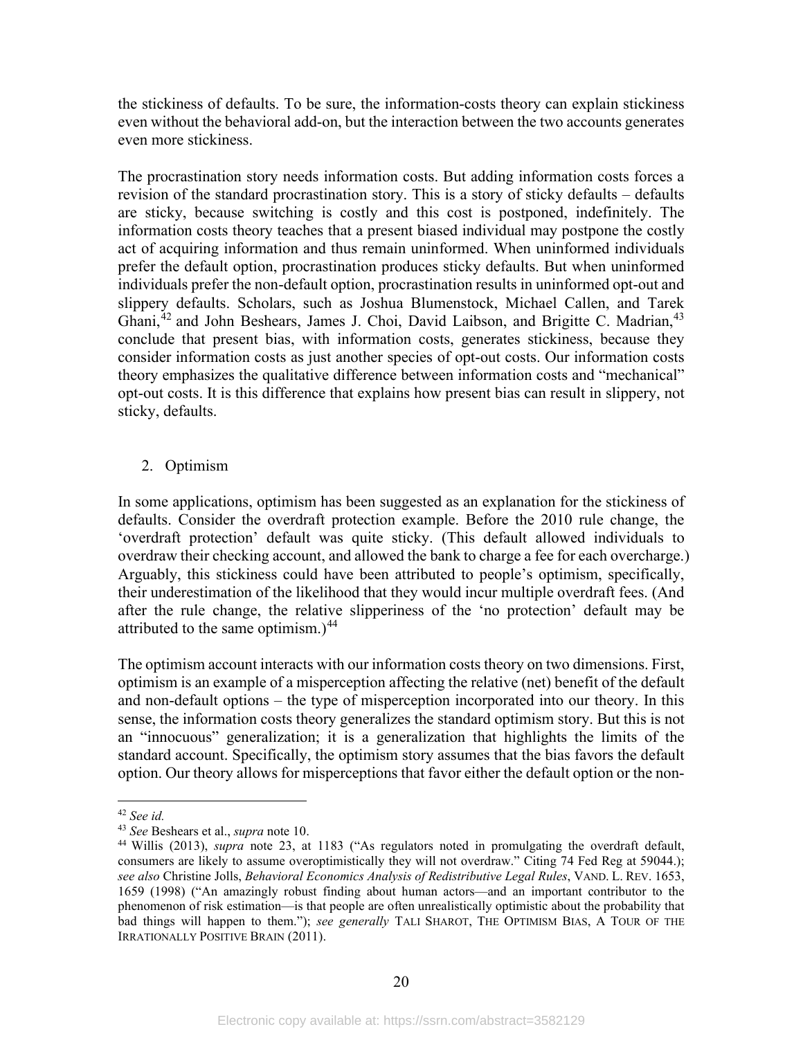the stickiness of defaults. To be sure, the information-costs theory can explain stickiness even without the behavioral add-on, but the interaction between the two accounts generates even more stickiness.

The procrastination story needs information costs. But adding information costs forces a revision of the standard procrastination story. This is a story of sticky defaults – defaults are sticky, because switching is costly and this cost is postponed, indefinitely. The information costs theory teaches that a present biased individual may postpone the costly act of acquiring information and thus remain uninformed. When uninformed individuals prefer the default option, procrastination produces sticky defaults. But when uninformed individuals prefer the non-default option, procrastination results in uninformed opt-out and slippery defaults. Scholars, such as Joshua Blumenstock, Michael Callen, and Tarek Ghani,[42] and John Beshears, James J. Choi, David Laibson, and Brigitte C. Madrian,[43] conclude that present bias, with information costs, generates stickiness, because they consider information costs as just another species of opt-out costs. Our information costs theory emphasizes the qualitative difference between information costs and "mechanical" opt-out costs. It is this difference that explains how present bias can result in slippery, not sticky, defaults.

2. Optimism

In some applications, optimism has been suggested as an explanation for the stickiness of defaults. Consider the overdraft protection example. Before the 2010 rule change, the 'overdraft protection' default was quite sticky. (This default allowed individuals to overdraw their checking account, and allowed the bank to charge a fee for each overcharge.) Arguably, this stickiness could have been attributed to people's optimism, specifically, their underestimation of the likelihood that they would incur multiple overdraft fees. (And after the rule change, the relative slipperiness of the 'no protection' default may be attributed to the same optimism.)[44]

The optimism account interacts with our information costs theory on two dimensions. First, optimism is an example of a misperception affecting the relative (net) benefit of the default and non-default options – the type of misperception incorporated into our theory. In this sense, the information costs theory generalizes the standard optimism story. But this is not an "innocuous" generalization; it is a generalization that highlights the limits of the standard account. Specifically, the optimism story assumes that the bias favors the default option. Our theory allows for misperceptions that favor either the default option or the non-

---

[42] *See id.*

[43] *See* Beshears et al., *supra* note 10.

[44] Willis (2013), *supra* note 23, at 1183 ("As regulators noted in promulgating the overdraft default, consumers are likely to assume overoptimistically they will not overdraw." Citing 74 Fed Reg at 59044.); *see also* Christine Jolls, *Behavioral Economics Analysis of Redistributive Legal Rules*, VAND. L. REV. 1653, 1659 (1998) ("An amazingly robust finding about human actors—and an important contributor to the phenomenon of risk estimation—is that people are often unrealistically optimistic about the probability that bad things will happen to them."); *see generally* TALI SHAROT, THE OPTIMISM BIAS, A TOUR OF THE IRRATIONALLY POSITIVE BRAIN (2011).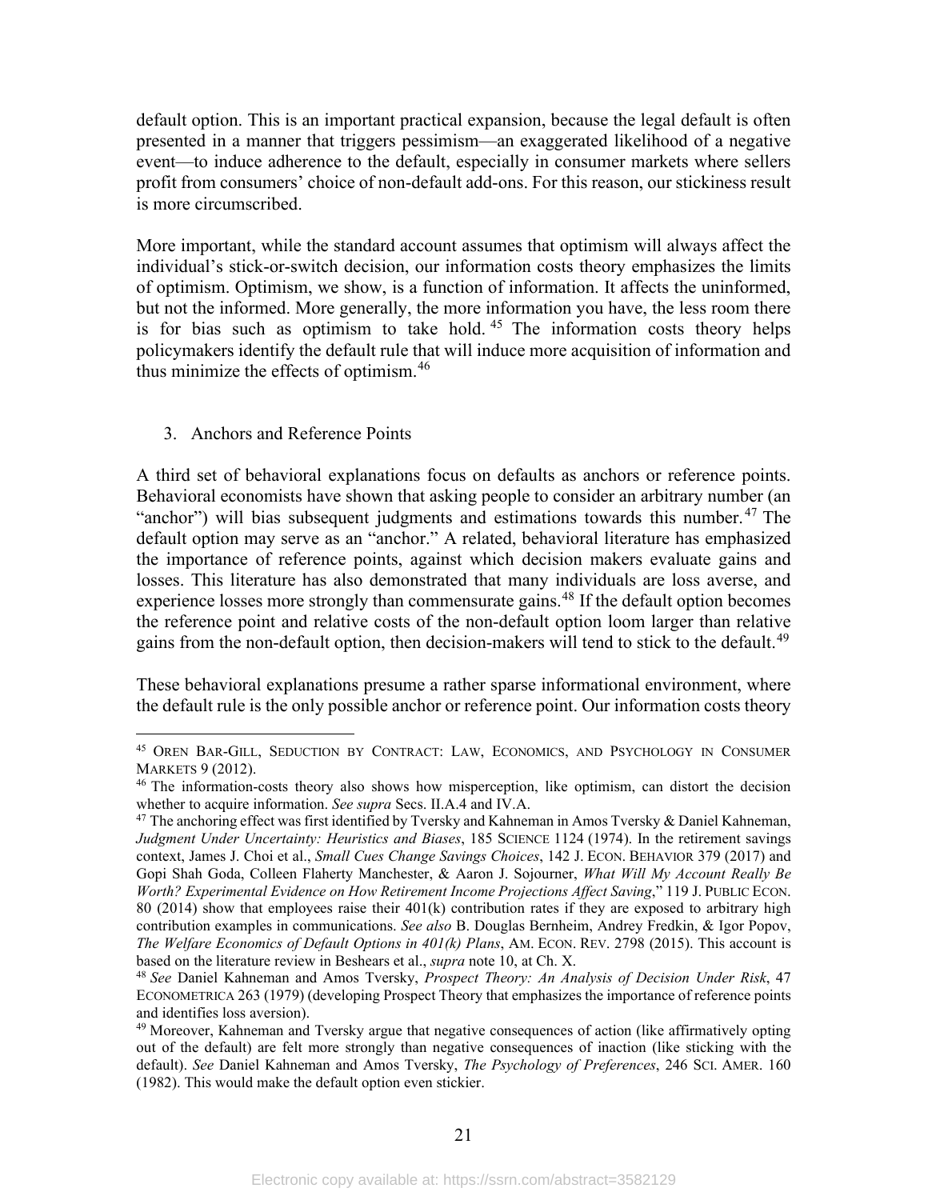default option. This is an important practical expansion, because the legal default is often presented in a manner that triggers pessimism—an exaggerated likelihood of a negative event—to induce adherence to the default, especially in consumer markets where sellers profit from consumers' choice of non-default add-ons. For this reason, our stickiness result is more circumscribed.

More important, while the standard account assumes that optimism will always affect the individual's stick-or-switch decision, our information costs theory emphasizes the limits of optimism. Optimism, we show, is a function of information. It affects the uninformed, but not the informed. More generally, the more information you have, the less room there is for bias such as optimism to take hold.[45] The information costs theory helps policymakers identify the default rule that will induce more acquisition of information and thus minimize the effects of optimism.[46]

### 3. Anchors and Reference Points

A third set of behavioral explanations focus on defaults as anchors or reference points. Behavioral economists have shown that asking people to consider an arbitrary number (an "anchor") will bias subsequent judgments and estimations towards this number.[47] The default option may serve as an "anchor." A related, behavioral literature has emphasized the importance of reference points, against which decision makers evaluate gains and losses. This literature has also demonstrated that many individuals are loss averse, and experience losses more strongly than commensurate gains.[48] If the default option becomes the reference point and relative costs of the non-default option loom larger than relative gains from the non-default option, then decision-makers will tend to stick to the default.[49]

These behavioral explanations presume a rather sparse informational environment, where the default rule is the only possible anchor or reference point. Our information costs theory

---

[45] OREN BAR-GILL, SEDUCTION BY CONTRACT: LAW, ECONOMICS, AND PSYCHOLOGY IN CONSUMER MARKETS 9 (2012).

[46] The information-costs theory also shows how misperception, like optimism, can distort the decision whether to acquire information. *See supra* Secs. II.A.4 and IV.A.

[47] The anchoring effect was first identified by Tversky and Kahneman in Amos Tversky & Daniel Kahneman, *Judgment Under Uncertainty: Heuristics and Biases*, 185 SCIENCE 1124 (1974). In the retirement savings context, James J. Choi et al., *Small Cues Change Savings Choices*, 142 J. ECON. BEHAVIOR 379 (2017) and Gopi Shah Goda, Colleen Flaherty Manchester, & Aaron J. Sojourner, *What Will My Account Really Be Worth? Experimental Evidence on How Retirement Income Projections Affect Saving*," 119 J. PUBLIC ECON. 80 (2014) show that employees raise their 401(k) contribution rates if they are exposed to arbitrary high contribution examples in communications. *See also* B. Douglas Bernheim, Andrey Fredkin, & Igor Popov, *The Welfare Economics of Default Options in 401(k) Plans*, AM. ECON. REV. 2798 (2015). This account is based on the literature review in Beshears et al., *supra* note 10, at Ch. X.

[48] *See* Daniel Kahneman and Amos Tversky, *Prospect Theory: An Analysis of Decision Under Risk*, 47 ECONOMETRICA 263 (1979) (developing Prospect Theory that emphasizes the importance of reference points and identifies loss aversion).

[49] Moreover, Kahneman and Tversky argue that negative consequences of action (like affirmatively opting out of the default) are felt more strongly than negative consequences of inaction (like sticking with the default). *See* Daniel Kahneman and Amos Tversky, *The Psychology of Preferences*, 246 SCI. AMER. 160 (1982). This would make the default option even stickier.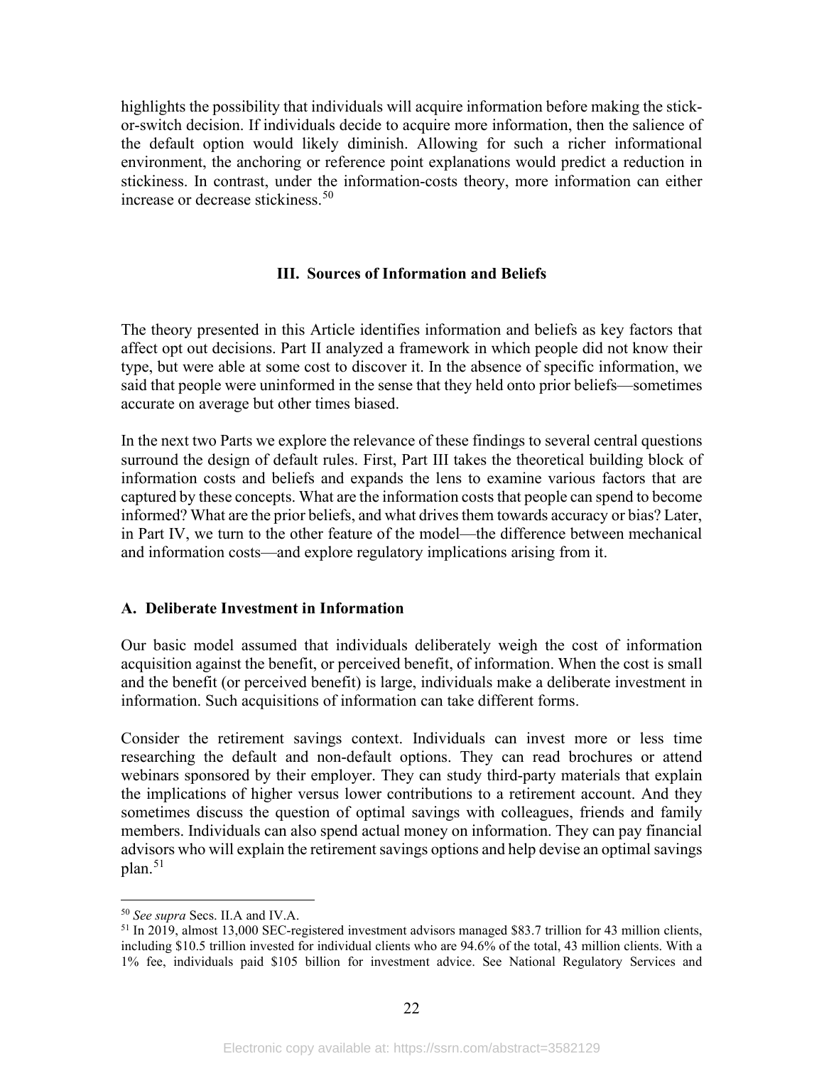highlights the possibility that individuals will acquire information before making the stick-or-switch decision. If individuals decide to acquire more information, then the salience of the default option would likely diminish. Allowing for such a richer informational environment, the anchoring or reference point explanations would predict a reduction in stickiness. In contrast, under the information-costs theory, more information can either increase or decrease stickiness.[50]

## III. Sources of Information and Beliefs

The theory presented in this Article identifies information and beliefs as key factors that affect opt out decisions. Part II analyzed a framework in which people did not know their type, but were able at some cost to discover it. In the absence of specific information, we said that people were uninformed in the sense that they held onto prior beliefs—sometimes accurate on average but other times biased.

In the next two Parts we explore the relevance of these findings to several central questions surround the design of default rules. First, Part III takes the theoretical building block of information costs and beliefs and expands the lens to examine various factors that are captured by these concepts. What are the information costs that people can spend to become informed? What are the prior beliefs, and what drives them towards accuracy or bias? Later, in Part IV, we turn to the other feature of the model—the difference between mechanical and information costs—and explore regulatory implications arising from it.

### A. Deliberate Investment in Information

Our basic model assumed that individuals deliberately weigh the cost of information acquisition against the benefit, or perceived benefit, of information. When the cost is small and the benefit (or perceived benefit) is large, individuals make a deliberate investment in information. Such acquisitions of information can take different forms.

Consider the retirement savings context. Individuals can invest more or less time researching the default and non-default options. They can read brochures or attend webinars sponsored by their employer. They can study third-party materials that explain the implications of higher versus lower contributions to a retirement account. And they sometimes discuss the question of optimal savings with colleagues, friends and family members. Individuals can also spend actual money on information. They can pay financial advisors who will explain the retirement savings options and help devise an optimal savings plan.[51]

---

[50] *See supra* Secs. II.A and IV.A.

[51] In 2019, almost 13,000 SEC-registered investment advisors managed $83.7 trillion for 43 million clients, including $10.5 trillion invested for individual clients who are 94.6% of the total, 43 million clients. With a 1% fee, individuals paid $105 billion for investment advice. See National Regulatory Services and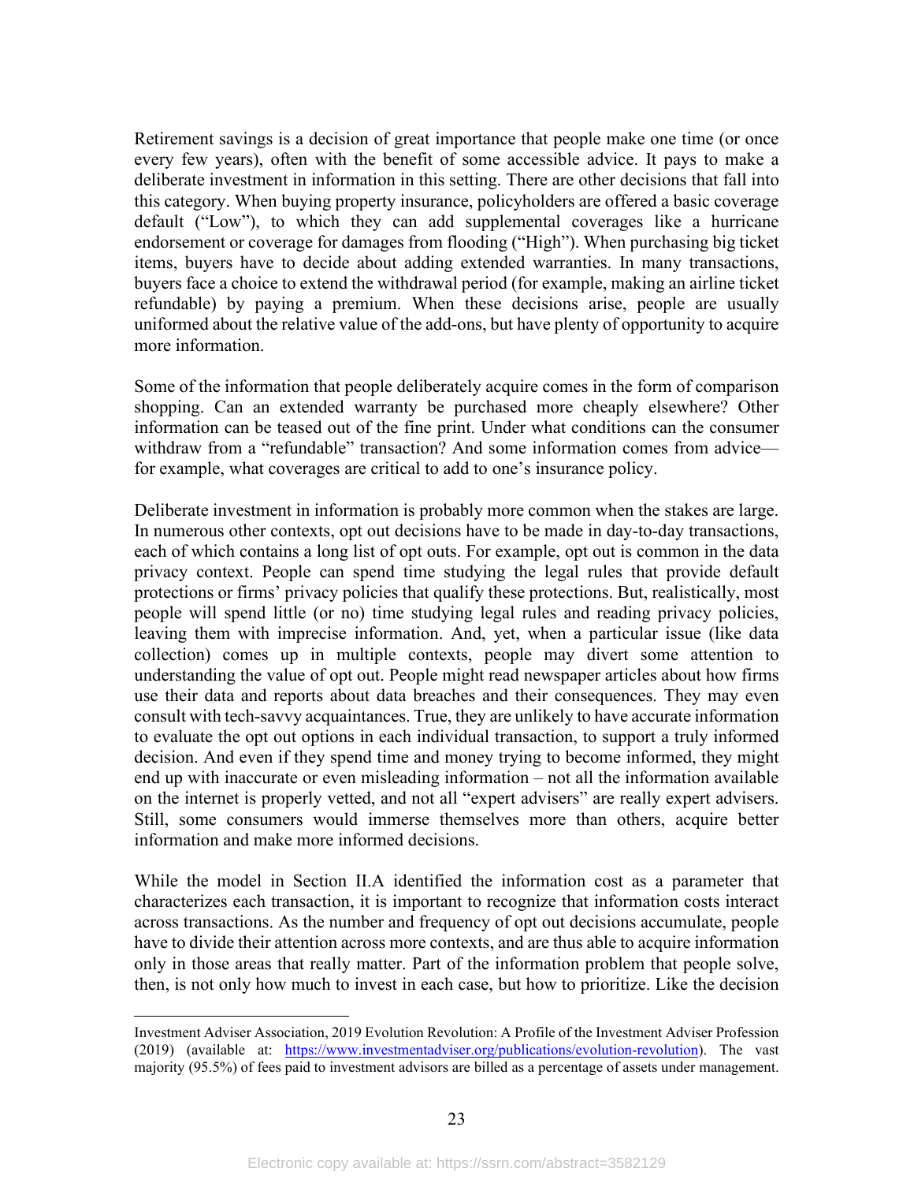Retirement savings is a decision of great importance that people make one time (or once every few years), often with the benefit of some accessible advice. It pays to make a deliberate investment in information in this setting. There are other decisions that fall into this category. When buying property insurance, policyholders are offered a basic coverage default ("Low"), to which they can add supplemental coverages like a hurricane endorsement or coverage for damages from flooding ("High"). When purchasing big ticket items, buyers have to decide about adding extended warranties. In many transactions, buyers face a choice to extend the withdrawal period (for example, making an airline ticket refundable) by paying a premium. When these decisions arise, people are usually uniformed about the relative value of the add-ons, but have plenty of opportunity to acquire more information.

Some of the information that people deliberately acquire comes in the form of comparison shopping. Can an extended warranty be purchased more cheaply elsewhere? Other information can be teased out of the fine print. Under what conditions can the consumer withdraw from a "refundable" transaction? And some information comes from advice—for example, what coverages are critical to add to one's insurance policy.

Deliberate investment in information is probably more common when the stakes are large. In numerous other contexts, opt out decisions have to be made in day-to-day transactions, each of which contains a long list of opt outs. For example, opt out is common in the data privacy context. People can spend time studying the legal rules that provide default protections or firms' privacy policies that qualify these protections. But, realistically, most people will spend little (or no) time studying legal rules and reading privacy policies, leaving them with imprecise information. And, yet, when a particular issue (like data collection) comes up in multiple contexts, people may divert some attention to understanding the value of opt out. People might read newspaper articles about how firms use their data and reports about data breaches and their consequences. They may even consult with tech-savvy acquaintances. True, they are unlikely to have accurate information to evaluate the opt out options in each individual transaction, to support a truly informed decision. And even if they spend time and money trying to become informed, they might end up with inaccurate or even misleading information – not all the information available on the internet is properly vetted, and not all "expert advisers" are really expert advisers. Still, some consumers would immerse themselves more than others, acquire better information and make more informed decisions.

While the model in Section II.A identified the information cost as a parameter that characterizes each transaction, it is important to recognize that information costs interact across transactions. As the number and frequency of opt out decisions accumulate, people have to divide their attention across more contexts, and are thus able to acquire information only in those areas that really matter. Part of the information problem that people solve, then, is not only how much to invest in each case, but how to prioritize. Like the decision

---

Investment Adviser Association, 2019 Evolution Revolution: A Profile of the Investment Adviser Profession (2019) (available at: https://www.investmentadviser.org/publications/evolution-revolution). The vast majority (95.5%) of fees paid to investment advisors are billed as a percentage of assets under management.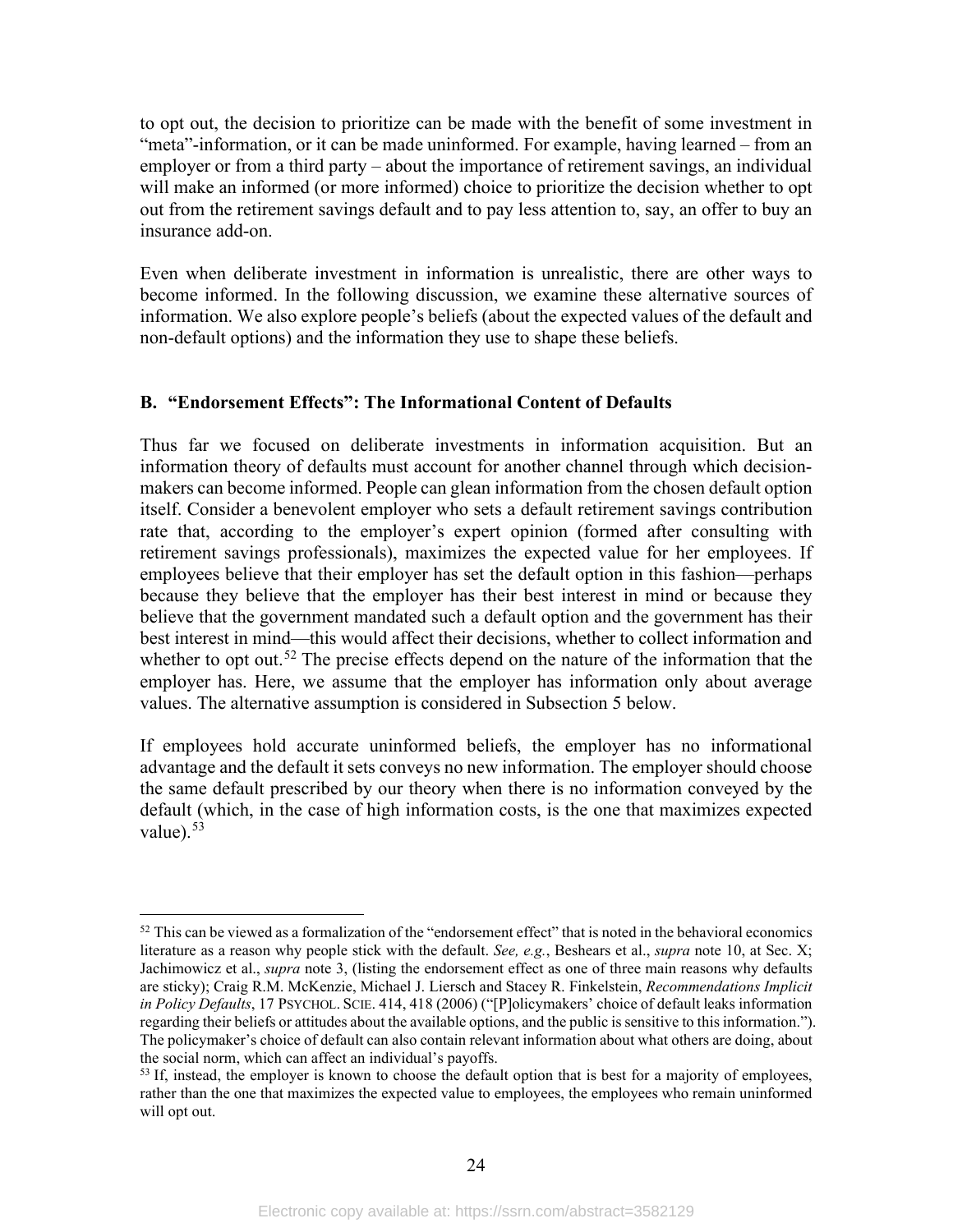to opt out, the decision to prioritize can be made with the benefit of some investment in "meta"-information, or it can be made uninformed. For example, having learned – from an employer or from a third party – about the importance of retirement savings, an individual will make an informed (or more informed) choice to prioritize the decision whether to opt out from the retirement savings default and to pay less attention to, say, an offer to buy an insurance add-on.

Even when deliberate investment in information is unrealistic, there are other ways to become informed. In the following discussion, we examine these alternative sources of information. We also explore people's beliefs (about the expected values of the default and non-default options) and the information they use to shape these beliefs.

### B. "Endorsement Effects": The Informational Content of Defaults

Thus far we focused on deliberate investments in information acquisition. But an information theory of defaults must account for another channel through which decision-makers can become informed. People can glean information from the chosen default option itself. Consider a benevolent employer who sets a default retirement savings contribution rate that, according to the employer's expert opinion (formed after consulting with retirement savings professionals), maximizes the expected value for her employees. If employees believe that their employer has set the default option in this fashion—perhaps because they believe that the employer has their best interest in mind or because they believe that the government mandated such a default option and the government has their best interest in mind—this would affect their decisions, whether to collect information and whether to opt out.[52] The precise effects depend on the nature of the information that the employer has. Here, we assume that the employer has information only about average values. The alternative assumption is considered in Subsection 5 below.

If employees hold accurate uninformed beliefs, the employer has no informational advantage and the default it sets conveys no new information. The employer should choose the same default prescribed by our theory when there is no information conveyed by the default (which, in the case of high information costs, is the one that maximizes expected value).[53]

---

[52] This can be viewed as a formalization of the "endorsement effect" that is noted in the behavioral economics literature as a reason why people stick with the default. *See, e.g.*, Beshears et al., *supra* note 10, at Sec. X; Jachimowicz et al., *supra* note 3, (listing the endorsement effect as one of three main reasons why defaults are sticky); Craig R.M. McKenzie, Michael J. Liersch and Stacey R. Finkelstein, *Recommendations Implicit in Policy Defaults*, 17 PSYCHOL. SCIE. 414, 418 (2006) ("[P]olicymakers' choice of default leaks information regarding their beliefs or attitudes about the available options, and the public is sensitive to this information."). The policymaker's choice of default can also contain relevant information about what others are doing, about the social norm, which can affect an individual's payoffs.

[53] If, instead, the employer is known to choose the default option that is best for a majority of employees, rather than the one that maximizes the expected value to employees, the employees who remain uninformed will opt out.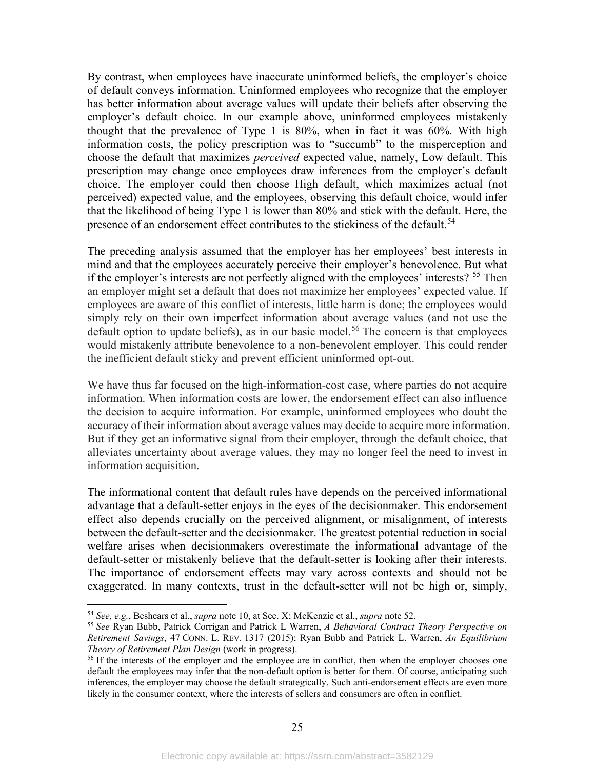By contrast, when employees have inaccurate uninformed beliefs, the employer's choice of default conveys information. Uninformed employees who recognize that the employer has better information about average values will update their beliefs after observing the employer's default choice. In our example above, uninformed employees mistakenly thought that the prevalence of Type 1 is 80%, when in fact it was 60%. With high information costs, the policy prescription was to "succumb" to the misperception and choose the default that maximizes *perceived* expected value, namely, Low default. This prescription may change once employees draw inferences from the employer's default choice. The employer could then choose High default, which maximizes actual (not perceived) expected value, and the employees, observing this default choice, would infer that the likelihood of being Type 1 is lower than 80% and stick with the default. Here, the presence of an endorsement effect contributes to the stickiness of the default.[54]

The preceding analysis assumed that the employer has her employees' best interests in mind and that the employees accurately perceive their employer's benevolence. But what if the employer's interests are not perfectly aligned with the employees' interests?[55] Then an employer might set a default that does not maximize her employees' expected value. If employees are aware of this conflict of interests, little harm is done; the employees would simply rely on their own imperfect information about average values (and not use the default option to update beliefs), as in our basic model.[56] The concern is that employees would mistakenly attribute benevolence to a non-benevolent employer. This could render the inefficient default sticky and prevent efficient uninformed opt-out.

We have thus far focused on the high-information-cost case, where parties do not acquire information. When information costs are lower, the endorsement effect can also influence the decision to acquire information. For example, uninformed employees who doubt the accuracy of their information about average values may decide to acquire more information. But if they get an informative signal from their employer, through the default choice, that alleviates uncertainty about average values, they may no longer feel the need to invest in information acquisition.

The informational content that default rules have depends on the perceived informational advantage that a default-setter enjoys in the eyes of the decisionmaker. This endorsement effect also depends crucially on the perceived alignment, or misalignment, of interests between the default-setter and the decisionmaker. The greatest potential reduction in social welfare arises when decisionmakers overestimate the informational advantage of the default-setter or mistakenly believe that the default-setter is looking after their interests. The importance of endorsement effects may vary across contexts and should not be exaggerated. In many contexts, trust in the default-setter will not be high or, simply,

---

[54] *See, e.g.*, Beshears et al., *supra* note 10, at Sec. X; McKenzie et al., *supra* note 52.

[55] *See* Ryan Bubb, Patrick Corrigan and Patrick L Warren, *A Behavioral Contract Theory Perspective on Retirement Savings*, 47 CONN. L. REV. 1317 (2015); Ryan Bubb and Patrick L. Warren, *An Equilibrium Theory of Retirement Plan Design* (work in progress).

[56] If the interests of the employer and the employee are in conflict, then when the employer chooses one default the employees may infer that the non-default option is better for them. Of course, anticipating such inferences, the employer may choose the default strategically. Such anti-endorsement effects are even more likely in the consumer context, where the interests of sellers and consumers are often in conflict.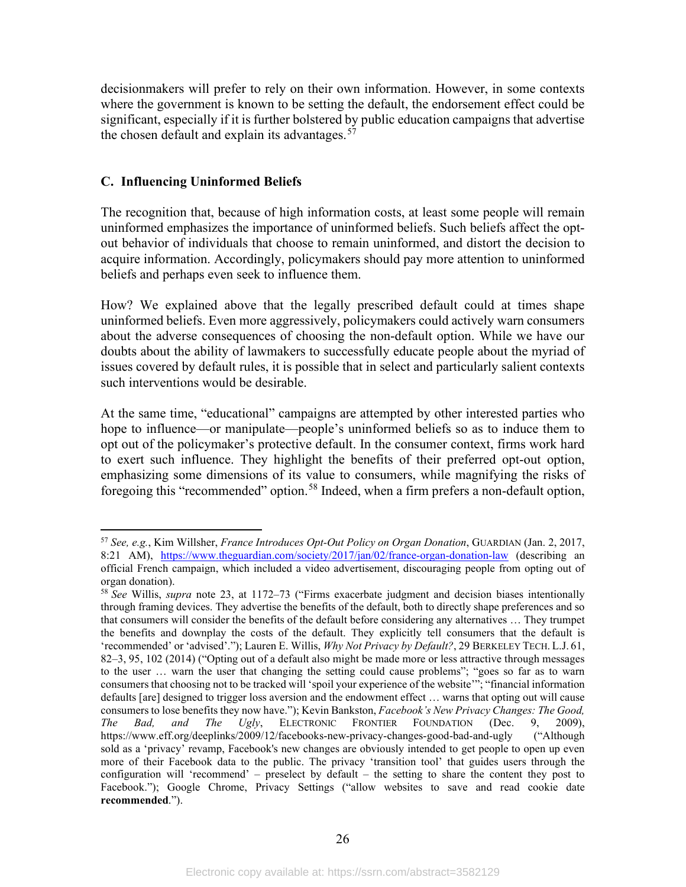decisionmakers will prefer to rely on their own information. However, in some contexts where the government is known to be setting the default, the endorsement effect could be significant, especially if it is further bolstered by public education campaigns that advertise the chosen default and explain its advantages.[57]

### C. Influencing Uninformed Beliefs

The recognition that, because of high information costs, at least some people will remain uninformed emphasizes the importance of uninformed beliefs. Such beliefs affect the opt-out behavior of individuals that choose to remain uninformed, and distort the decision to acquire information. Accordingly, policymakers should pay more attention to uninformed beliefs and perhaps even seek to influence them.

How? We explained above that the legally prescribed default could at times shape uninformed beliefs. Even more aggressively, policymakers could actively warn consumers about the adverse consequences of choosing the non-default option. While we have our doubts about the ability of lawmakers to successfully educate people about the myriad of issues covered by default rules, it is possible that in select and particularly salient contexts such interventions would be desirable.

At the same time, "educational" campaigns are attempted by other interested parties who hope to influence—or manipulate—people's uninformed beliefs so as to induce them to opt out of the policymaker's protective default. In the consumer context, firms work hard to exert such influence. They highlight the benefits of their preferred opt-out option, emphasizing some dimensions of its value to consumers, while magnifying the risks of foregoing this "recommended" option.[58] Indeed, when a firm prefers a non-default option,

---

[57] *See, e.g.*, Kim Willsher, *France Introduces Opt-Out Policy on Organ Donation*, GUARDIAN (Jan. 2, 2017, 8:21 AM), https://www.theguardian.com/society/2017/jan/02/france-organ-donation-law (describing an official French campaign, which included a video advertisement, discouraging people from opting out of organ donation).

[58] *See* Willis, *supra* note 23, at 1172–73 ("Firms exacerbate judgment and decision biases intentionally through framing devices. They advertise the benefits of the default, both to directly shape preferences and so that consumers will consider the benefits of the default before considering any alternatives … They trumpet the benefits and downplay the costs of the default. They explicitly tell consumers that the default is 'recommended' or 'advised'."); Lauren E. Willis, *Why Not Privacy by Default?*, 29 BERKELEY TECH. L.J. 61, 82–3, 95, 102 (2014) ("Opting out of a default also might be made more or less attractive through messages to the user … warn the user that changing the setting could cause problems"; "goes so far as to warn consumers that choosing not to be tracked will 'spoil your experience of the website'"; "financial information defaults [are] designed to trigger loss aversion and the endowment effect … warns that opting out will cause consumers to lose benefits they now have."); Kevin Bankston, *Facebook's New Privacy Changes: The Good, The Bad, and The Ugly*, ELECTRONIC FRONTIER FOUNDATION (Dec. 9, 2009), https://www.eff.org/deeplinks/2009/12/facebooks-new-privacy-changes-good-bad-and-ugly ("Although sold as a 'privacy' revamp, Facebook's new changes are obviously intended to get people to open up even more of their Facebook data to the public. The privacy 'transition tool' that guides users through the configuration will 'recommend' – preselect by default – the setting to share the content they post to Facebook."); Google Chrome, Privacy Settings ("allow websites to save and read cookie date **recommended**.").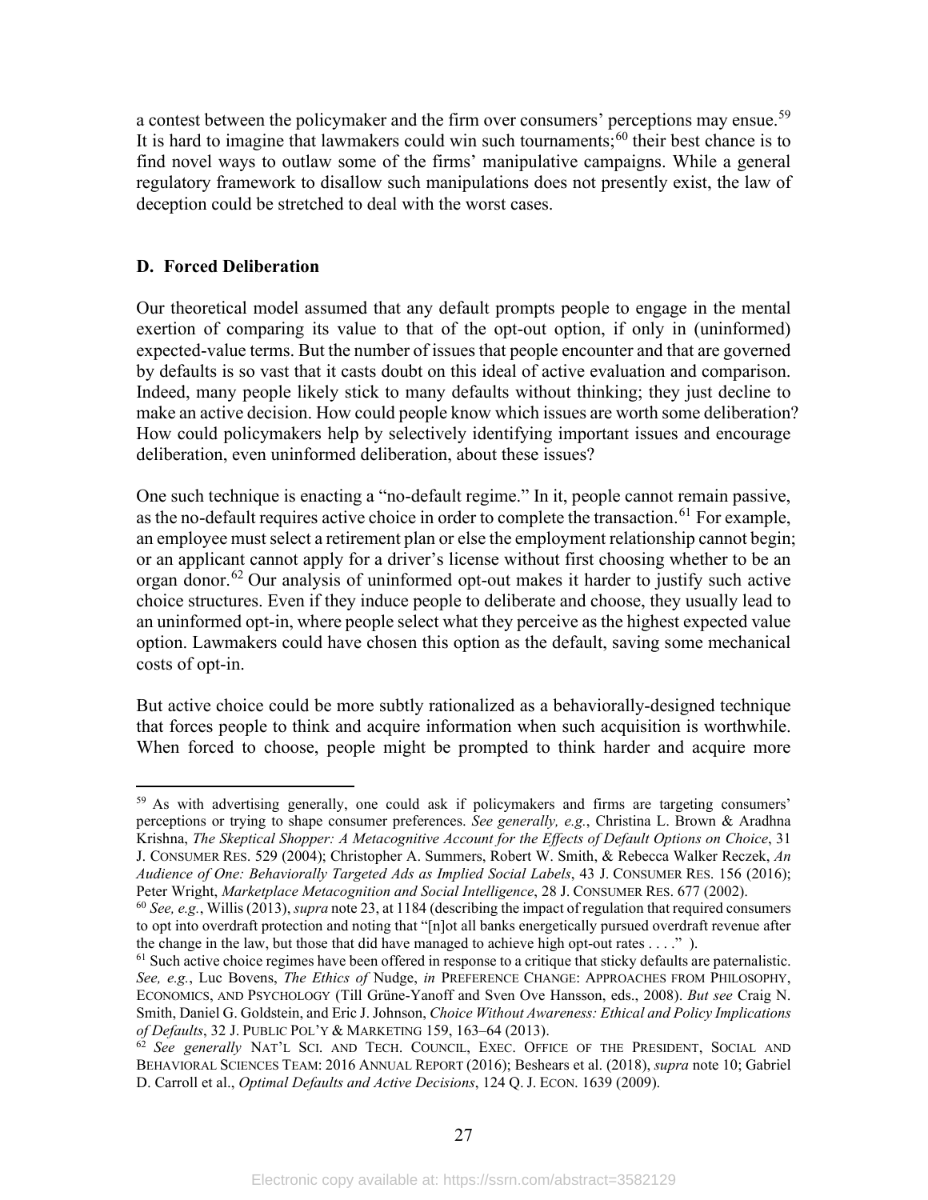a contest between the policymaker and the firm over consumers' perceptions may ensue.[59] It is hard to imagine that lawmakers could win such tournaments;[60] their best chance is to find novel ways to outlaw some of the firms' manipulative campaigns. While a general regulatory framework to disallow such manipulations does not presently exist, the law of deception could be stretched to deal with the worst cases.

### D. Forced Deliberation

Our theoretical model assumed that any default prompts people to engage in the mental exertion of comparing its value to that of the opt-out option, if only in (uninformed) expected-value terms. But the number of issues that people encounter and that are governed by defaults is so vast that it casts doubt on this ideal of active evaluation and comparison. Indeed, many people likely stick to many defaults without thinking; they just decline to make an active decision. How could people know which issues are worth some deliberation? How could policymakers help by selectively identifying important issues and encourage deliberation, even uninformed deliberation, about these issues?

One such technique is enacting a "no-default regime." In it, people cannot remain passive, as the no-default requires active choice in order to complete the transaction.[61] For example, an employee must select a retirement plan or else the employment relationship cannot begin; or an applicant cannot apply for a driver's license without first choosing whether to be an organ donor.[62] Our analysis of uninformed opt-out makes it harder to justify such active choice structures. Even if they induce people to deliberate and choose, they usually lead to an uninformed opt-in, where people select what they perceive as the highest expected value option. Lawmakers could have chosen this option as the default, saving some mechanical costs of opt-in.

But active choice could be more subtly rationalized as a behaviorally-designed technique that forces people to think and acquire information when such acquisition is worthwhile. When forced to choose, people might be prompted to think harder and acquire more

---

[59] As with advertising generally, one could ask if policymakers and firms are targeting consumers' perceptions or trying to shape consumer preferences. *See generally, e.g.*, Christina L. Brown & Aradhna Krishna, *The Skeptical Shopper: A Metacognitive Account for the Effects of Default Options on Choice*, 31 J. CONSUMER RES. 529 (2004); Christopher A. Summers, Robert W. Smith, & Rebecca Walker Reczek, *An Audience of One: Behaviorally Targeted Ads as Implied Social Labels*, 43 J. CONSUMER RES. 156 (2016); Peter Wright, *Marketplace Metacognition and Social Intelligence*, 28 J. CONSUMER RES. 677 (2002).

[60] *See, e.g.*, Willis (2013), *supra* note 23, at 1184 (describing the impact of regulation that required consumers to opt into overdraft protection and noting that "[n]ot all banks energetically pursued overdraft revenue after the change in the law, but those that did have managed to achieve high opt-out rates . . . ." ).

[61] Such active choice regimes have been offered in response to a critique that sticky defaults are paternalistic. *See, e.g.*, Luc Bovens, *The Ethics of* Nudge, *in* PREFERENCE CHANGE: APPROACHES FROM PHILOSOPHY, ECONOMICS, AND PSYCHOLOGY (Till Grüne-Yanoff and Sven Ove Hansson, eds., 2008). *But see* Craig N. Smith, Daniel G. Goldstein, and Eric J. Johnson, *Choice Without Awareness: Ethical and Policy Implications of Defaults*, 32 J. PUBLIC POL'Y & MARKETING 159, 163–64 (2013).

[62] *See generally* NAT'L SCI. AND TECH. COUNCIL, EXEC. OFFICE OF THE PRESIDENT, SOCIAL AND BEHAVIORAL SCIENCES TEAM: 2016 ANNUAL REPORT (2016); Beshears et al. (2018), *supra* note 10; Gabriel D. Carroll et al., *Optimal Defaults and Active Decisions*, 124 Q. J. ECON. 1639 (2009).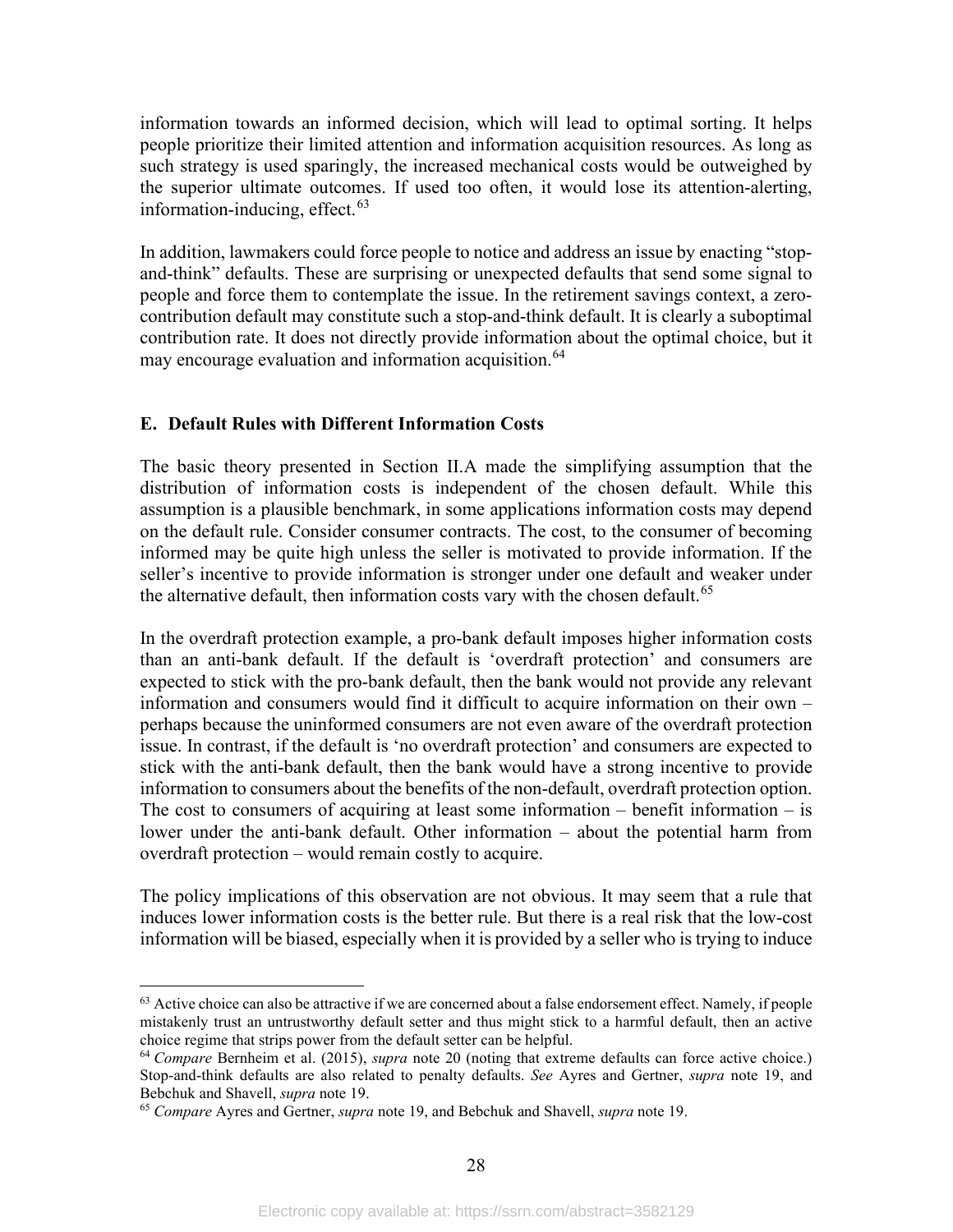information towards an informed decision, which will lead to optimal sorting. It helps people prioritize their limited attention and information acquisition resources. As long as such strategy is used sparingly, the increased mechanical costs would be outweighed by the superior ultimate outcomes. If used too often, it would lose its attention-alerting, information-inducing, effect.[63]

In addition, lawmakers could force people to notice and address an issue by enacting "stop-and-think" defaults. These are surprising or unexpected defaults that send some signal to people and force them to contemplate the issue. In the retirement savings context, a zero-contribution default may constitute such a stop-and-think default. It is clearly a suboptimal contribution rate. It does not directly provide information about the optimal choice, but it may encourage evaluation and information acquisition.[64]

### E. Default Rules with Different Information Costs

The basic theory presented in Section II.A made the simplifying assumption that the distribution of information costs is independent of the chosen default. While this assumption is a plausible benchmark, in some applications information costs may depend on the default rule. Consider consumer contracts. The cost, to the consumer of becoming informed may be quite high unless the seller is motivated to provide information. If the seller's incentive to provide information is stronger under one default and weaker under the alternative default, then information costs vary with the chosen default.[65]

In the overdraft protection example, a pro-bank default imposes higher information costs than an anti-bank default. If the default is 'overdraft protection' and consumers are expected to stick with the pro-bank default, then the bank would not provide any relevant information and consumers would find it difficult to acquire information on their own – perhaps because the uninformed consumers are not even aware of the overdraft protection issue. In contrast, if the default is 'no overdraft protection' and consumers are expected to stick with the anti-bank default, then the bank would have a strong incentive to provide information to consumers about the benefits of the non-default, overdraft protection option. The cost to consumers of acquiring at least some information – benefit information – is lower under the anti-bank default. Other information – about the potential harm from overdraft protection – would remain costly to acquire.

The policy implications of this observation are not obvious. It may seem that a rule that induces lower information costs is the better rule. But there is a real risk that the low-cost information will be biased, especially when it is provided by a seller who is trying to induce

---

[63] Active choice can also be attractive if we are concerned about a false endorsement effect. Namely, if people mistakenly trust an untrustworthy default setter and thus might stick to a harmful default, then an active choice regime that strips power from the default setter can be helpful.

[64] *Compare* Bernheim et al. (2015), *supra* note 20 (noting that extreme defaults can force active choice.) Stop-and-think defaults are also related to penalty defaults. *See* Ayres and Gertner, *supra* note 19, and Bebchuk and Shavell, *supra* note 19.

[65] *Compare* Ayres and Gertner, *supra* note 19, and Bebchuk and Shavell, *supra* note 19.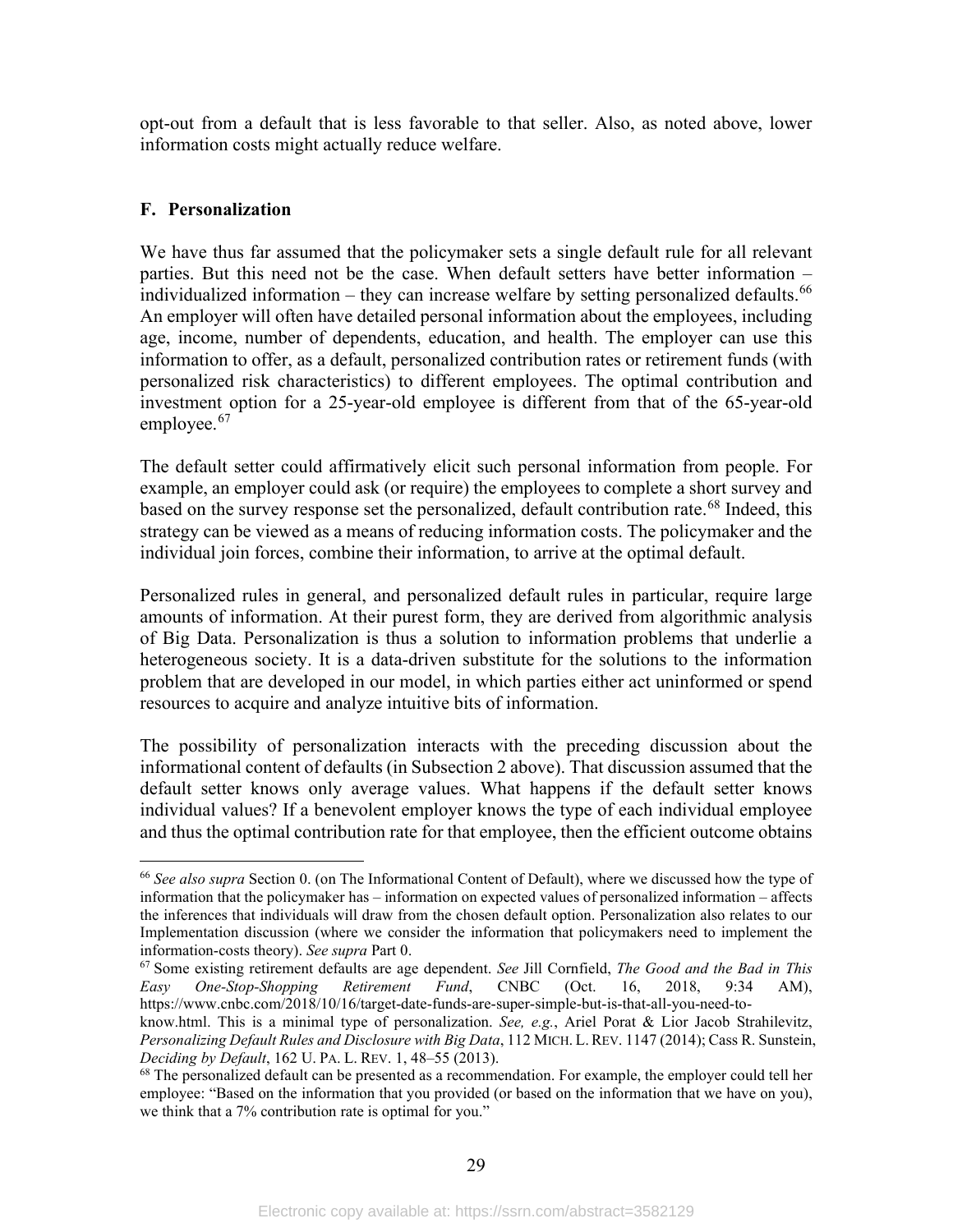opt-out from a default that is less favorable to that seller. Also, as noted above, lower information costs might actually reduce welfare.

### F. Personalization

We have thus far assumed that the policymaker sets a single default rule for all relevant parties. But this need not be the case. When default setters have better information – individualized information – they can increase welfare by setting personalized defaults.[66] An employer will often have detailed personal information about the employees, including age, income, number of dependents, education, and health. The employer can use this information to offer, as a default, personalized contribution rates or retirement funds (with personalized risk characteristics) to different employees. The optimal contribution and investment option for a 25-year-old employee is different from that of the 65-year-old employee.[67]

The default setter could affirmatively elicit such personal information from people. For example, an employer could ask (or require) the employees to complete a short survey and based on the survey response set the personalized, default contribution rate.[68] Indeed, this strategy can be viewed as a means of reducing information costs. The policymaker and the individual join forces, combine their information, to arrive at the optimal default.

Personalized rules in general, and personalized default rules in particular, require large amounts of information. At their purest form, they are derived from algorithmic analysis of Big Data. Personalization is thus a solution to information problems that underlie a heterogeneous society. It is a data-driven substitute for the solutions to the information problem that are developed in our model, in which parties either act uninformed or spend resources to acquire and analyze intuitive bits of information.

The possibility of personalization interacts with the preceding discussion about the informational content of defaults (in Subsection 2 above). That discussion assumed that the default setter knows only average values. What happens if the default setter knows individual values? If a benevolent employer knows the type of each individual employee and thus the optimal contribution rate for that employee, then the efficient outcome obtains

---

[66] *See also supra* Section 0. (on The Informational Content of Default), where we discussed how the type of information that the policymaker has – information on expected values of personalized information – affects the inferences that individuals will draw from the chosen default option. Personalization also relates to our Implementation discussion (where we consider the information that policymakers need to implement the information-costs theory). *See supra* Part 0.

[67] Some existing retirement defaults are age dependent. *See* Jill Cornfield, *The Good and the Bad in This Easy One-Stop-Shopping Retirement Fund*, CNBC (Oct. 16, 2018, 9:34 AM), https://www.cnbc.com/2018/10/16/target-date-funds-are-super-simple-but-is-that-all-you-need-to-know.html. This is a minimal type of personalization. *See, e.g.*, Ariel Porat & Lior Jacob Strahilevitz, *Personalizing Default Rules and Disclosure with Big Data*, 112 MICH. L. REV. 1147 (2014); Cass R. Sunstein, *Deciding by Default*, 162 U. PA. L. REV. 1, 48–55 (2013).

[68] The personalized default can be presented as a recommendation. For example, the employer could tell her employee: "Based on the information that you provided (or based on the information that we have on you), we think that a 7% contribution rate is optimal for you."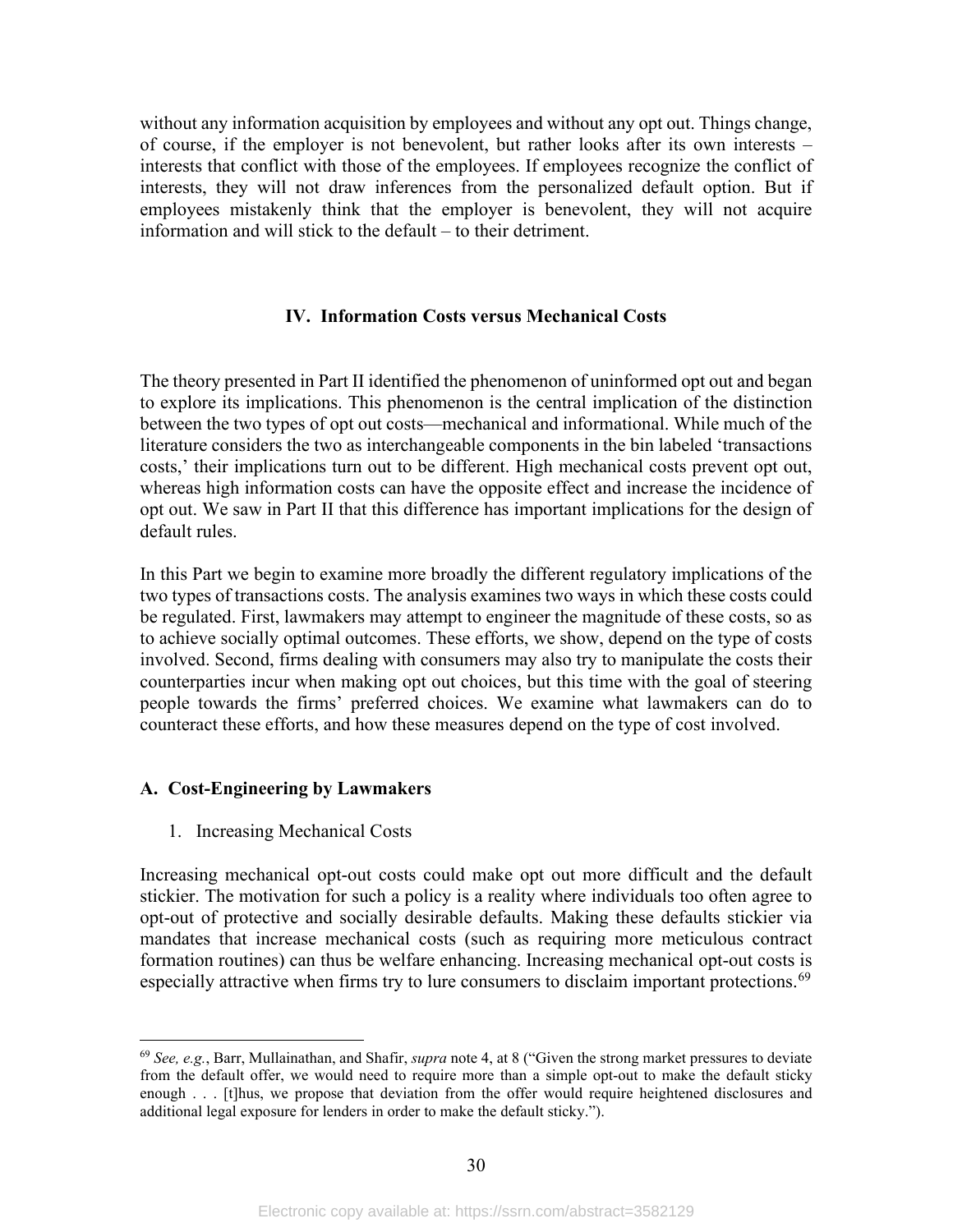without any information acquisition by employees and without any opt out. Things change, of course, if the employer is not benevolent, but rather looks after its own interests – interests that conflict with those of the employees. If employees recognize the conflict of interests, they will not draw inferences from the personalized default option. But if employees mistakenly think that the employer is benevolent, they will not acquire information and will stick to the default – to their detriment.

## IV. Information Costs versus Mechanical Costs

The theory presented in Part II identified the phenomenon of uninformed opt out and began to explore its implications. This phenomenon is the central implication of the distinction between the two types of opt out costs—mechanical and informational. While much of the literature considers the two as interchangeable components in the bin labeled 'transactions costs,' their implications turn out to be different. High mechanical costs prevent opt out, whereas high information costs can have the opposite effect and increase the incidence of opt out. We saw in Part II that this difference has important implications for the design of default rules.

In this Part we begin to examine more broadly the different regulatory implications of the two types of transactions costs. The analysis examines two ways in which these costs could be regulated. First, lawmakers may attempt to engineer the magnitude of these costs, so as to achieve socially optimal outcomes. These efforts, we show, depend on the type of costs involved. Second, firms dealing with consumers may also try to manipulate the costs their counterparties incur when making opt out choices, but this time with the goal of steering people towards the firms' preferred choices. We examine what lawmakers can do to counteract these efforts, and how these measures depend on the type of cost involved.

### A. Cost-Engineering by Lawmakers

#### 1. Increasing Mechanical Costs

Increasing mechanical opt-out costs could make opt out more difficult and the default stickier. The motivation for such a policy is a reality where individuals too often agree to opt-out of protective and socially desirable defaults. Making these defaults stickier via mandates that increase mechanical costs (such as requiring more meticulous contract formation routines) can thus be welfare enhancing. Increasing mechanical opt-out costs is especially attractive when firms try to lure consumers to disclaim important protections.[69]

---

[69] *See, e.g.*, Barr, Mullainathan, and Shafir, *supra* note 4, at 8 ("Given the strong market pressures to deviate from the default offer, we would need to require more than a simple opt-out to make the default sticky enough . . . [t]hus, we propose that deviation from the offer would require heightened disclosures and additional legal exposure for lenders in order to make the default sticky.").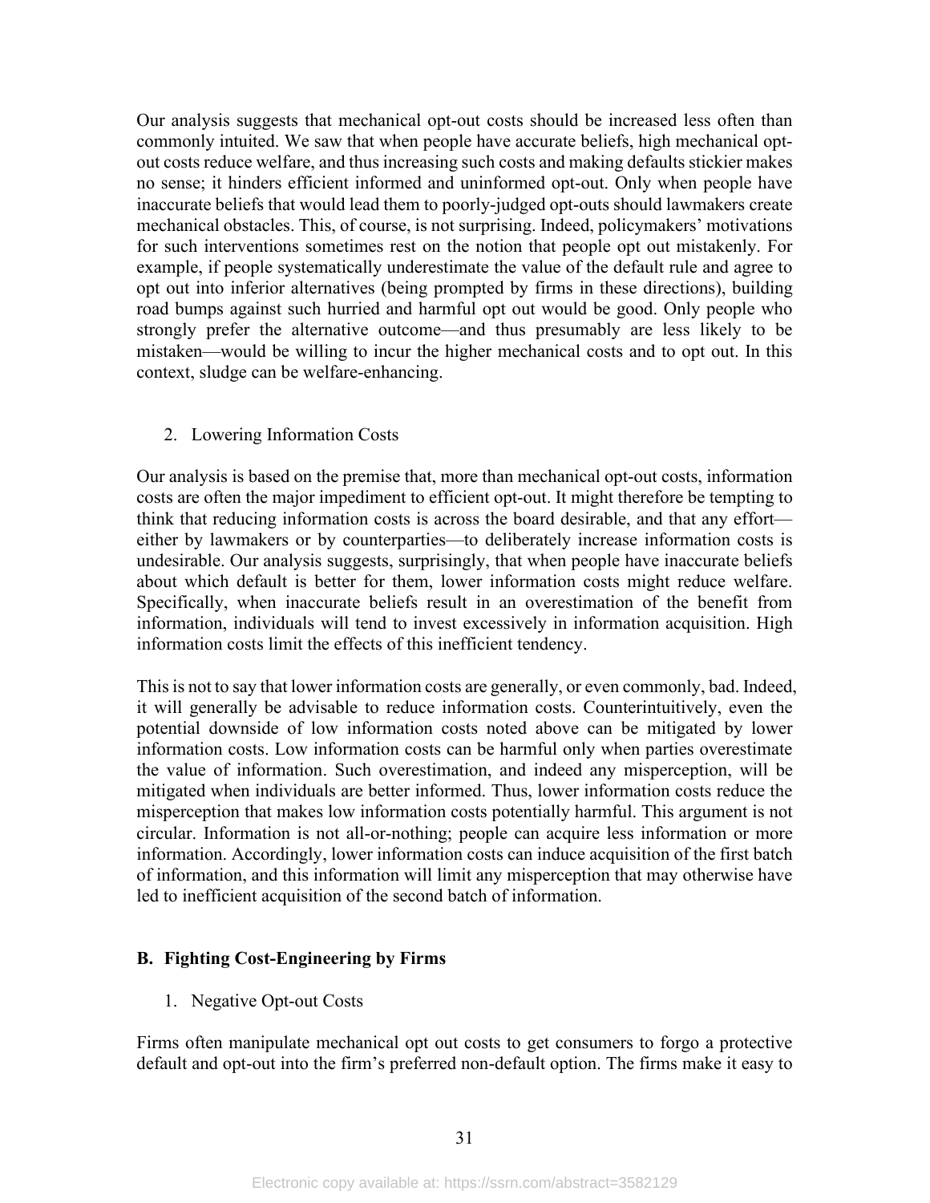Our analysis suggests that mechanical opt-out costs should be increased less often than commonly intuited. We saw that when people have accurate beliefs, high mechanical opt-out costs reduce welfare, and thus increasing such costs and making defaults stickier makes no sense; it hinders efficient informed and uninformed opt-out. Only when people have inaccurate beliefs that would lead them to poorly-judged opt-outs should lawmakers create mechanical obstacles. This, of course, is not surprising. Indeed, policymakers' motivations for such interventions sometimes rest on the notion that people opt out mistakenly. For example, if people systematically underestimate the value of the default rule and agree to opt out into inferior alternatives (being prompted by firms in these directions), building road bumps against such hurried and harmful opt out would be good. Only people who strongly prefer the alternative outcome—and thus presumably are less likely to be mistaken—would be willing to incur the higher mechanical costs and to opt out. In this context, sludge can be welfare-enhancing.

2. Lowering Information Costs

Our analysis is based on the premise that, more than mechanical opt-out costs, information costs are often the major impediment to efficient opt-out. It might therefore be tempting to think that reducing information costs is across the board desirable, and that any effort—either by lawmakers or by counterparties—to deliberately increase information costs is undesirable. Our analysis suggests, surprisingly, that when people have inaccurate beliefs about which default is better for them, lower information costs might reduce welfare. Specifically, when inaccurate beliefs result in an overestimation of the benefit from information, individuals will tend to invest excessively in information acquisition. High information costs limit the effects of this inefficient tendency.

This is not to say that lower information costs are generally, or even commonly, bad. Indeed, it will generally be advisable to reduce information costs. Counterintuitively, even the potential downside of low information costs noted above can be mitigated by lower information costs. Low information costs can be harmful only when parties overestimate the value of information. Such overestimation, and indeed any misperception, will be mitigated when individuals are better informed. Thus, lower information costs reduce the misperception that makes low information costs potentially harmful. This argument is not circular. Information is not all-or-nothing; people can acquire less information or more information. Accordingly, lower information costs can induce acquisition of the first batch of information, and this information will limit any misperception that may otherwise have led to inefficient acquisition of the second batch of information.

## B. Fighting Cost-Engineering by Firms

1. Negative Opt-out Costs

Firms often manipulate mechanical opt out costs to get consumers to forgo a protective default and opt-out into the firm's preferred non-default option. The firms make it easy to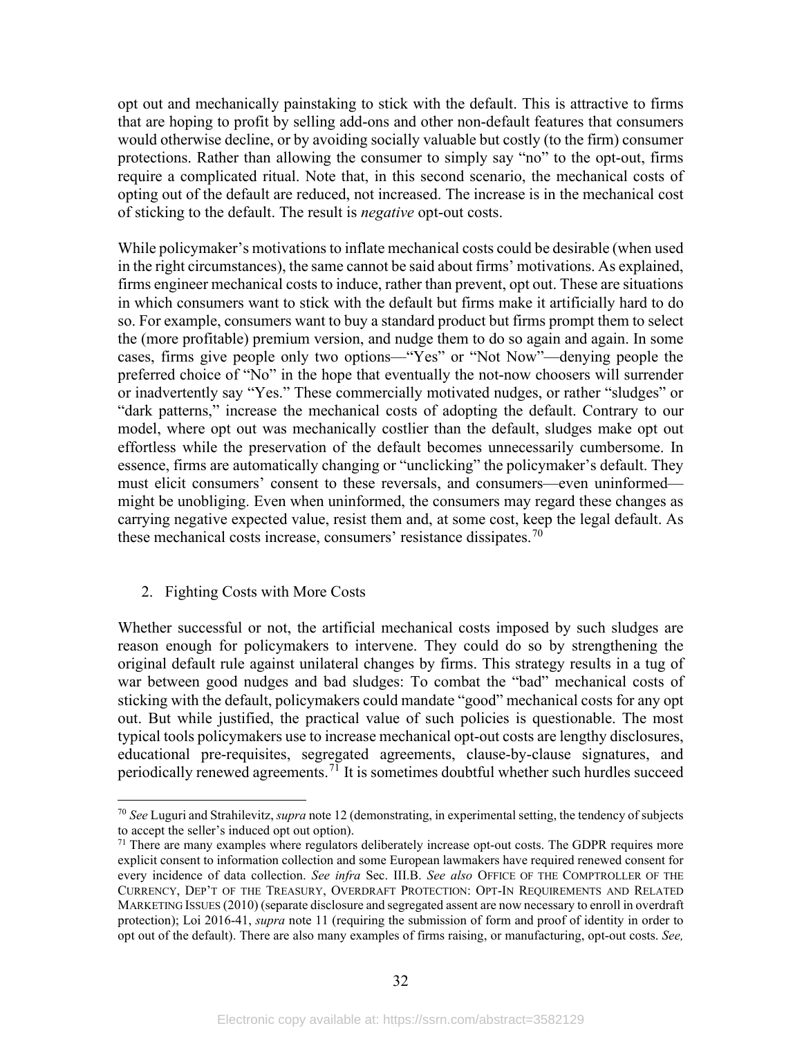opt out and mechanically painstaking to stick with the default. This is attractive to firms that are hoping to profit by selling add-ons and other non-default features that consumers would otherwise decline, or by avoiding socially valuable but costly (to the firm) consumer protections. Rather than allowing the consumer to simply say "no" to the opt-out, firms require a complicated ritual. Note that, in this second scenario, the mechanical costs of opting out of the default are reduced, not increased. The increase is in the mechanical cost of sticking to the default. The result is *negative* opt-out costs.

While policymaker's motivations to inflate mechanical costs could be desirable (when used in the right circumstances), the same cannot be said about firms' motivations. As explained, firms engineer mechanical costs to induce, rather than prevent, opt out. These are situations in which consumers want to stick with the default but firms make it artificially hard to do so. For example, consumers want to buy a standard product but firms prompt them to select the (more profitable) premium version, and nudge them to do so again and again. In some cases, firms give people only two options—"Yes" or "Not Now"—denying people the preferred choice of "No" in the hope that eventually the not-now choosers will surrender or inadvertently say "Yes." These commercially motivated nudges, or rather "sludges" or "dark patterns," increase the mechanical costs of adopting the default. Contrary to our model, where opt out was mechanically costlier than the default, sludges make opt out effortless while the preservation of the default becomes unnecessarily cumbersome. In essence, firms are automatically changing or "unclicking" the policymaker's default. They must elicit consumers' consent to these reversals, and consumers—even uninformed—might be unobliging. Even when uninformed, the consumers may regard these changes as carrying negative expected value, resist them and, at some cost, keep the legal default. As these mechanical costs increase, consumers' resistance dissipates.[70]

2. Fighting Costs with More Costs

Whether successful or not, the artificial mechanical costs imposed by such sludges are reason enough for policymakers to intervene. They could do so by strengthening the original default rule against unilateral changes by firms. This strategy results in a tug of war between good nudges and bad sludges: To combat the "bad" mechanical costs of sticking with the default, policymakers could mandate "good" mechanical costs for any opt out. But while justified, the practical value of such policies is questionable. The most typical tools policymakers use to increase mechanical opt-out costs are lengthy disclosures, educational pre-requisites, segregated agreements, clause-by-clause signatures, and periodically renewed agreements.[71] It is sometimes doubtful whether such hurdles succeed

---

[70] *See* Luguri and Strahilevitz, *supra* note 12 (demonstrating, in experimental setting, the tendency of subjects to accept the seller's induced opt out option).

[71] There are many examples where regulators deliberately increase opt-out costs. The GDPR requires more explicit consent to information collection and some European lawmakers have required renewed consent for every incidence of data collection. *See infra* Sec. III.B. *See also* OFFICE OF THE COMPTROLLER OF THE CURRENCY, DEP'T OF THE TREASURY, OVERDRAFT PROTECTION: OPT-IN REQUIREMENTS AND RELATED MARKETING ISSUES (2010) (separate disclosure and segregated assent are now necessary to enroll in overdraft protection); Loi 2016-41, *supra* note 11 (requiring the submission of form and proof of identity in order to opt out of the default). There are also many examples of firms raising, or manufacturing, opt-out costs. *See,*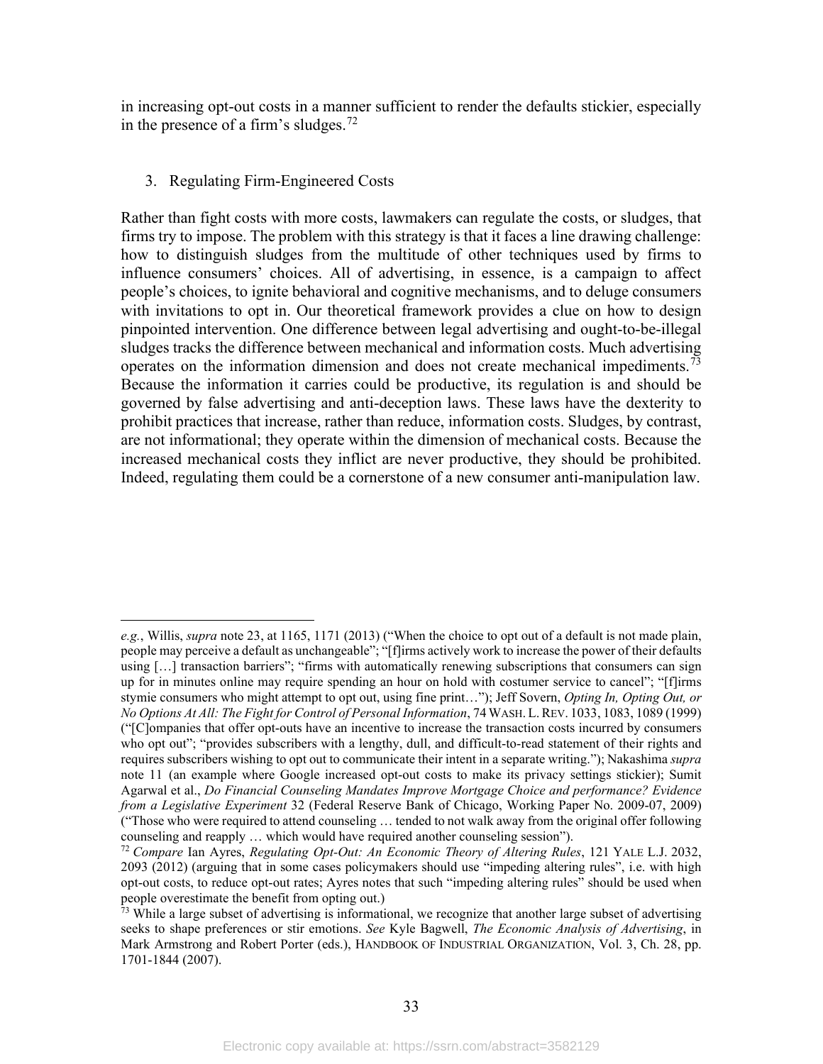in increasing opt-out costs in a manner sufficient to render the defaults stickier, especially in the presence of a firm's sludges.[72]

3. Regulating Firm-Engineered Costs

Rather than fight costs with more costs, lawmakers can regulate the costs, or sludges, that firms try to impose. The problem with this strategy is that it faces a line drawing challenge: how to distinguish sludges from the multitude of other techniques used by firms to influence consumers' choices. All of advertising, in essence, is a campaign to affect people's choices, to ignite behavioral and cognitive mechanisms, and to deluge consumers with invitations to opt in. Our theoretical framework provides a clue on how to design pinpointed intervention. One difference between legal advertising and ought-to-be-illegal sludges tracks the difference between mechanical and information costs. Much advertising operates on the information dimension and does not create mechanical impediments.[73] Because the information it carries could be productive, its regulation is and should be governed by false advertising and anti-deception laws. These laws have the dexterity to prohibit practices that increase, rather than reduce, information costs. Sludges, by contrast, are not informational; they operate within the dimension of mechanical costs. Because the increased mechanical costs they inflict are never productive, they should be prohibited. Indeed, regulating them could be a cornerstone of a new consumer anti-manipulation law.

---

*e.g.*, Willis, *supra* note 23, at 1165, 1171 (2013) ("When the choice to opt out of a default is not made plain, people may perceive a default as unchangeable"; "[f]irms actively work to increase the power of their defaults using […] transaction barriers"; "firms with automatically renewing subscriptions that consumers can sign up for in minutes online may require spending an hour on hold with costumer service to cancel"; "[f]irms stymie consumers who might attempt to opt out, using fine print…"); Jeff Sovern, *Opting In, Opting Out, or No Options At All: The Fight for Control of Personal Information*, 74 WASH. L. REV. 1033, 1083, 1089 (1999) ("[C]ompanies that offer opt-outs have an incentive to increase the transaction costs incurred by consumers who opt out"; "provides subscribers with a lengthy, dull, and difficult-to-read statement of their rights and requires subscribers wishing to opt out to communicate their intent in a separate writing."); Nakashima *supra* note 11 (an example where Google increased opt-out costs to make its privacy settings stickier); Sumit Agarwal et al., *Do Financial Counseling Mandates Improve Mortgage Choice and performance? Evidence from a Legislative Experiment* 32 (Federal Reserve Bank of Chicago, Working Paper No. 2009-07, 2009) ("Those who were required to attend counseling … tended to not walk away from the original offer following counseling and reapply … which would have required another counseling session").

[72] *Compare* Ian Ayres, *Regulating Opt-Out: An Economic Theory of Altering Rules*, 121 YALE L.J. 2032, 2093 (2012) (arguing that in some cases policymakers should use "impeding altering rules", i.e. with high opt-out costs, to reduce opt-out rates; Ayres notes that such "impeding altering rules" should be used when people overestimate the benefit from opting out.)

[73] While a large subset of advertising is informational, we recognize that another large subset of advertising seeks to shape preferences or stir emotions. *See* Kyle Bagwell, *The Economic Analysis of Advertising*, in Mark Armstrong and Robert Porter (eds.), HANDBOOK OF INDUSTRIAL ORGANIZATION, Vol. 3, Ch. 28, pp. 1701-1844 (2007).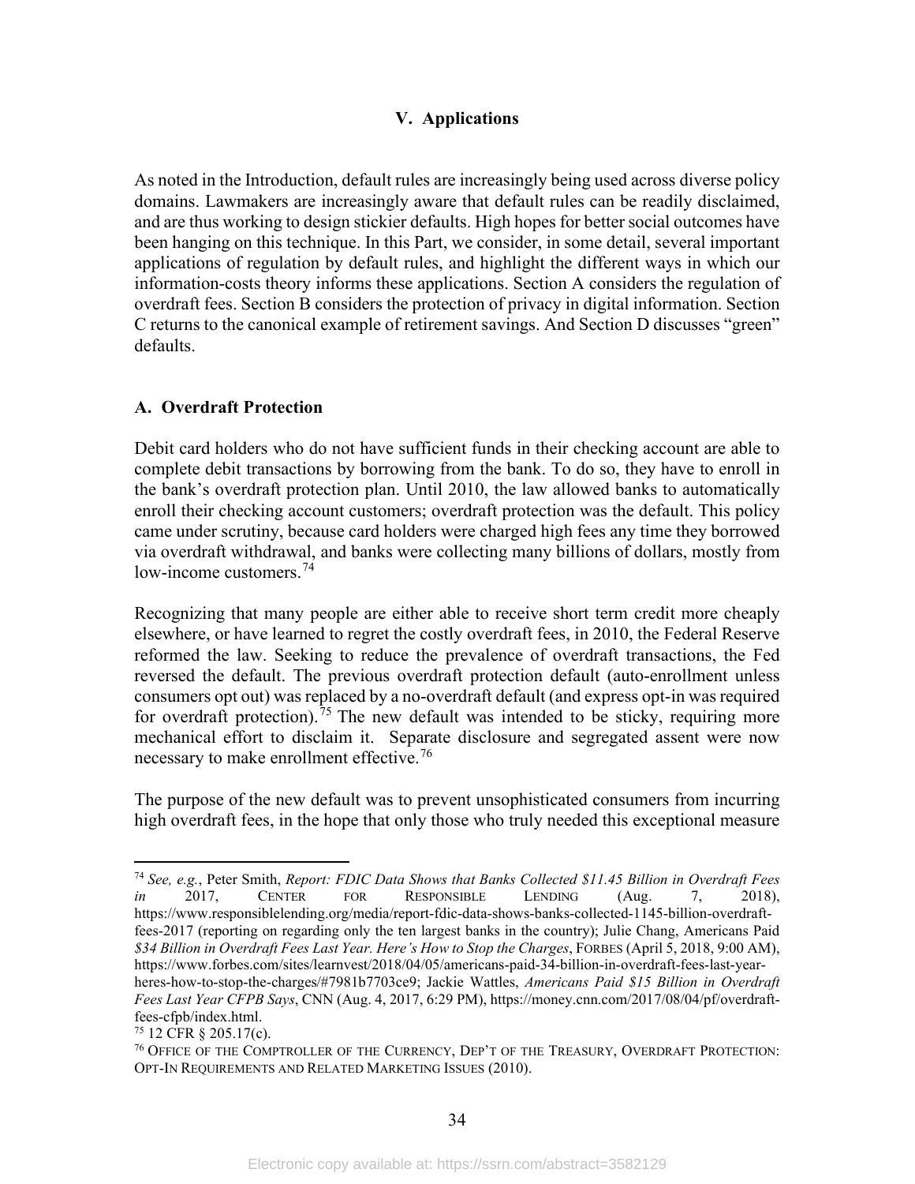## V. Applications

As noted in the Introduction, default rules are increasingly being used across diverse policy domains. Lawmakers are increasingly aware that default rules can be readily disclaimed, and are thus working to design stickier defaults. High hopes for better social outcomes have been hanging on this technique. In this Part, we consider, in some detail, several important applications of regulation by default rules, and highlight the different ways in which our information-costs theory informs these applications. Section A considers the regulation of overdraft fees. Section B considers the protection of privacy in digital information. Section C returns to the canonical example of retirement savings. And Section D discusses "green" defaults.

### A. Overdraft Protection

Debit card holders who do not have sufficient funds in their checking account are able to complete debit transactions by borrowing from the bank. To do so, they have to enroll in the bank's overdraft protection plan. Until 2010, the law allowed banks to automatically enroll their checking account customers; overdraft protection was the default. This policy came under scrutiny, because card holders were charged high fees any time they borrowed via overdraft withdrawal, and banks were collecting many billions of dollars, mostly from low-income customers.[74]

Recognizing that many people are either able to receive short term credit more cheaply elsewhere, or have learned to regret the costly overdraft fees, in 2010, the Federal Reserve reformed the law. Seeking to reduce the prevalence of overdraft transactions, the Fed reversed the default. The previous overdraft protection default (auto-enrollment unless consumers opt out) was replaced by a no-overdraft default (and express opt-in was required for overdraft protection).[75] The new default was intended to be sticky, requiring more mechanical effort to disclaim it. Separate disclosure and segregated assent were now necessary to make enrollment effective.[76]

The purpose of the new default was to prevent unsophisticated consumers from incurring high overdraft fees, in the hope that only those who truly needed this exceptional measure

---

[74] *See, e.g.*, Peter Smith, *Report: FDIC Data Shows that Banks Collected $11.45 Billion in Overdraft Fees in 2017*, CENTER FOR RESPONSIBLE LENDING (Aug. 7, 2018), https://www.responsiblelending.org/media/report-fdic-data-shows-banks-collected-1145-billion-overdraft-fees-2017 (reporting on regarding only the ten largest banks in the country); Julie Chang, Americans Paid *$34 Billion in Overdraft Fees Last Year. Here's How to Stop the Charges*, FORBES (April 5, 2018, 9:00 AM), https://www.forbes.com/sites/learnvest/2018/04/05/americans-paid-34-billion-in-overdraft-fees-last-year-heres-how-to-stop-the-charges/#7981b7703ce9; Jackie Wattles, *Americans Paid $15 Billion in Overdraft Fees Last Year CFPB Says*, CNN (Aug. 4, 2017, 6:29 PM), https://money.cnn.com/2017/08/04/pf/overdraft-fees-cfpb/index.html.

[75] 12 CFR § 205.17(c).

[76] OFFICE OF THE COMPTROLLER OF THE CURRENCY, DEP'T OF THE TREASURY, OVERDRAFT PROTECTION: OPT-IN REQUIREMENTS AND RELATED MARKETING ISSUES (2010).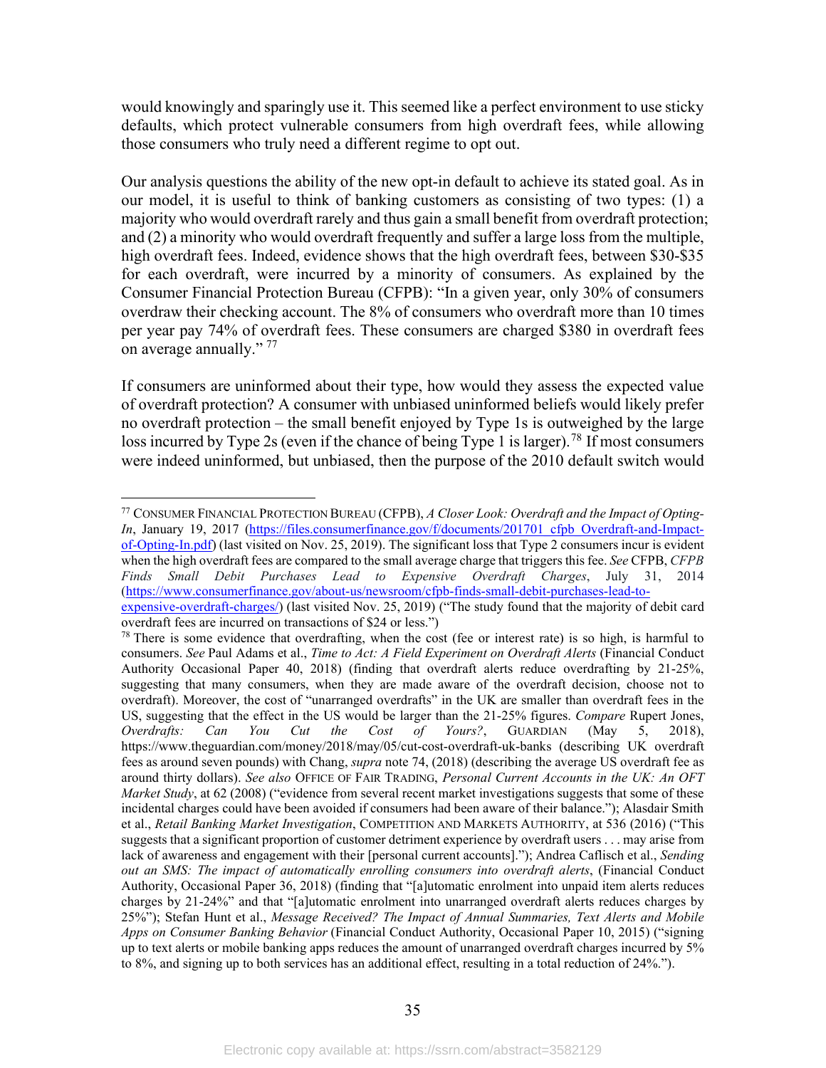would knowingly and sparingly use it. This seemed like a perfect environment to use sticky defaults, which protect vulnerable consumers from high overdraft fees, while allowing those consumers who truly need a different regime to opt out.

Our analysis questions the ability of the new opt-in default to achieve its stated goal. As in our model, it is useful to think of banking customers as consisting of two types: (1) a majority who would overdraft rarely and thus gain a small benefit from overdraft protection; and (2) a minority who would overdraft frequently and suffer a large loss from the multiple, high overdraft fees. Indeed, evidence shows that the high overdraft fees, between $30-$35 for each overdraft, were incurred by a minority of consumers. As explained by the Consumer Financial Protection Bureau (CFPB): "In a given year, only 30% of consumers overdraw their checking account. The 8% of consumers who overdraft more than 10 times per year pay 74% of overdraft fees. These consumers are charged $380 in overdraft fees on average annually." [77]

If consumers are uninformed about their type, how would they assess the expected value of overdraft protection? A consumer with unbiased uninformed beliefs would likely prefer no overdraft protection – the small benefit enjoyed by Type 1s is outweighed by the large loss incurred by Type 2s (even if the chance of being Type 1 is larger).[78] If most consumers were indeed uninformed, but unbiased, then the purpose of the 2010 default switch would

---

[77] CONSUMER FINANCIAL PROTECTION BUREAU (CFPB), *A Closer Look: Overdraft and the Impact of Opting-In*, January 19, 2017 (https://files.consumerfinance.gov/f/documents/201701_cfpb_Overdraft-and-Impact-of-Opting-In.pdf) (last visited on Nov. 25, 2019). The significant loss that Type 2 consumers incur is evident when the high overdraft fees are compared to the small average charge that triggers this fee. *See* CFPB, *CFPB Finds Small Debit Purchases Lead to Expensive Overdraft Charges*, July 31, 2014 (https://www.consumerfinance.gov/about-us/newsroom/cfpb-finds-small-debit-purchases-lead-to-expensive-overdraft-charges/) (last visited Nov. 25, 2019) ("The study found that the majority of debit card overdraft fees are incurred on transactions of $24 or less.")

[78] There is some evidence that overdrafting, when the cost (fee or interest rate) is so high, is harmful to consumers. *See* Paul Adams et al., *Time to Act: A Field Experiment on Overdraft Alerts* (Financial Conduct Authority Occasional Paper 40, 2018) (finding that overdraft alerts reduce overdrafting by 21-25%, suggesting that many consumers, when they are made aware of the overdraft decision, choose not to overdraft). Moreover, the cost of "unarranged overdrafts" in the UK are smaller than overdraft fees in the US, suggesting that the effect in the US would be larger than the 21-25% figures. *Compare* Rupert Jones, *Overdrafts: Can You Cut the Cost of Yours?*, GUARDIAN (May 5, 2018), https://www.theguardian.com/money/2018/may/05/cut-cost-overdraft-uk-banks (describing UK overdraft fees as around seven pounds) with Chang, *supra* note 74, (2018) (describing the average US overdraft fee as around thirty dollars). *See also* OFFICE OF FAIR TRADING, *Personal Current Accounts in the UK: An OFT Market Study*, at 62 (2008) ("evidence from several recent market investigations suggests that some of these incidental charges could have been avoided if consumers had been aware of their balance."); Alasdair Smith et al., *Retail Banking Market Investigation*, COMPETITION AND MARKETS AUTHORITY, at 536 (2016) ("This suggests that a significant proportion of customer detriment experience by overdraft users . . . may arise from lack of awareness and engagement with their [personal current accounts]."); Andrea Caflisch et al., *Sending out an SMS: The impact of automatically enrolling consumers into overdraft alerts*, (Financial Conduct Authority, Occasional Paper 36, 2018) (finding that "[a]utomatic enrolment into unpaid item alerts reduces charges by 21-24%" and that "[a]utomatic enrolment into unarranged overdraft alerts reduces charges by 25%"); Stefan Hunt et al., *Message Received? The Impact of Annual Summaries, Text Alerts and Mobile Apps on Consumer Banking Behavior* (Financial Conduct Authority, Occasional Paper 10, 2015) ("signing up to text alerts or mobile banking apps reduces the amount of unarranged overdraft charges incurred by 5% to 8%, and signing up to both services has an additional effect, resulting in a total reduction of 24%.").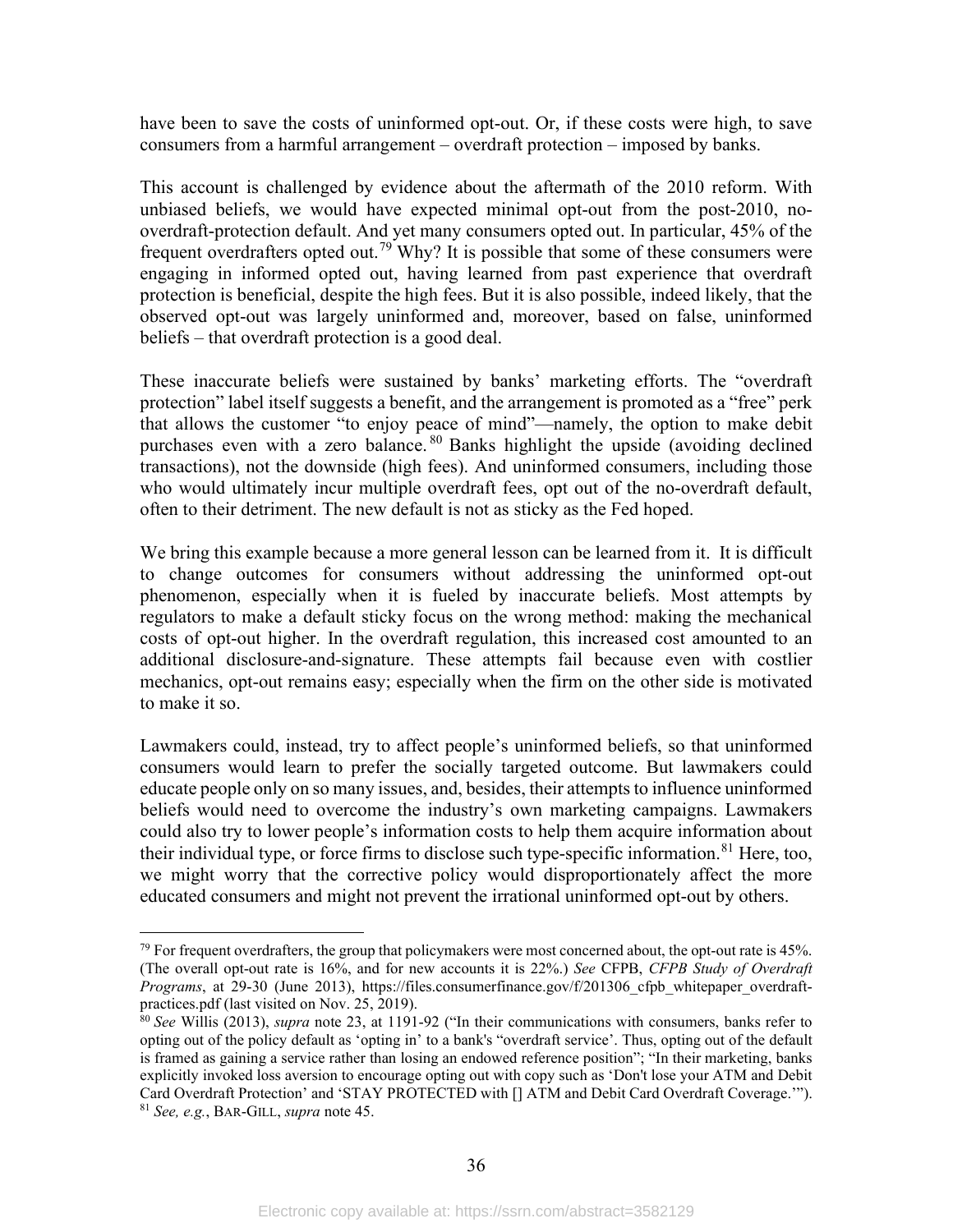have been to save the costs of uninformed opt-out. Or, if these costs were high, to save consumers from a harmful arrangement – overdraft protection – imposed by banks.

This account is challenged by evidence about the aftermath of the 2010 reform. With unbiased beliefs, we would have expected minimal opt-out from the post-2010, no-overdraft-protection default. And yet many consumers opted out. In particular, 45% of the frequent overdrafters opted out.[79] Why? It is possible that some of these consumers were engaging in informed opted out, having learned from past experience that overdraft protection is beneficial, despite the high fees. But it is also possible, indeed likely, that the observed opt-out was largely uninformed and, moreover, based on false, uninformed beliefs – that overdraft protection is a good deal.

These inaccurate beliefs were sustained by banks' marketing efforts. The "overdraft protection" label itself suggests a benefit, and the arrangement is promoted as a "free" perk that allows the customer "to enjoy peace of mind"—namely, the option to make debit purchases even with a zero balance.[80] Banks highlight the upside (avoiding declined transactions), not the downside (high fees). And uninformed consumers, including those who would ultimately incur multiple overdraft fees, opt out of the no-overdraft default, often to their detriment. The new default is not as sticky as the Fed hoped.

We bring this example because a more general lesson can be learned from it. It is difficult to change outcomes for consumers without addressing the uninformed opt-out phenomenon, especially when it is fueled by inaccurate beliefs. Most attempts by regulators to make a default sticky focus on the wrong method: making the mechanical costs of opt-out higher. In the overdraft regulation, this increased cost amounted to an additional disclosure-and-signature. These attempts fail because even with costlier mechanics, opt-out remains easy; especially when the firm on the other side is motivated to make it so.

Lawmakers could, instead, try to affect people's uninformed beliefs, so that uninformed consumers would learn to prefer the socially targeted outcome. But lawmakers could educate people only on so many issues, and, besides, their attempts to influence uninformed beliefs would need to overcome the industry's own marketing campaigns. Lawmakers could also try to lower people's information costs to help them acquire information about their individual type, or force firms to disclose such type-specific information.[81] Here, too, we might worry that the corrective policy would disproportionately affect the more educated consumers and might not prevent the irrational uninformed opt-out by others.

---

[79] For frequent overdrafters, the group that policymakers were most concerned about, the opt-out rate is 45%. (The overall opt-out rate is 16%, and for new accounts it is 22%.) *See* CFPB, *CFPB Study of Overdraft Programs*, at 29-30 (June 2013), https://files.consumerfinance.gov/f/201306_cfpb_whitepaper_overdraft-practices.pdf (last visited on Nov. 25, 2019).

[80] *See* Willis (2013), *supra* note 23, at 1191-92 ("In their communications with consumers, banks refer to opting out of the policy default as 'opting in' to a bank's "overdraft service'. Thus, opting out of the default is framed as gaining a service rather than losing an endowed reference position"; "In their marketing, banks explicitly invoked loss aversion to encourage opting out with copy such as 'Don't lose your ATM and Debit Card Overdraft Protection' and 'STAY PROTECTED with [] ATM and Debit Card Overdraft Coverage.'").

[81] *See, e.g.*, BAR-GILL, *supra* note 45.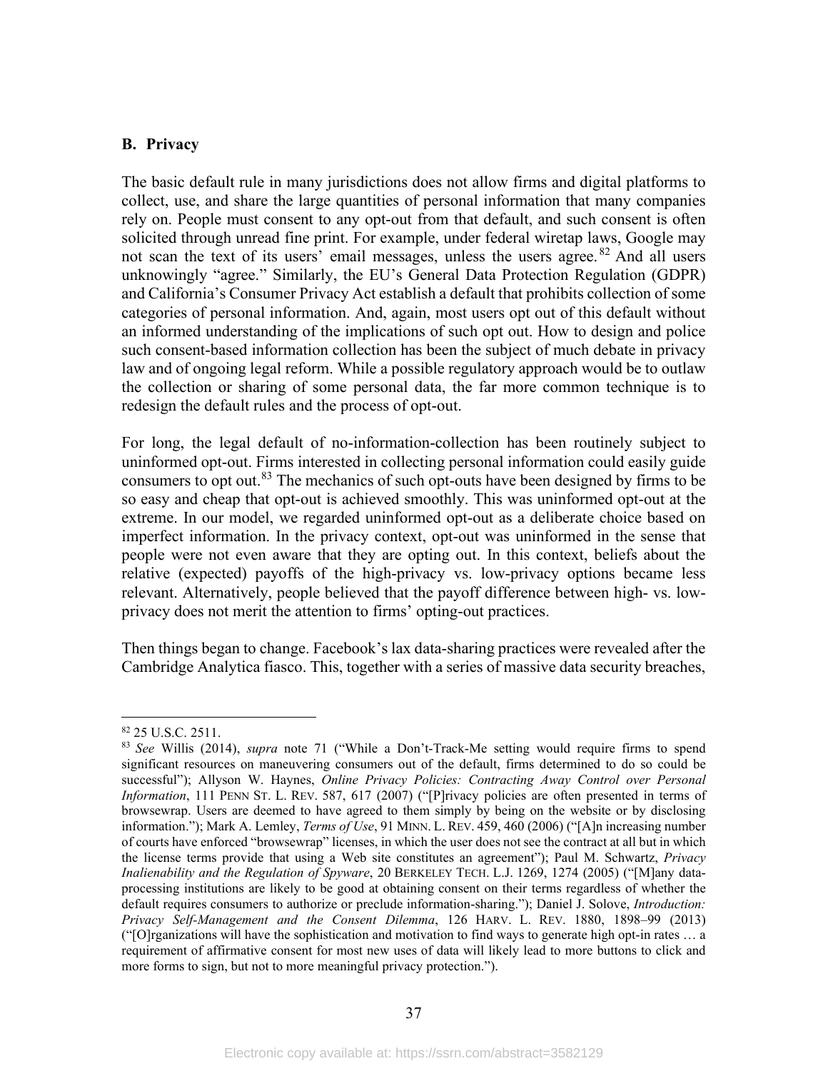### B. Privacy

The basic default rule in many jurisdictions does not allow firms and digital platforms to collect, use, and share the large quantities of personal information that many companies rely on. People must consent to any opt-out from that default, and such consent is often solicited through unread fine print. For example, under federal wiretap laws, Google may not scan the text of its users' email messages, unless the users agree.[82] And all users unknowingly "agree." Similarly, the EU's General Data Protection Regulation (GDPR) and California's Consumer Privacy Act establish a default that prohibits collection of some categories of personal information. And, again, most users opt out of this default without an informed understanding of the implications of such opt out. How to design and police such consent-based information collection has been the subject of much debate in privacy law and of ongoing legal reform. While a possible regulatory approach would be to outlaw the collection or sharing of some personal data, the far more common technique is to redesign the default rules and the process of opt-out.

For long, the legal default of no-information-collection has been routinely subject to uninformed opt-out. Firms interested in collecting personal information could easily guide consumers to opt out.[83] The mechanics of such opt-outs have been designed by firms to be so easy and cheap that opt-out is achieved smoothly. This was uninformed opt-out at the extreme. In our model, we regarded uninformed opt-out as a deliberate choice based on imperfect information. In the privacy context, opt-out was uninformed in the sense that people were not even aware that they are opting out. In this context, beliefs about the relative (expected) payoffs of the high-privacy vs. low-privacy options became less relevant. Alternatively, people believed that the payoff difference between high- vs. low-privacy does not merit the attention to firms' opting-out practices.

Then things began to change. Facebook's lax data-sharing practices were revealed after the Cambridge Analytica fiasco. This, together with a series of massive data security breaches,

---

[82] 25 U.S.C. 2511.

[83] *See* Willis (2014), *supra* note 71 ("While a Don't-Track-Me setting would require firms to spend significant resources on maneuvering consumers out of the default, firms determined to do so could be successful"); Allyson W. Haynes, *Online Privacy Policies: Contracting Away Control over Personal Information*, 111 PENN ST. L. REV. 587, 617 (2007) ("[P]rivacy policies are often presented in terms of browsewrap. Users are deemed to have agreed to them simply by being on the website or by disclosing information."); Mark A. Lemley, *Terms of Use*, 91 MINN. L. REV. 459, 460 (2006) ("[A]n increasing number of courts have enforced "browsewrap" licenses, in which the user does not see the contract at all but in which the license terms provide that using a Web site constitutes an agreement"); Paul M. Schwartz, *Privacy Inalienability and the Regulation of Spyware*, 20 BERKELEY TECH. L.J. 1269, 1274 (2005) ("[M]any data-processing institutions are likely to be good at obtaining consent on their terms regardless of whether the default requires consumers to authorize or preclude information-sharing."); Daniel J. Solove, *Introduction: Privacy Self-Management and the Consent Dilemma*, 126 HARV. L. REV. 1880, 1898–99 (2013) ("[O]rganizations will have the sophistication and motivation to find ways to generate high opt-in rates … a requirement of affirmative consent for most new uses of data will likely lead to more buttons to click and more forms to sign, but not to more meaningful privacy protection.").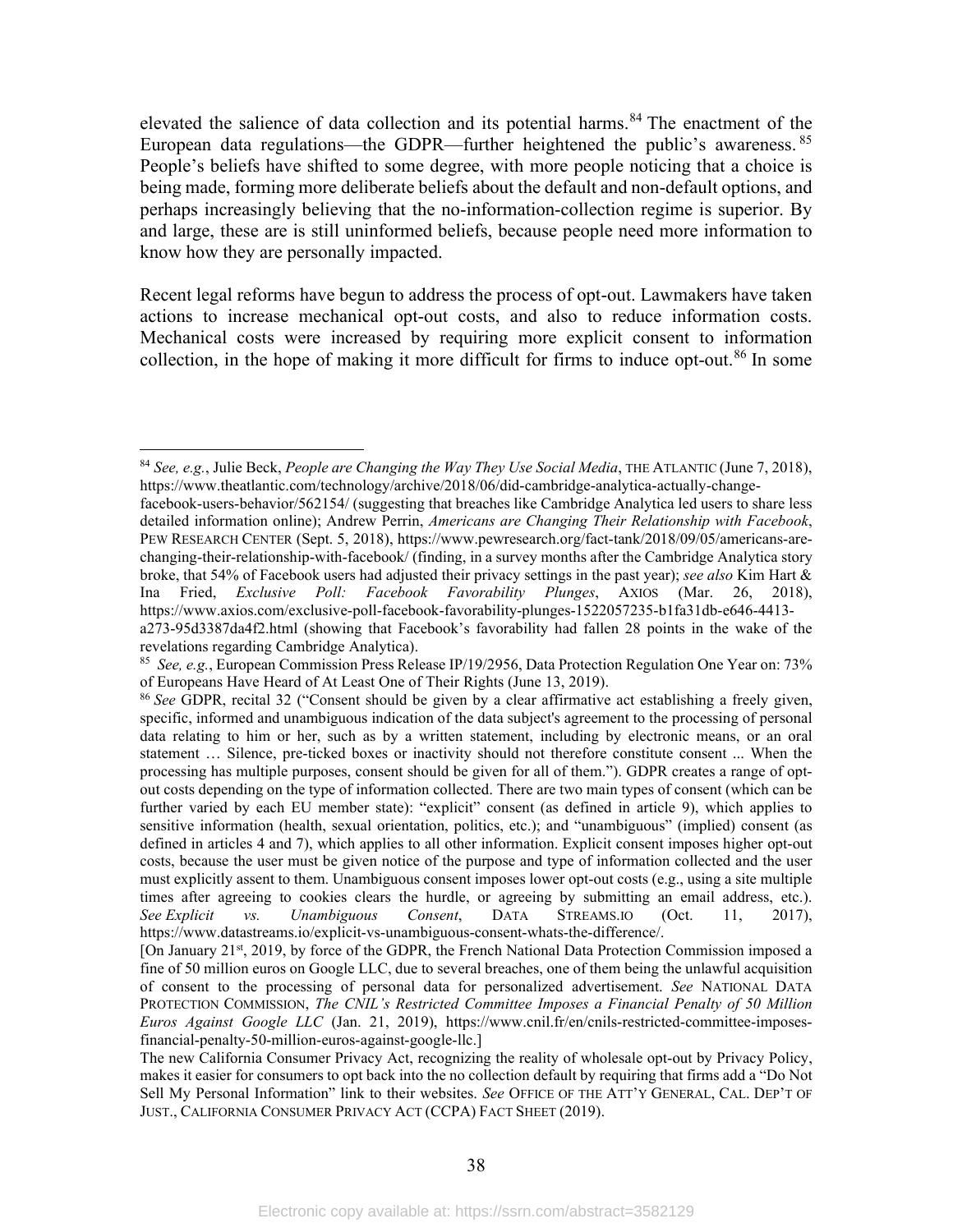elevated the salience of data collection and its potential harms.[84] The enactment of the European data regulations—the GDPR—further heightened the public's awareness.[85] People's beliefs have shifted to some degree, with more people noticing that a choice is being made, forming more deliberate beliefs about the default and non-default options, and perhaps increasingly believing that the no-information-collection regime is superior. By and large, these are is still uninformed beliefs, because people need more information to know how they are personally impacted.

Recent legal reforms have begun to address the process of opt-out. Lawmakers have taken actions to increase mechanical opt-out costs, and also to reduce information costs. Mechanical costs were increased by requiring more explicit consent to information collection, in the hope of making it more difficult for firms to induce opt-out.[86] In some

---

[84] *See, e.g.*, Julie Beck, *People are Changing the Way They Use Social Media*, THE ATLANTIC (June 7, 2018), https://www.theatlantic.com/technology/archive/2018/06/did-cambridge-analytica-actually-change-facebook-users-behavior/562154/ (suggesting that breaches like Cambridge Analytica led users to share less detailed information online); Andrew Perrin, *Americans are Changing Their Relationship with Facebook*, PEW RESEARCH CENTER (Sept. 5, 2018), https://www.pewresearch.org/fact-tank/2018/09/05/americans-are-changing-their-relationship-with-facebook/ (finding, in a survey months after the Cambridge Analytica story broke, that 54% of Facebook users had adjusted their privacy settings in the past year); *see also* Kim Hart & Ina Fried, *Exclusive Poll: Facebook Favorability Plunges*, AXIOS (Mar. 26, 2018), https://www.axios.com/exclusive-poll-facebook-favorability-plunges-1522057235-b1fa31db-e646-4413-a273-95d3387da4f2.html (showing that Facebook's favorability had fallen 28 points in the wake of the revelations regarding Cambridge Analytica).

[85] *See, e.g.*, European Commission Press Release IP/19/2956, Data Protection Regulation One Year on: 73% of Europeans Have Heard of At Least One of Their Rights (June 13, 2019).

[86] *See* GDPR, recital 32 ("Consent should be given by a clear affirmative act establishing a freely given, specific, informed and unambiguous indication of the data subject's agreement to the processing of personal data relating to him or her, such as by a written statement, including by electronic means, or an oral statement … Silence, pre-ticked boxes or inactivity should not therefore constitute consent ... When the processing has multiple purposes, consent should be given for all of them."). GDPR creates a range of opt-out costs depending on the type of information collected. There are two main types of consent (which can be further varied by each EU member state): "explicit" consent (as defined in article 9), which applies to sensitive information (health, sexual orientation, politics, etc.); and "unambiguous" (implied) consent (as defined in articles 4 and 7), which applies to all other information. Explicit consent imposes higher opt-out costs, because the user must be given notice of the purpose and type of information collected and the user must explicitly assent to them. Unambiguous consent imposes lower opt-out costs (e.g., using a site multiple times after agreeing to cookies clears the hurdle, or agreeing by submitting an email address, etc.). *See Explicit vs. Unambiguous Consent*, DATA STREAMS.IO (Oct. 11, 2017), https://www.datastreams.io/explicit-vs-unambiguous-consent-whats-the-difference/.

[On January 21st, 2019, by force of the GDPR, the French National Data Protection Commission imposed a fine of 50 million euros on Google LLC, due to several breaches, one of them being the unlawful acquisition of consent to the processing of personal data for personalized advertisement. *See* NATIONAL DATA PROTECTION COMMISSION, *The CNIL's Restricted Committee Imposes a Financial Penalty of 50 Million Euros Against Google LLC* (Jan. 21, 2019), https://www.cnil.fr/en/cnils-restricted-committee-imposes-financial-penalty-50-million-euros-against-google-llc.]

The new California Consumer Privacy Act, recognizing the reality of wholesale opt-out by Privacy Policy, makes it easier for consumers to opt back into the no collection default by requiring that firms add a "Do Not Sell My Personal Information" link to their websites. *See* OFFICE OF THE ATT'Y GENERAL, CAL. DEP'T OF JUST., CALIFORNIA CONSUMER PRIVACY ACT (CCPA) FACT SHEET (2019).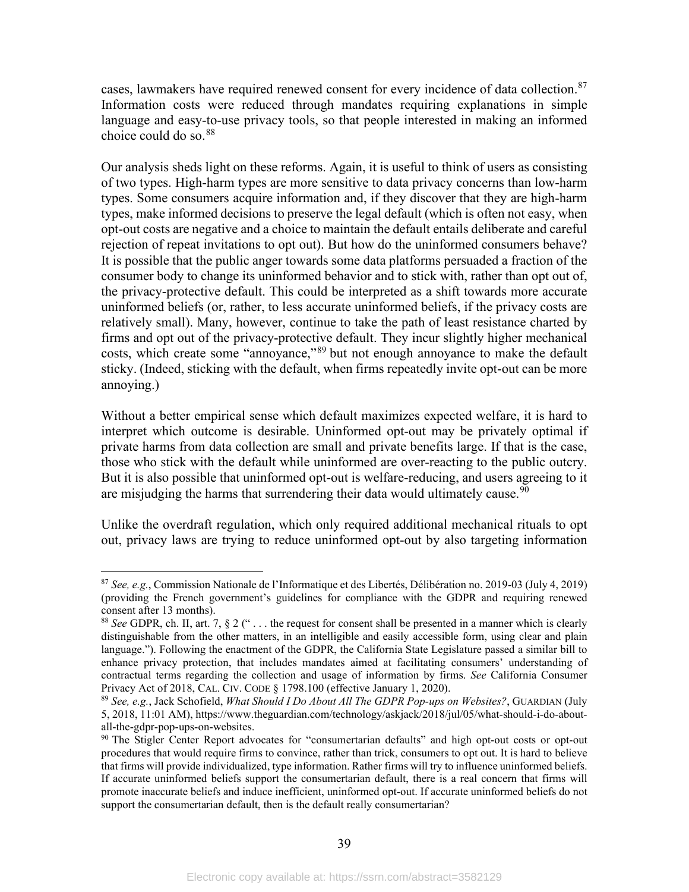cases, lawmakers have required renewed consent for every incidence of data collection.[87] Information costs were reduced through mandates requiring explanations in simple language and easy-to-use privacy tools, so that people interested in making an informed choice could do so.[88]

Our analysis sheds light on these reforms. Again, it is useful to think of users as consisting of two types. High-harm types are more sensitive to data privacy concerns than low-harm types. Some consumers acquire information and, if they discover that they are high-harm types, make informed decisions to preserve the legal default (which is often not easy, when opt-out costs are negative and a choice to maintain the default entails deliberate and careful rejection of repeat invitations to opt out). But how do the uninformed consumers behave? It is possible that the public anger towards some data platforms persuaded a fraction of the consumer body to change its uninformed behavior and to stick with, rather than opt out of, the privacy-protective default. This could be interpreted as a shift towards more accurate uninformed beliefs (or, rather, to less accurate uninformed beliefs, if the privacy costs are relatively small). Many, however, continue to take the path of least resistance charted by firms and opt out of the privacy-protective default. They incur slightly higher mechanical costs, which create some "annoyance,"[89] but not enough annoyance to make the default sticky. (Indeed, sticking with the default, when firms repeatedly invite opt-out can be more annoying.)

Without a better empirical sense which default maximizes expected welfare, it is hard to interpret which outcome is desirable. Uninformed opt-out may be privately optimal if private harms from data collection are small and private benefits large. If that is the case, those who stick with the default while uninformed are over-reacting to the public outcry. But it is also possible that uninformed opt-out is welfare-reducing, and users agreeing to it are misjudging the harms that surrendering their data would ultimately cause.[90]

Unlike the overdraft regulation, which only required additional mechanical rituals to opt out, privacy laws are trying to reduce uninformed opt-out by also targeting information

---

[87] *See, e.g.*, Commission Nationale de l'Informatique et des Libertés, Délibération no. 2019-03 (July 4, 2019) (providing the French government's guidelines for compliance with the GDPR and requiring renewed consent after 13 months).

[88] *See* GDPR, ch. II, art. 7, § 2 (" . . . the request for consent shall be presented in a manner which is clearly distinguishable from the other matters, in an intelligible and easily accessible form, using clear and plain language."). Following the enactment of the GDPR, the California State Legislature passed a similar bill to enhance privacy protection, that includes mandates aimed at facilitating consumers' understanding of contractual terms regarding the collection and usage of information by firms. *See* California Consumer Privacy Act of 2018, CAL. CIV. CODE § 1798.100 (effective January 1, 2020).

[89] *See, e.g.*, Jack Schofield, *What Should I Do About All The GDPR Pop-ups on Websites?*, GUARDIAN (July 5, 2018, 11:01 AM), https://www.theguardian.com/technology/askjack/2018/jul/05/what-should-i-do-about-all-the-gdpr-pop-ups-on-websites.

[90] The Stigler Center Report advocates for "consumertarian defaults" and high opt-out costs or opt-out procedures that would require firms to convince, rather than trick, consumers to opt out. It is hard to believe that firms will provide individualized, type information. Rather firms will try to influence uninformed beliefs. If accurate uninformed beliefs support the consumertarian default, there is a real concern that firms will promote inaccurate beliefs and induce inefficient, uninformed opt-out. If accurate uninformed beliefs do not support the consumertarian default, then is the default really consumertarian?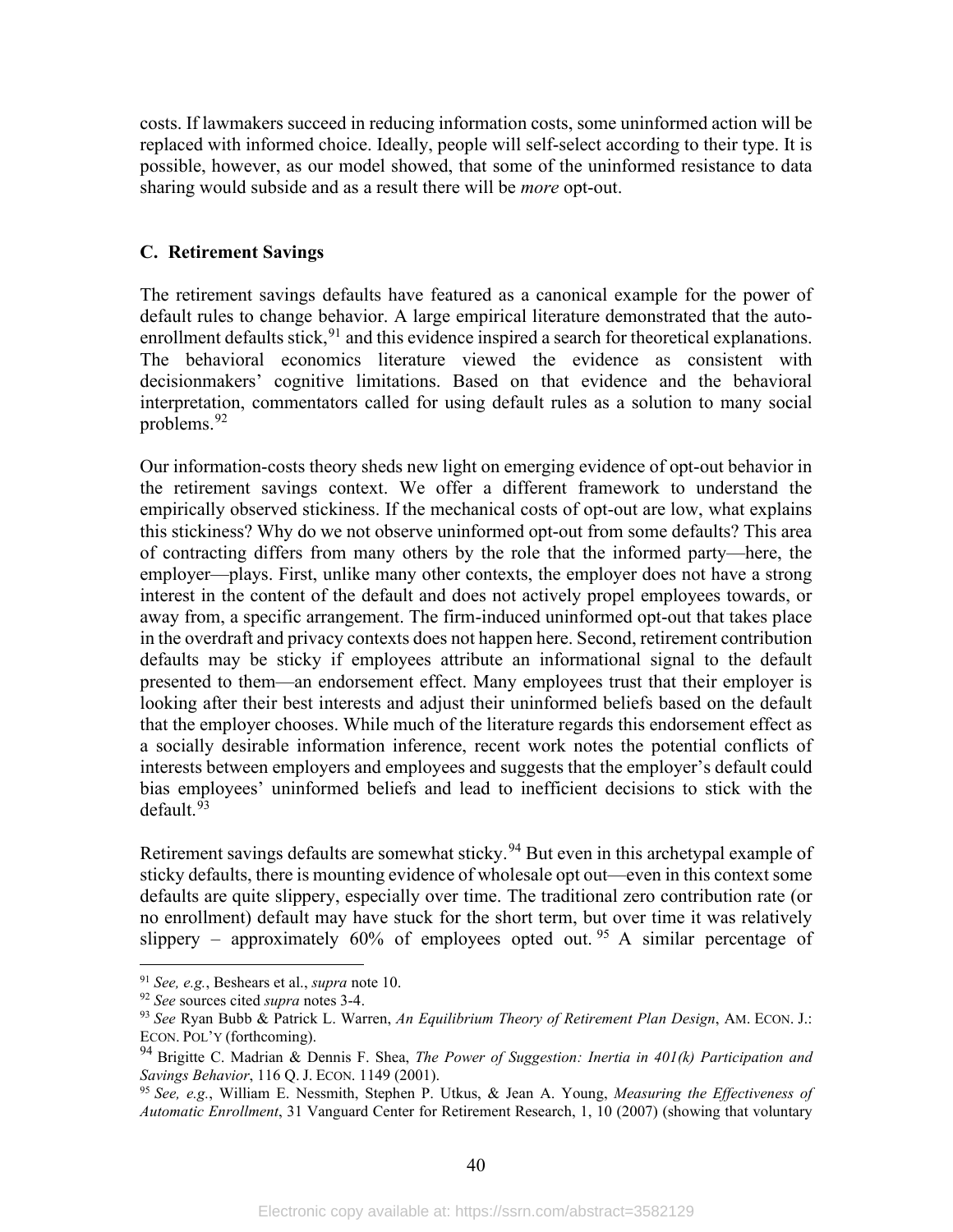costs. If lawmakers succeed in reducing information costs, some uninformed action will be replaced with informed choice. Ideally, people will self-select according to their type. It is possible, however, as our model showed, that some of the uninformed resistance to data sharing would subside and as a result there will be *more* opt-out.

### C. Retirement Savings

The retirement savings defaults have featured as a canonical example for the power of default rules to change behavior. A large empirical literature demonstrated that the auto-enrollment defaults stick,[91] and this evidence inspired a search for theoretical explanations. The behavioral economics literature viewed the evidence as consistent with decisionmakers' cognitive limitations. Based on that evidence and the behavioral interpretation, commentators called for using default rules as a solution to many social problems.[92]

Our information-costs theory sheds new light on emerging evidence of opt-out behavior in the retirement savings context. We offer a different framework to understand the empirically observed stickiness. If the mechanical costs of opt-out are low, what explains this stickiness? Why do we not observe uninformed opt-out from some defaults? This area of contracting differs from many others by the role that the informed party—here, the employer—plays. First, unlike many other contexts, the employer does not have a strong interest in the content of the default and does not actively propel employees towards, or away from, a specific arrangement. The firm-induced uninformed opt-out that takes place in the overdraft and privacy contexts does not happen here. Second, retirement contribution defaults may be sticky if employees attribute an informational signal to the default presented to them—an endorsement effect. Many employees trust that their employer is looking after their best interests and adjust their uninformed beliefs based on the default that the employer chooses. While much of the literature regards this endorsement effect as a socially desirable information inference, recent work notes the potential conflicts of interests between employers and employees and suggests that the employer's default could bias employees' uninformed beliefs and lead to inefficient decisions to stick with the default.[93]

Retirement savings defaults are somewhat sticky.[94] But even in this archetypal example of sticky defaults, there is mounting evidence of wholesale opt out—even in this context some defaults are quite slippery, especially over time. The traditional zero contribution rate (or no enrollment) default may have stuck for the short term, but over time it was relatively slippery – approximately 60% of employees opted out.[95] A similar percentage of

---

[91] *See, e.g.*, Beshears et al., *supra* note 10.

[92] *See* sources cited *supra* notes 3-4.

[93] *See* Ryan Bubb & Patrick L. Warren, *An Equilibrium Theory of Retirement Plan Design*, AM. ECON. J.: ECON. POL'Y (forthcoming).

[94] Brigitte C. Madrian & Dennis F. Shea, *The Power of Suggestion: Inertia in 401(k) Participation and Savings Behavior*, 116 Q. J. ECON. 1149 (2001).

[95] *See, e.g.*, William E. Nessmith, Stephen P. Utkus, & Jean A. Young, *Measuring the Effectiveness of Automatic Enrollment*, 31 Vanguard Center for Retirement Research, 1, 10 (2007) (showing that voluntary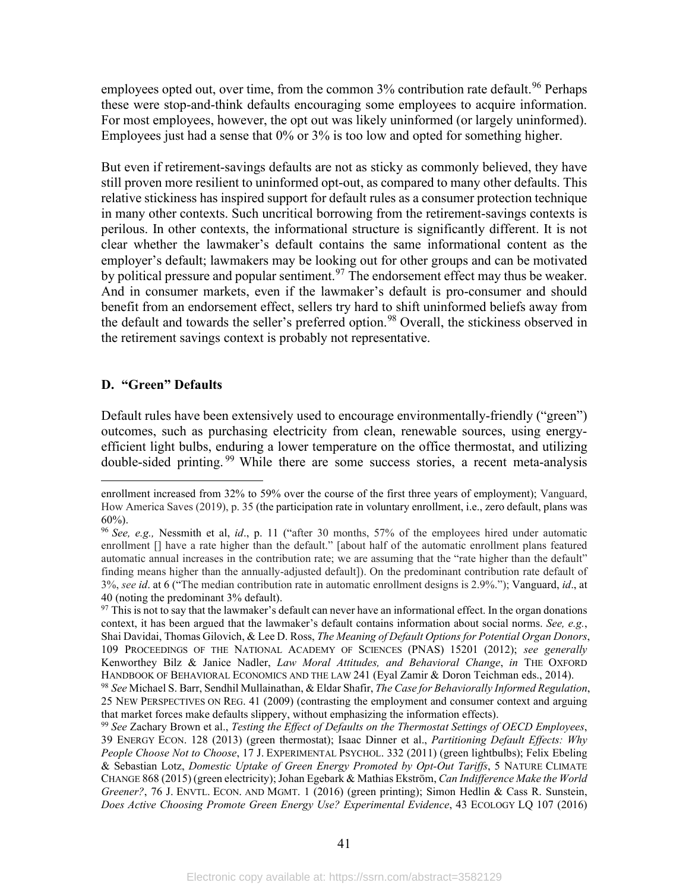employees opted out, over time, from the common 3% contribution rate default.[96] Perhaps these were stop-and-think defaults encouraging some employees to acquire information. For most employees, however, the opt out was likely uninformed (or largely uninformed). Employees just had a sense that 0% or 3% is too low and opted for something higher.

But even if retirement-savings defaults are not as sticky as commonly believed, they have still proven more resilient to uninformed opt-out, as compared to many other defaults. This relative stickiness has inspired support for default rules as a consumer protection technique in many other contexts. Such uncritical borrowing from the retirement-savings contexts is perilous. In other contexts, the informational structure is significantly different. It is not clear whether the lawmaker's default contains the same informational content as the employer's default; lawmakers may be looking out for other groups and can be motivated by political pressure and popular sentiment.[97] The endorsement effect may thus be weaker. And in consumer markets, even if the lawmaker's default is pro-consumer and should benefit from an endorsement effect, sellers try hard to shift uninformed beliefs away from the default and towards the seller's preferred option.[98] Overall, the stickiness observed in the retirement savings context is probably not representative.

### D. "Green" Defaults

Default rules have been extensively used to encourage environmentally-friendly ("green") outcomes, such as purchasing electricity from clean, renewable sources, using energy-efficient light bulbs, enduring a lower temperature on the office thermostat, and utilizing double-sided printing.[99] While there are some success stories, a recent meta-analysis

---

enrollment increased from 32% to 59% over the course of the first three years of employment); Vanguard, How America Saves (2019), p. 35 (the participation rate in voluntary enrollment, i.e., zero default, plans was 60%).

[96] *See, e.g.,* Nessmith et al, *id*., p. 11 ("after 30 months, 57% of the employees hired under automatic enrollment [] have a rate higher than the default." [about half of the automatic enrollment plans featured automatic annual increases in the contribution rate; we are assuming that the "rate higher than the default" finding means higher than the annually-adjusted default]). On the predominant contribution rate default of 3%, *see id*. at 6 ("The median contribution rate in automatic enrollment designs is 2.9%."); Vanguard, *id*., at 40 (noting the predominant 3% default).

[97] This is not to say that the lawmaker's default can never have an informational effect. In the organ donations context, it has been argued that the lawmaker's default contains information about social norms. *See, e.g.*, Shai Davidai, Thomas Gilovich, & Lee D. Ross, *The Meaning of Default Options for Potential Organ Donors*, 109 PROCEEDINGS OF THE NATIONAL ACADEMY OF SCIENCES (PNAS) 15201 (2012); *see generally* Kenworthey Bilz & Janice Nadler, *Law Moral Attitudes, and Behavioral Change*, *in* THE OXFORD HANDBOOK OF BEHAVIORAL ECONOMICS AND THE LAW 241 (Eyal Zamir & Doron Teichman eds., 2014).

[98] *See* Michael S. Barr, Sendhil Mullainathan, & Eldar Shafir, *The Case for Behaviorally Informed Regulation*, 25 NEW PERSPECTIVES ON REG. 41 (2009) (contrasting the employment and consumer context and arguing that market forces make defaults slippery, without emphasizing the information effects).

[99] *See* Zachary Brown et al., *Testing the Effect of Defaults on the Thermostat Settings of OECD Employees*, 39 ENERGY ECON. 128 (2013) (green thermostat); Isaac Dinner et al., *Partitioning Default Effects: Why People Choose Not to Choose*, 17 J. EXPERIMENTAL PSYCHOL. 332 (2011) (green lightbulbs); Felix Ebeling & Sebastian Lotz, *Domestic Uptake of Green Energy Promoted by Opt-Out Tariffs*, 5 NATURE CLIMATE CHANGE 868 (2015) (green electricity); Johan Egebark & Mathias Ekström, *Can Indifference Make the World Greener?*, 76 J. ENVTL. ECON. AND MGMT. 1 (2016) (green printing); Simon Hedlin & Cass R. Sunstein, *Does Active Choosing Promote Green Energy Use? Experimental Evidence*, 43 ECOLOGY LQ 107 (2016)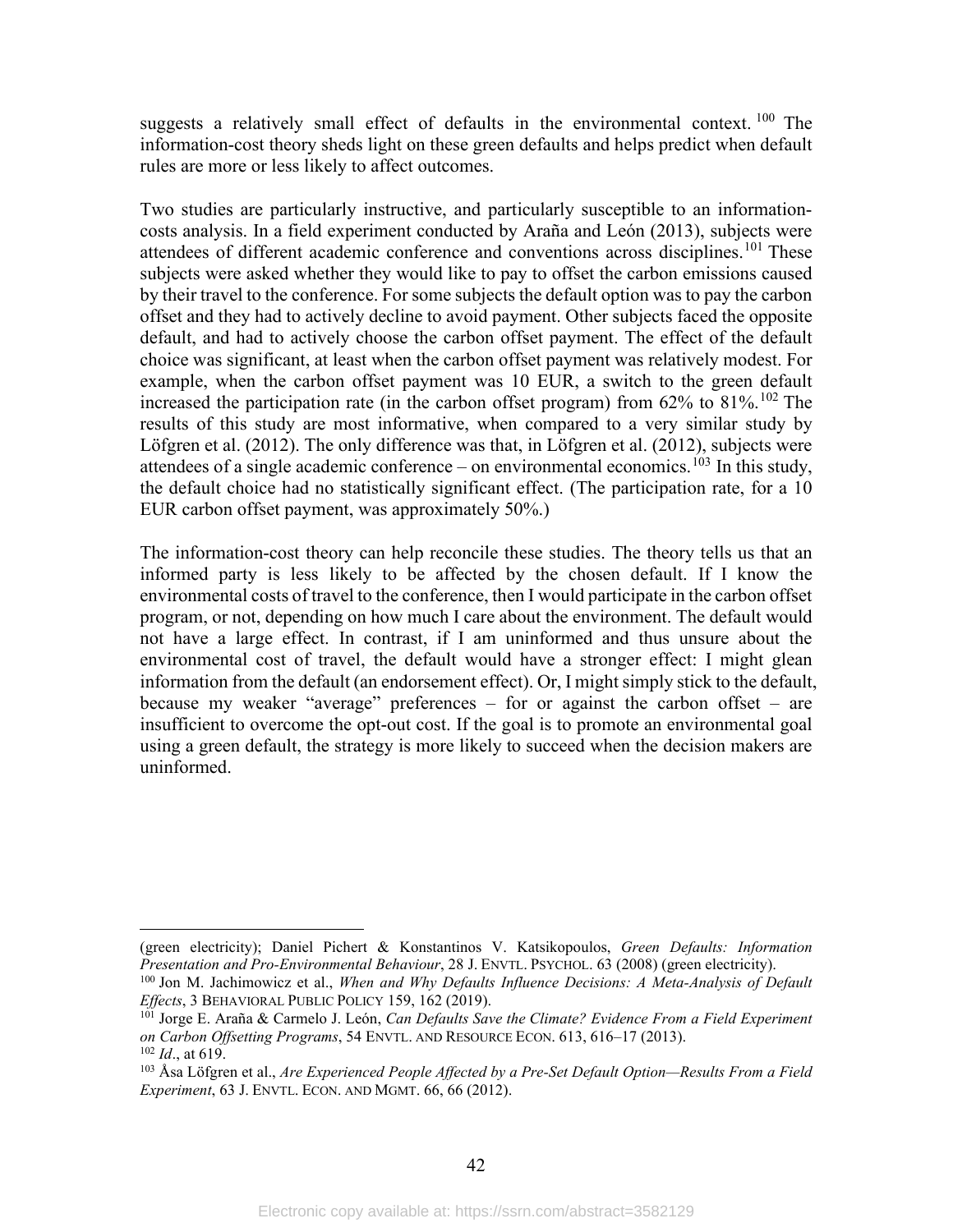suggests a relatively small effect of defaults in the environmental context.[100] The information-cost theory sheds light on these green defaults and helps predict when default rules are more or less likely to affect outcomes.

Two studies are particularly instructive, and particularly susceptible to an information-costs analysis. In a field experiment conducted by Araña and León (2013), subjects were attendees of different academic conference and conventions across disciplines.[101] These subjects were asked whether they would like to pay to offset the carbon emissions caused by their travel to the conference. For some subjects the default option was to pay the carbon offset and they had to actively decline to avoid payment. Other subjects faced the opposite default, and had to actively choose the carbon offset payment. The effect of the default choice was significant, at least when the carbon offset payment was relatively modest. For example, when the carbon offset payment was 10 EUR, a switch to the green default increased the participation rate (in the carbon offset program) from 62% to 81%.[102] The results of this study are most informative, when compared to a very similar study by Löfgren et al. (2012). The only difference was that, in Löfgren et al. (2012), subjects were attendees of a single academic conference – on environmental economics.[103] In this study, the default choice had no statistically significant effect. (The participation rate, for a 10 EUR carbon offset payment, was approximately 50%.)

The information-cost theory can help reconcile these studies. The theory tells us that an informed party is less likely to be affected by the chosen default. If I know the environmental costs of travel to the conference, then I would participate in the carbon offset program, or not, depending on how much I care about the environment. The default would not have a large effect. In contrast, if I am uninformed and thus unsure about the environmental cost of travel, the default would have a stronger effect: I might glean information from the default (an endorsement effect). Or, I might simply stick to the default, because my weaker "average" preferences – for or against the carbon offset – are insufficient to overcome the opt-out cost. If the goal is to promote an environmental goal using a green default, the strategy is more likely to succeed when the decision makers are uninformed.

---

(green electricity); Daniel Pichert & Konstantinos V. Katsikopoulos, *Green Defaults: Information Presentation and Pro-Environmental Behaviour*, 28 J. ENVTL. PSYCHOL. 63 (2008) (green electricity).

[100] Jon M. Jachimowicz et al., *When and Why Defaults Influence Decisions: A Meta-Analysis of Default Effects*, 3 BEHAVIORAL PUBLIC POLICY 159, 162 (2019).

[101] Jorge E. Araña & Carmelo J. León, *Can Defaults Save the Climate? Evidence From a Field Experiment on Carbon Offsetting Programs*, 54 ENVTL. AND RESOURCE ECON. 613, 616–17 (2013).

[102] *Id*., at 619.

[103] Åsa Löfgren et al., *Are Experienced People Affected by a Pre-Set Default Option—Results From a Field Experiment*, 63 J. ENVTL. ECON. AND MGMT. 66, 66 (2012).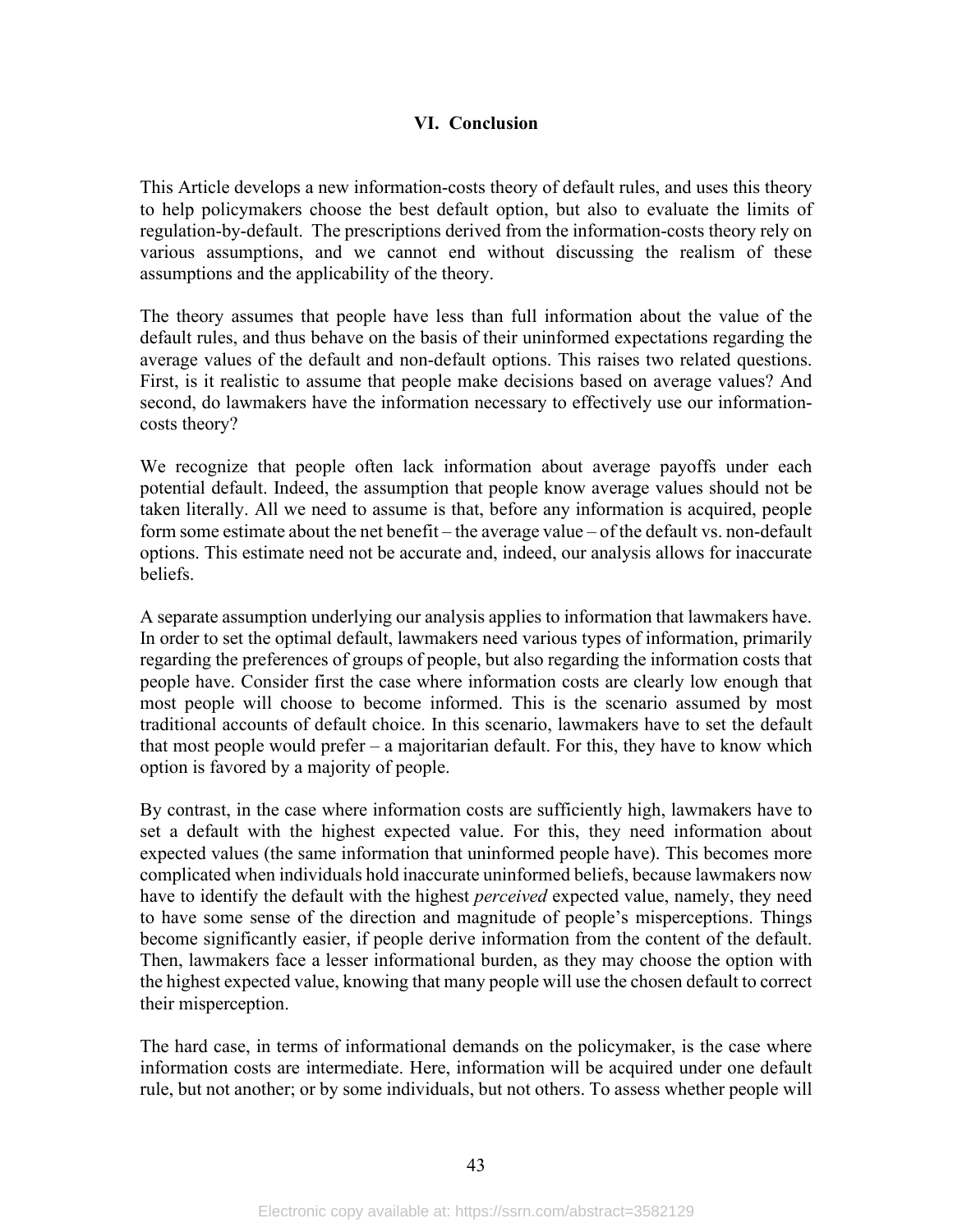## VI. Conclusion

This Article develops a new information-costs theory of default rules, and uses this theory to help policymakers choose the best default option, but also to evaluate the limits of regulation-by-default. The prescriptions derived from the information-costs theory rely on various assumptions, and we cannot end without discussing the realism of these assumptions and the applicability of the theory.

The theory assumes that people have less than full information about the value of the default rules, and thus behave on the basis of their uninformed expectations regarding the average values of the default and non-default options. This raises two related questions. First, is it realistic to assume that people make decisions based on average values? And second, do lawmakers have the information necessary to effectively use our information-costs theory?

We recognize that people often lack information about average payoffs under each potential default. Indeed, the assumption that people know average values should not be taken literally. All we need to assume is that, before any information is acquired, people form some estimate about the net benefit – the average value – of the default vs. non-default options. This estimate need not be accurate and, indeed, our analysis allows for inaccurate beliefs.

A separate assumption underlying our analysis applies to information that lawmakers have. In order to set the optimal default, lawmakers need various types of information, primarily regarding the preferences of groups of people, but also regarding the information costs that people have. Consider first the case where information costs are clearly low enough that most people will choose to become informed. This is the scenario assumed by most traditional accounts of default choice. In this scenario, lawmakers have to set the default that most people would prefer – a majoritarian default. For this, they have to know which option is favored by a majority of people.

By contrast, in the case where information costs are sufficiently high, lawmakers have to set a default with the highest expected value. For this, they need information about expected values (the same information that uninformed people have). This becomes more complicated when individuals hold inaccurate uninformed beliefs, because lawmakers now have to identify the default with the highest *perceived* expected value, namely, they need to have some sense of the direction and magnitude of people's misperceptions. Things become significantly easier, if people derive information from the content of the default. Then, lawmakers face a lesser informational burden, as they may choose the option with the highest expected value, knowing that many people will use the chosen default to correct their misperception.

The hard case, in terms of informational demands on the policymaker, is the case where information costs are intermediate. Here, information will be acquired under one default rule, but not another; or by some individuals, but not others. To assess whether people will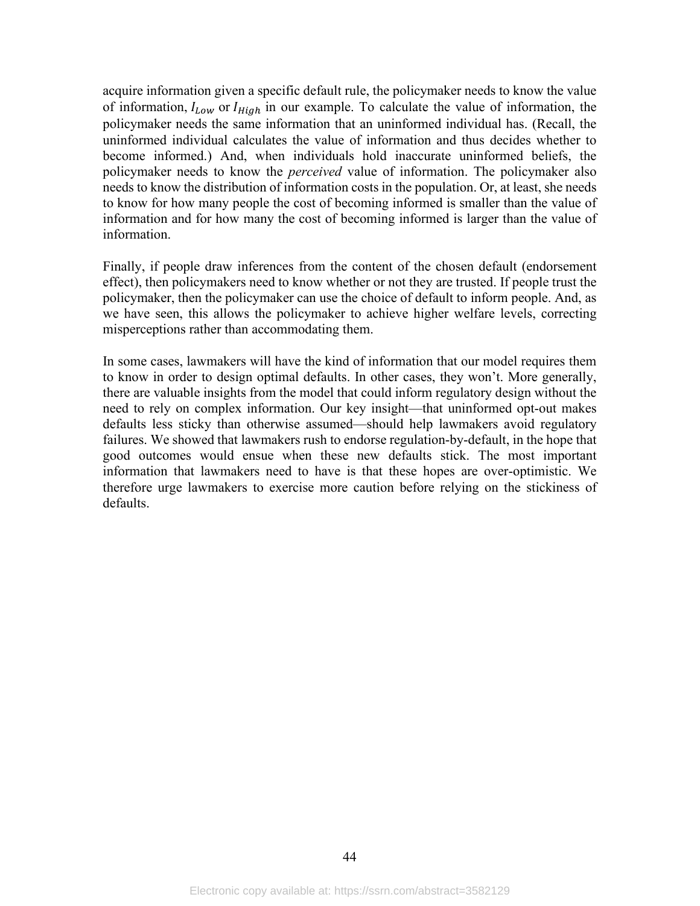acquire information given a specific default rule, the policymaker needs to know the value of information, $I_{Low}$ or $I_{High}$ in our example. To calculate the value of information, the policymaker needs the same information that an uninformed individual has. (Recall, the uninformed individual calculates the value of information and thus decides whether to become informed.) And, when individuals hold inaccurate uninformed beliefs, the policymaker needs to know the *perceived* value of information. The policymaker also needs to know the distribution of information costs in the population. Or, at least, she needs to know for how many people the cost of becoming informed is smaller than the value of information and for how many the cost of becoming informed is larger than the value of information.

Finally, if people draw inferences from the content of the chosen default (endorsement effect), then policymakers need to know whether or not they are trusted. If people trust the policymaker, then the policymaker can use the choice of default to inform people. And, as we have seen, this allows the policymaker to achieve higher welfare levels, correcting misperceptions rather than accommodating them.

In some cases, lawmakers will have the kind of information that our model requires them to know in order to design optimal defaults. In other cases, they won't. More generally, there are valuable insights from the model that could inform regulatory design without the need to rely on complex information. Our key insight—that uninformed opt-out makes defaults less sticky than otherwise assumed—should help lawmakers avoid regulatory failures. We showed that lawmakers rush to endorse regulation-by-default, in the hope that good outcomes would ensue when these new defaults stick. The most important information that lawmakers need to have is that these hopes are over-optimistic. We therefore urge lawmakers to exercise more caution before relying on the stickiness of defaults.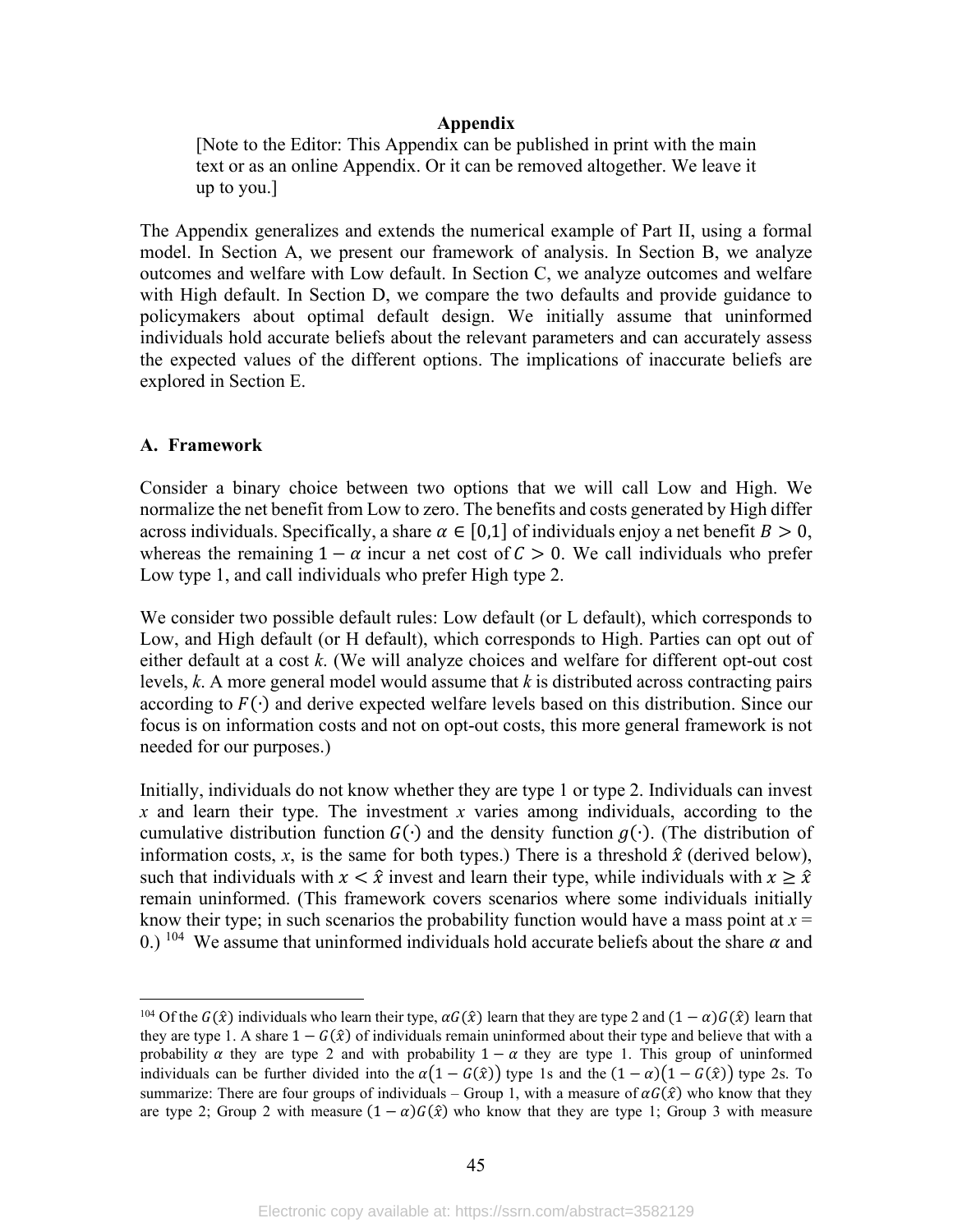## Appendix

[Note to the Editor: This Appendix can be published in print with the main text or as an online Appendix. Or it can be removed altogether. We leave it up to you.]

The Appendix generalizes and extends the numerical example of Part II, using a formal model. In Section A, we present our framework of analysis. In Section B, we analyze outcomes and welfare with Low default. In Section C, we analyze outcomes and welfare with High default. In Section D, we compare the two defaults and provide guidance to policymakers about optimal default design. We initially assume that uninformed individuals hold accurate beliefs about the relevant parameters and can accurately assess the expected values of the different options. The implications of inaccurate beliefs are explored in Section E.

### A. Framework

Consider a binary choice between two options that we will call Low and High. We normalize the net benefit from Low to zero. The benefits and costs generated by High differ across individuals. Specifically, a share $\alpha \in [0,1]$ of individuals enjoy a net benefit $B > 0$, whereas the remaining $1 - \alpha$ incur a net cost of $C > 0$. We call individuals who prefer Low type 1, and call individuals who prefer High type 2.

We consider two possible default rules: Low default (or L default), which corresponds to Low, and High default (or H default), which corresponds to High. Parties can opt out of either default at a cost *k*. (We will analyze choices and welfare for different opt-out cost levels, *k*. A more general model would assume that *k* is distributed across contracting pairs according to $F(\cdot)$ and derive expected welfare levels based on this distribution. Since our focus is on information costs and not on opt-out costs, this more general framework is not needed for our purposes.)

Initially, individuals do not know whether they are type 1 or type 2. Individuals can invest *x* and learn their type. The investment *x* varies among individuals, according to the cumulative distribution function $G(\cdot)$ and the density function $g(\cdot)$. (The distribution of information costs, *x*, is the same for both types.) There is a threshold $\hat{x}$ (derived below), such that individuals with $x < \hat{x}$ invest and learn their type, while individuals with $x \geq \hat{x}$ remain uninformed. (This framework covers scenarios where some individuals initially know their type; in such scenarios the probability function would have a mass point at $x = 0$.) [104] We assume that uninformed individuals hold accurate beliefs about the share $\alpha$ and

[104] Of the $G(\hat{x})$ individuals who learn their type, $\alpha G(\hat{x})$ learn that they are type 2 and $(1 - \alpha)G(\hat{x})$ learn that they are type 1. A share $1 - G(\hat{x})$ of individuals remain uninformed about their type and believe that with a probability $\alpha$ they are type 2 and with probability $1 - \alpha$ they are type 1. This group of uninformed individuals can be further divided into the $\alpha\big(1 - G(\hat{x})\big)$ type 1s and the $(1 - \alpha)\big(1 - G(\hat{x})\big)$ type 2s. To summarize: There are four groups of individuals – Group 1, with a measure of $\alpha G(\hat{x})$ who know that they are type 2; Group 2 with measure $(1 - \alpha)G(\hat{x})$ who know that they are type 1; Group 3 with measure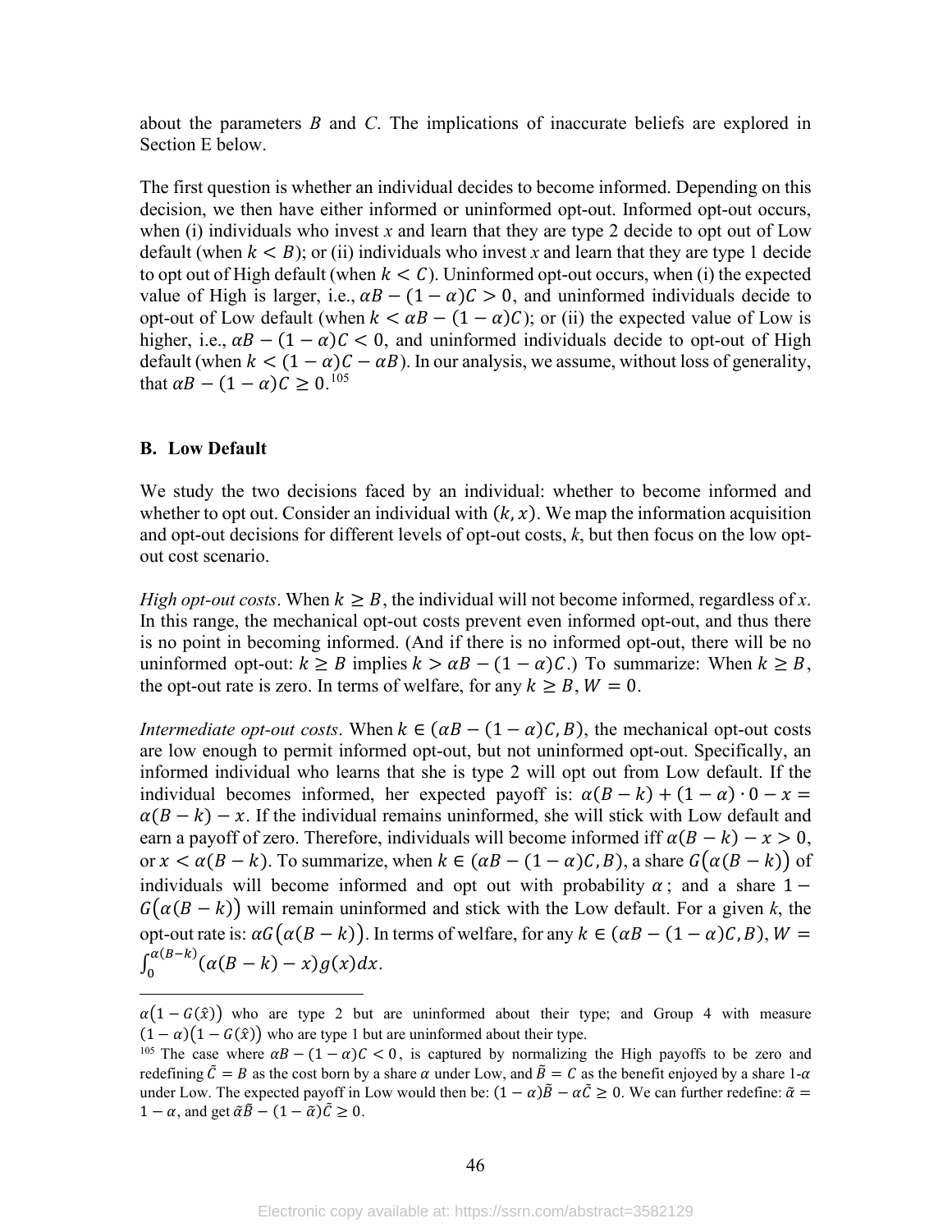about the parameters $B$ and $C$. The implications of inaccurate beliefs are explored in Section E below.

The first question is whether an individual decides to become informed. Depending on this decision, we then have either informed or uninformed opt-out. Informed opt-out occurs, when (i) individuals who invest $x$ and learn that they are type 2 decide to opt out of Low default (when $k < B$); or (ii) individuals who invest $x$ and learn that they are type 1 decide to opt out of High default (when $k < C$). Uninformed opt-out occurs, when (i) the expected value of High is larger, i.e., $\alpha B - (1-\alpha)C > 0$, and uninformed individuals decide to opt-out of Low default (when $k < \alpha B - (1-\alpha)C$); or (ii) the expected value of Low is higher, i.e., $\alpha B - (1-\alpha)C < 0$, and uninformed individuals decide to opt-out of High default (when $k < (1-\alpha)C - \alpha B$). In our analysis, we assume, without loss of generality, that $\alpha B - (1-\alpha)C \geq 0$.[105]

## B. Low Default

We study the two decisions faced by an individual: whether to become informed and whether to opt out. Consider an individual with $(k, x)$. We map the information acquisition and opt-out decisions for different levels of opt-out costs, $k$, but then focus on the low opt-out cost scenario.

*High opt-out costs*. When $k \geq B$, the individual will not become informed, regardless of $x$. In this range, the mechanical opt-out costs prevent even informed opt-out, and thus there is no point in becoming informed. (And if there is no informed opt-out, there will be no uninformed opt-out: $k \geq B$ implies $k > \alpha B - (1-\alpha)C$.) To summarize: When $k \geq B$, the opt-out rate is zero. In terms of welfare, for any $k \geq B$, $W = 0$.

*Intermediate opt-out costs*. When $k \in (\alpha B - (1-\alpha)C, B)$, the mechanical opt-out costs are low enough to permit informed opt-out, but not uninformed opt-out. Specifically, an informed individual who learns that she is type 2 will opt out from Low default. If the individual becomes informed, her expected payoff is: $\alpha(B-k) + (1-\alpha)\cdot 0 - x = \alpha(B-k) - x$. If the individual remains uninformed, she will stick with Low default and earn a payoff of zero. Therefore, individuals will become informed iff $\alpha(B-k) - x > 0$, or $x < \alpha(B-k)$. To summarize, when $k \in (\alpha B - (1-\alpha)C, B)$, a share $G(\alpha(B-k))$ of individuals will become informed and opt out with probability $\alpha$; and a share $1 - G(\alpha(B-k))$ will remain uninformed and stick with the Low default. For a given $k$, the opt-out rate is: $\alpha G(\alpha(B-k))$. In terms of welfare, for any $k \in (\alpha B - (1-\alpha)C, B)$, $W = \int_0^{\alpha(B-k)} (\alpha(B-k) - x) g(x) dx$.

---

$\alpha(1 - G(\hat{x}))$ who are type 2 but are uninformed about their type; and Group 4 with measure $(1-\alpha)(1 - G(\hat{x}))$ who are type 1 but are uninformed about their type.

[105] The case where $\alpha B - (1-\alpha)C < 0$, is captured by normalizing the High payoffs to be zero and redefining $\tilde{C} = B$ as the cost born by a share $\alpha$ under Low, and $\tilde{B} = C$ as the benefit enjoyed by a share 1-$\alpha$ under Low. The expected payoff in Low would then be: $(1-\alpha)\tilde{B} - \alpha\tilde{C} \geq 0$. We can further redefine: $\tilde{\alpha} = 1 - \alpha$, and get $\tilde{\alpha}\tilde{B} - (1-\tilde{\alpha})\tilde{C} \geq 0$.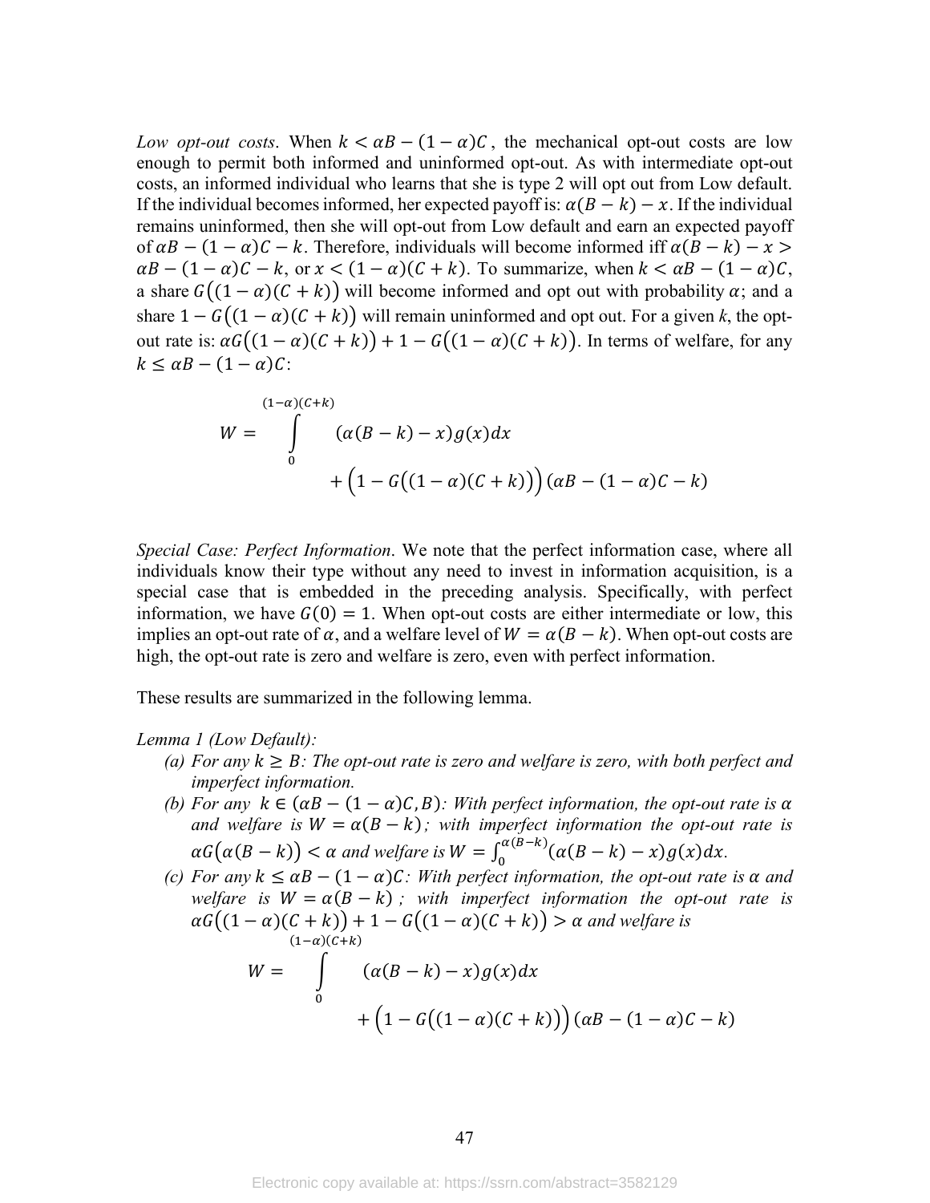*Low opt-out costs*. When $k < \alpha B - (1-\alpha)C$, the mechanical opt-out costs are low enough to permit both informed and uninformed opt-out. As with intermediate opt-out costs, an informed individual who learns that she is type 2 will opt out from Low default. If the individual becomes informed, her expected payoff is: $\alpha(B-k) - x$. If the individual remains uninformed, then she will opt-out from Low default and earn an expected payoff of $\alpha B - (1-\alpha)C - k$. Therefore, individuals will become informed iff $\alpha(B-k) - x > \alpha B - (1-\alpha)C - k$, or $x < (1-\alpha)(C+k)$. To summarize, when $k < \alpha B - (1-\alpha)C$, a share $G\big((1-\alpha)(C+k)\big)$ will become informed and opt out with probability $\alpha$; and a share $1 - G\big((1-\alpha)(C+k)\big)$ will remain uninformed and opt out. For a given *k*, the opt-out rate is: $\alpha G\big((1-\alpha)(C+k)\big) + 1 - G\big((1-\alpha)(C+k)\big)$. In terms of welfare, for any $k \leq \alpha B - (1-\alpha)C$:

$$W = \int_0^{(1-\alpha)(C+k)} (\alpha(B-k) - x) g(x) dx + \Big(1 - G\big((1-\alpha)(C+k)\big)\Big)(\alpha B - (1-\alpha)C - k)$$

*Special Case: Perfect Information*. We note that the perfect information case, where all individuals know their type without any need to invest in information acquisition, is a special case that is embedded in the preceding analysis. Specifically, with perfect information, we have $G(0) = 1$. When opt-out costs are either intermediate or low, this implies an opt-out rate of $\alpha$, and a welfare level of $W = \alpha(B-k)$. When opt-out costs are high, the opt-out rate is zero and welfare is zero, even with perfect information.

These results are summarized in the following lemma.

*Lemma 1 (Low Default):*

(a) *For any $k \geq B$: The opt-out rate is zero and welfare is zero, with both perfect and imperfect information.*

(b) *For any $k \in (\alpha B - (1-\alpha)C, B)$: With perfect information, the opt-out rate is $\alpha$ and welfare is $W = \alpha(B-k)$; with imperfect information the opt-out rate is $\alpha G\big(\alpha(B-k)\big) < \alpha$ and welfare is $W = \int_0^{\alpha(B-k)} (\alpha(B-k) - x) g(x) dx$.*

(c) *For any $k \leq \alpha B - (1-\alpha)C$: With perfect information, the opt-out rate is $\alpha$ and welfare is $W = \alpha(B-k)$; with imperfect information the opt-out rate is $\alpha G\big((1-\alpha)(C+k)\big) + 1 - G\big((1-\alpha)(C+k)\big) > \alpha$ and welfare is*

$$W = \int_0^{(1-\alpha)(C+k)} (\alpha(B-k) - x) g(x) dx + \Big(1 - G\big((1-\alpha)(C+k)\big)\Big)(\alpha B - (1-\alpha)C - k)$$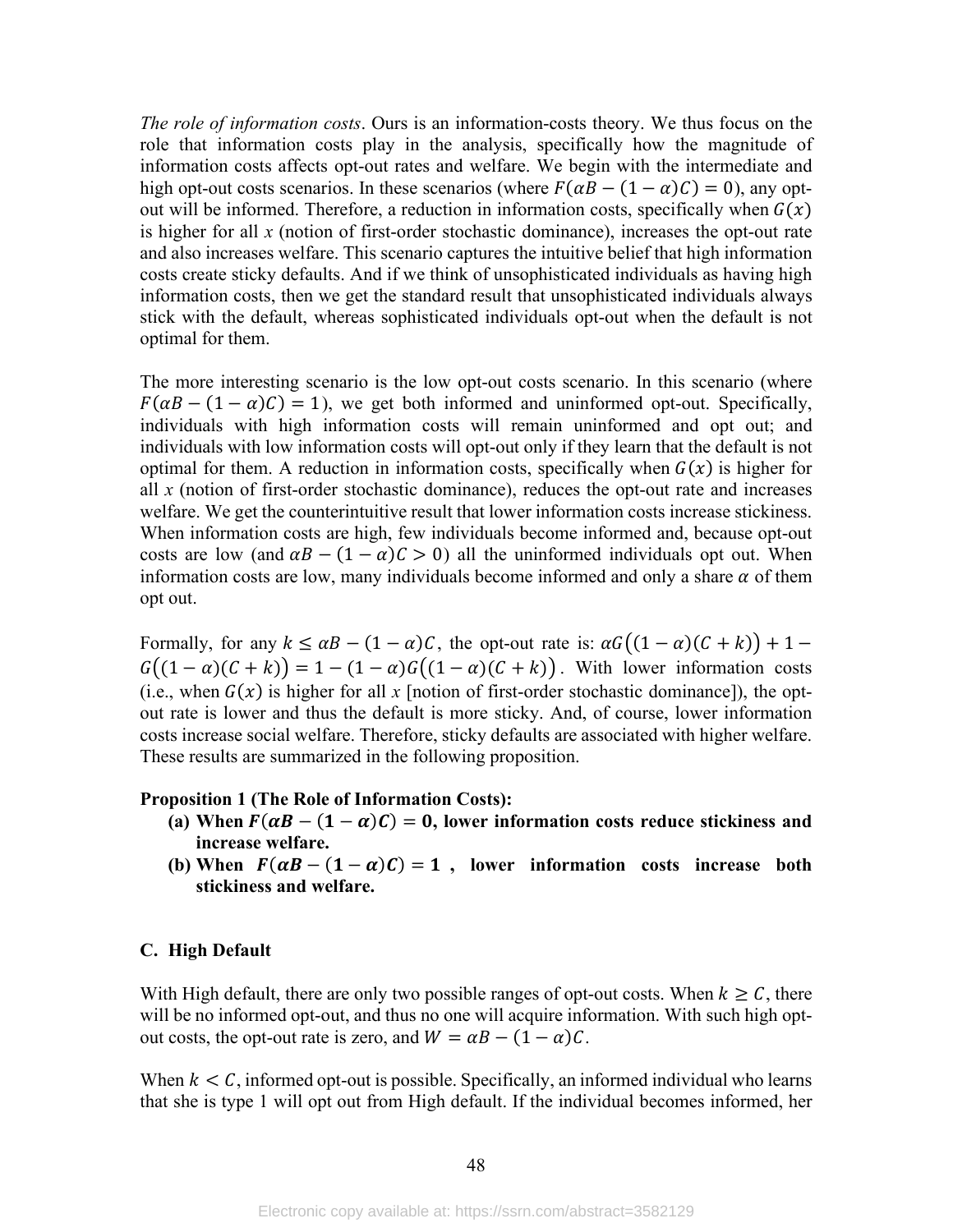*The role of information costs*. Ours is an information-costs theory. We thus focus on the role that information costs play in the analysis, specifically how the magnitude of information costs affects opt-out rates and welfare. We begin with the intermediate and high opt-out costs scenarios. In these scenarios (where $F(\alpha B - (1-\alpha)C) = 0$), any opt-out will be informed. Therefore, a reduction in information costs, specifically when $G(x)$ is higher for all $x$ (notion of first-order stochastic dominance), increases the opt-out rate and also increases welfare. This scenario captures the intuitive belief that high information costs create sticky defaults. And if we think of unsophisticated individuals as having high information costs, then we get the standard result that unsophisticated individuals always stick with the default, whereas sophisticated individuals opt-out when the default is not optimal for them.

The more interesting scenario is the low opt-out costs scenario. In this scenario (where $F(\alpha B - (1-\alpha)C) = 1$), we get both informed and uninformed opt-out. Specifically, individuals with high information costs will remain uninformed and opt out; and individuals with low information costs will opt-out only if they learn that the default is not optimal for them. A reduction in information costs, specifically when $G(x)$ is higher for all $x$ (notion of first-order stochastic dominance), reduces the opt-out rate and increases welfare. We get the counterintuitive result that lower information costs increase stickiness. When information costs are high, few individuals become informed and, because opt-out costs are low (and $\alpha B - (1-\alpha)C > 0$) all the uninformed individuals opt out. When information costs are low, many individuals become informed and only a share $\alpha$ of them opt out.

Formally, for any $k \leq \alpha B - (1-\alpha)C$, the opt-out rate is: $\alpha G\big((1-\alpha)(C+k)\big) + 1 - G\big((1-\alpha)(C+k)\big) = 1 - (1-\alpha)G\big((1-\alpha)(C+k)\big)$. With lower information costs (i.e., when $G(x)$ is higher for all $x$ [notion of first-order stochastic dominance]), the opt-out rate is lower and thus the default is more sticky. And, of course, lower information costs increase social welfare. Therefore, sticky defaults are associated with higher welfare. These results are summarized in the following proposition.

**Proposition 1 (The Role of Information Costs):**

- **(a) When $F(\alpha B - (1-\alpha)C) = 0$, lower information costs reduce stickiness and increase welfare.**
- **(b) When $F(\alpha B - (1-\alpha)C) = 1$, lower information costs increase both stickiness and welfare.**

### C. High Default

With High default, there are only two possible ranges of opt-out costs. When $k \geq C$, there will be no informed opt-out, and thus no one will acquire information. With such high opt-out costs, the opt-out rate is zero, and $W = \alpha B - (1-\alpha)C$.

When $k < C$, informed opt-out is possible. Specifically, an informed individual who learns that she is type 1 will opt out from High default. If the individual becomes informed, her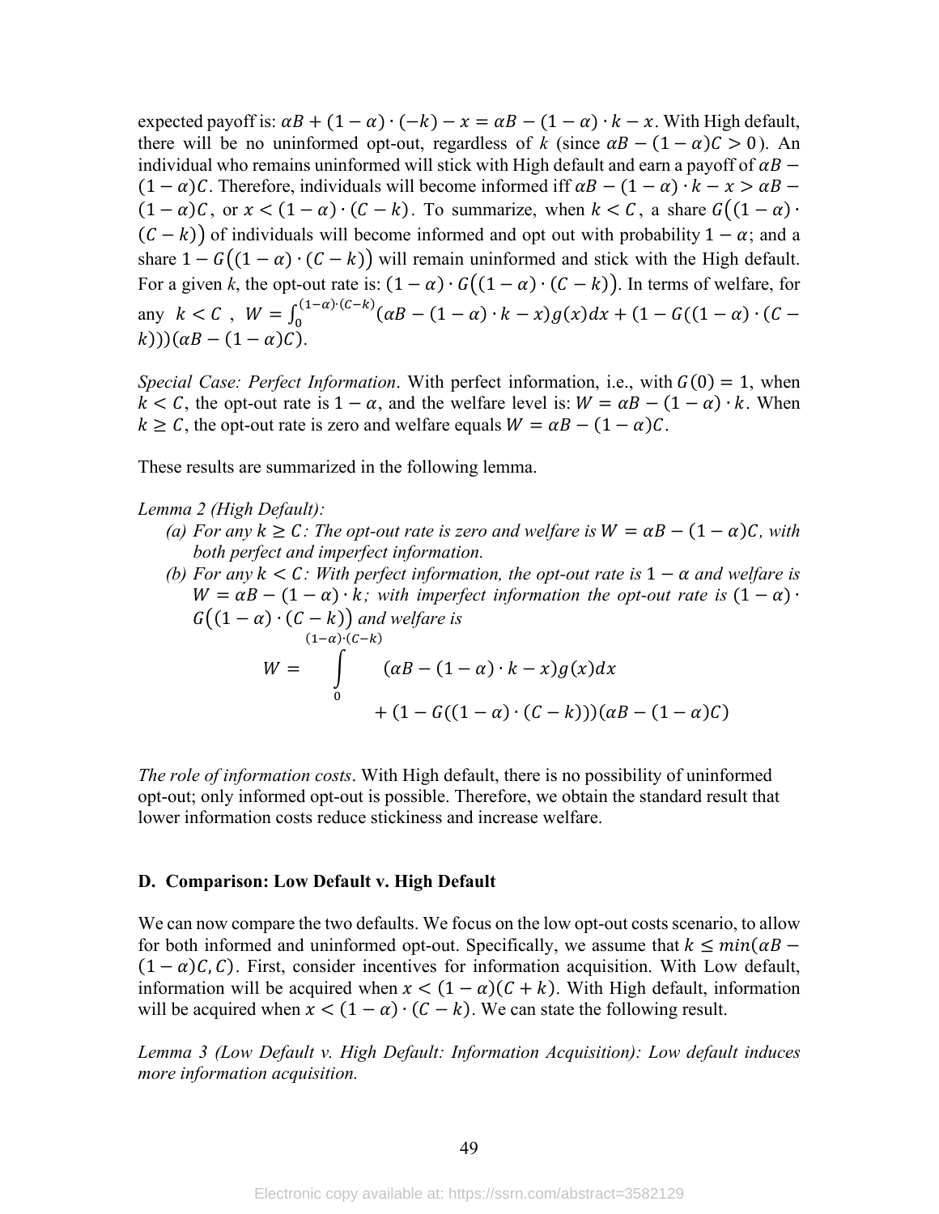expected payoff is: $\alpha B + (1-\alpha) \cdot (-k) - x = \alpha B - (1-\alpha) \cdot k - x$. With High default, there will be no uninformed opt-out, regardless of $k$ (since $\alpha B - (1-\alpha)C > 0$). An individual who remains uninformed will stick with High default and earn a payoff of $\alpha B - (1-\alpha)C$. Therefore, individuals will become informed iff $\alpha B - (1-\alpha) \cdot k - x > \alpha B - (1-\alpha)C$, or $x < (1-\alpha) \cdot (C-k)$. To summarize, when $k < C$, a share $G\big((1-\alpha) \cdot (C-k)\big)$ of individuals will become informed and opt out with probability $1-\alpha$; and a share $1 - G\big((1-\alpha) \cdot (C-k)\big)$ will remain uninformed and stick with the High default. For a given $k$, the opt-out rate is: $(1-\alpha) \cdot G\big((1-\alpha) \cdot (C-k)\big)$. In terms of welfare, for any $k < C$, $W = \int_0^{(1-\alpha)\cdot(C-k)} (\alpha B - (1-\alpha) \cdot k - x) g(x) dx + (1 - G((1-\alpha) \cdot (C-k)))(\alpha B - (1-\alpha)C)$.

*Special Case: Perfect Information*. With perfect information, i.e., with $G(0) = 1$, when $k < C$, the opt-out rate is $1-\alpha$, and the welfare level is: $W = \alpha B - (1-\alpha) \cdot k$. When $k \geq C$, the opt-out rate is zero and welfare equals $W = \alpha B - (1-\alpha)C$.

These results are summarized in the following lemma.

*Lemma 2 (High Default):*

(a) *For any $k \geq C$: The opt-out rate is zero and welfare is $W = \alpha B - (1-\alpha)C$, with both perfect and imperfect information.*

(b) *For any $k < C$: With perfect information, the opt-out rate is $1-\alpha$ and welfare is $W = \alpha B - (1-\alpha) \cdot k$; with imperfect information the opt-out rate is $(1-\alpha) \cdot G\big((1-\alpha) \cdot (C-k)\big)$ and welfare is*

$$W = \int_0^{(1-\alpha)\cdot(C-k)} (\alpha B - (1-\alpha) \cdot k - x) g(x) dx + (1 - G((1-\alpha) \cdot (C-k)))(\alpha B - (1-\alpha)C)$$

*The role of information costs*. With High default, there is no possibility of uninformed opt-out; only informed opt-out is possible. Therefore, we obtain the standard result that lower information costs reduce stickiness and increase welfare.

### D. Comparison: Low Default v. High Default

We can now compare the two defaults. We focus on the low opt-out costs scenario, to allow for both informed and uninformed opt-out. Specifically, we assume that $k \leq min(\alpha B - (1-\alpha)C, C)$. First, consider incentives for information acquisition. With Low default, information will be acquired when $x < (1-\alpha)(C+k)$. With High default, information will be acquired when $x < (1-\alpha) \cdot (C-k)$. We can state the following result.

*Lemma 3 (Low Default v. High Default: Information Acquisition): Low default induces more information acquisition.*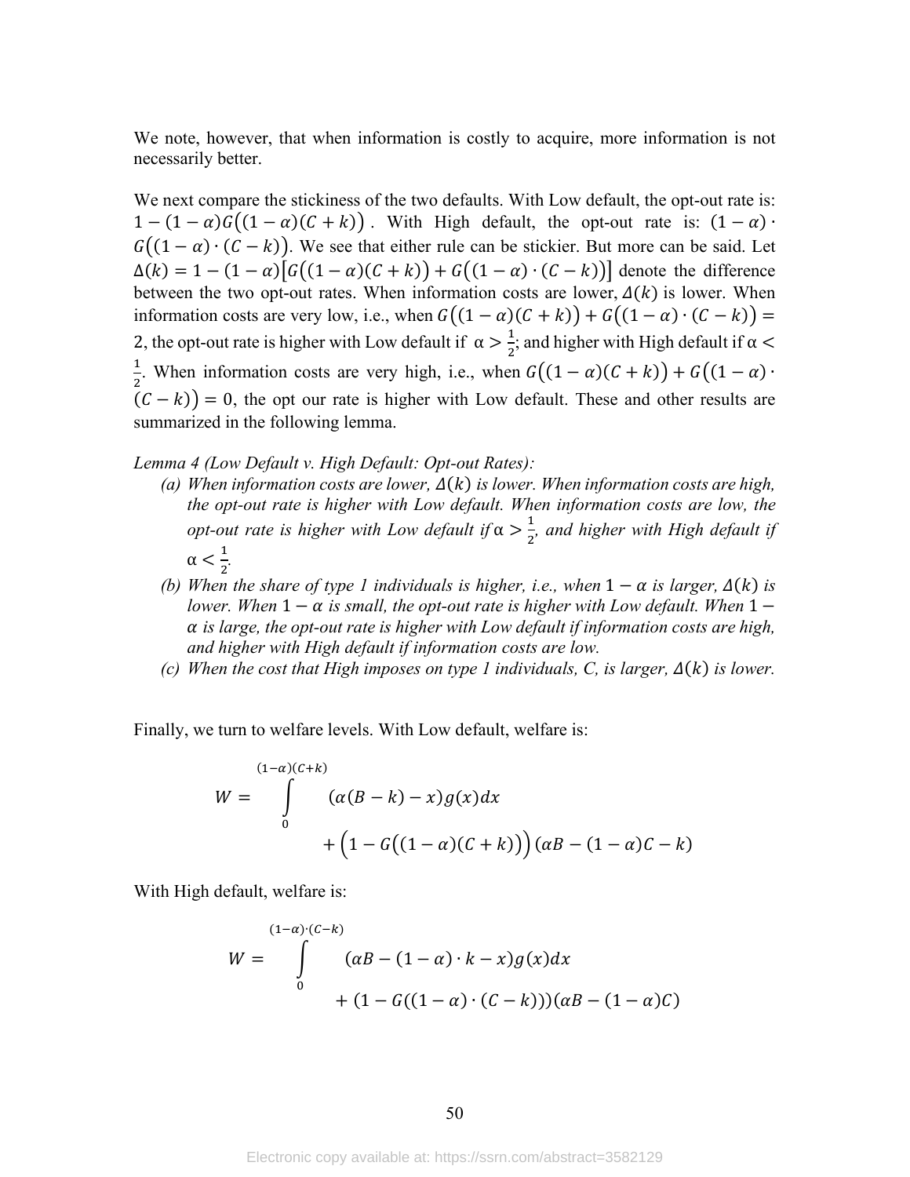We note, however, that when information is costly to acquire, more information is not necessarily better.

We next compare the stickiness of the two defaults. With Low default, the opt-out rate is: $1-(1-\alpha)G\big((1-\alpha)(C+k)\big)$. With High default, the opt-out rate is: $(1-\alpha)\cdot G\big((1-\alpha)\cdot(C-k)\big)$. We see that either rule can be stickier. But more can be said. Let $\Delta(k)=1-(1-\alpha)\big[G\big((1-\alpha)(C+k)\big)+G\big((1-\alpha)\cdot(C-k)\big)\big]$ denote the difference between the two opt-out rates. When information costs are lower, $\Delta(k)$ is lower. When information costs are very low, i.e., when $G\big((1-\alpha)(C+k)\big)+G\big((1-\alpha)\cdot(C-k)\big)=2$, the opt-out rate is higher with Low default if $\alpha>\frac{1}{2}$; and higher with High default if $\alpha<\frac{1}{2}$. When information costs are very high, i.e., when $G\big((1-\alpha)(C+k)\big)+G\big((1-\alpha)\cdot(C-k)\big)=0$, the opt our rate is higher with Low default. These and other results are summarized in the following lemma.

*Lemma 4 (Low Default v. High Default: Opt-out Rates):*

(a) *When information costs are lower, $\Delta(k)$ is lower. When information costs are high, the opt-out rate is higher with Low default. When information costs are low, the opt-out rate is higher with Low default if $\alpha>\frac{1}{2}$, and higher with High default if $\alpha<\frac{1}{2}$.*

(b) *When the share of type 1 individuals is higher, i.e., when $1-\alpha$ is larger, $\Delta(k)$ is lower. When $1-\alpha$ is small, the opt-out rate is higher with Low default. When $1-\alpha$ is large, the opt-out rate is higher with Low default if information costs are high, and higher with High default if information costs are low.*

(c) *When the cost that High imposes on type 1 individuals, C, is larger, $\Delta(k)$ is lower.*

Finally, we turn to welfare levels. With Low default, welfare is:

$$W=\int_{0}^{(1-\alpha)(C+k)}\big(\alpha(B-k)-x\big)g(x)dx+\Big(1-G\big((1-\alpha)(C+k)\big)\Big)\big(\alpha B-(1-\alpha)C-k\big)$$

With High default, welfare is:

$$W=\int_{0}^{(1-\alpha)\cdot(C-k)}\big(\alpha B-(1-\alpha)\cdot k-x\big)g(x)dx+\big(1-G((1-\alpha)\cdot(C-k))\big)\big(\alpha B-(1-\alpha)C\big)$$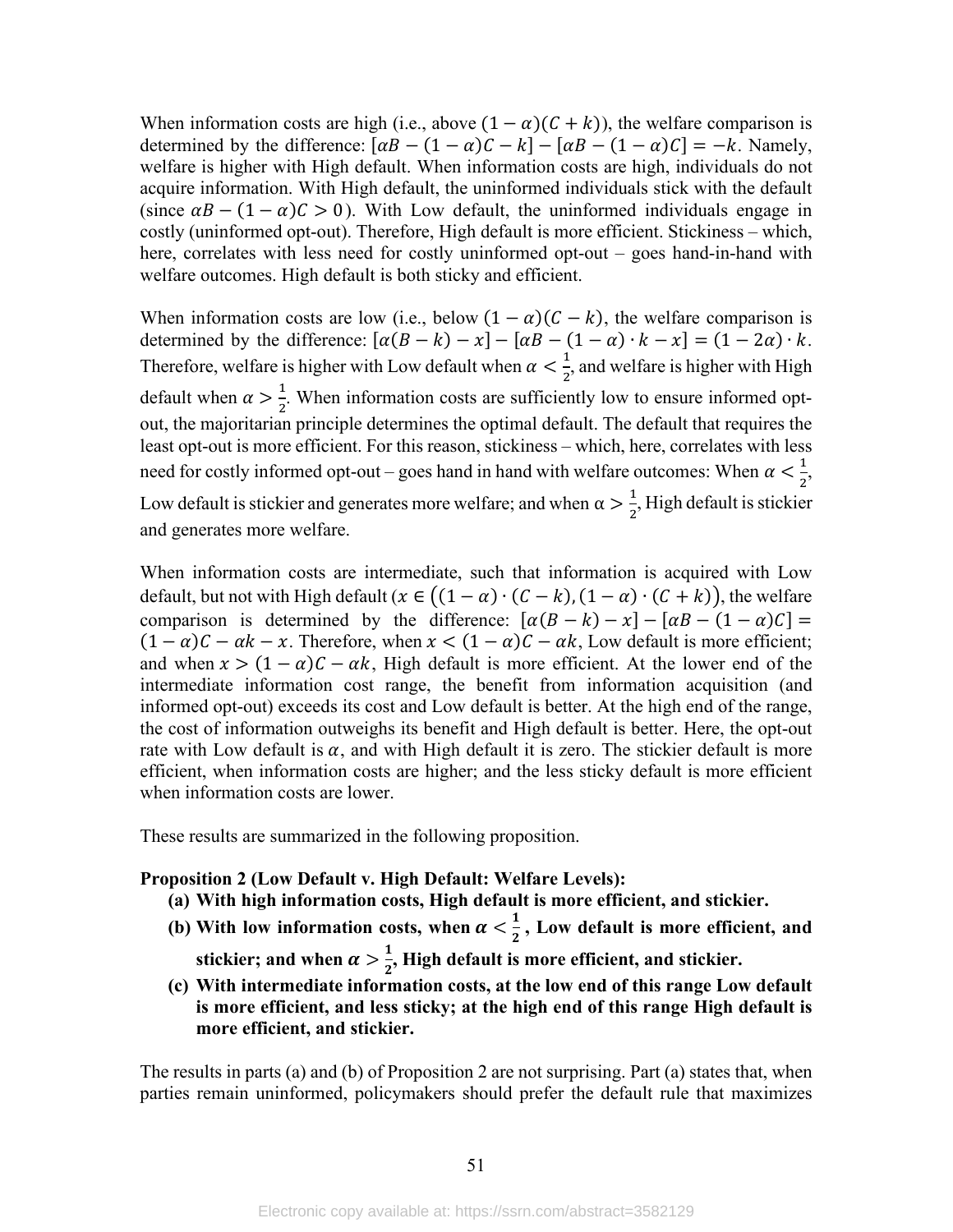When information costs are high (i.e., above $(1-\alpha)(C+k)$), the welfare comparison is determined by the difference: $[\alpha B-(1-\alpha)C-k]-[\alpha B-(1-\alpha)C]=-k$. Namely, welfare is higher with High default. When information costs are high, individuals do not acquire information. With High default, the uninformed individuals stick with the default (since $\alpha B-(1-\alpha)C>0$). With Low default, the uninformed individuals engage in costly (uninformed opt-out). Therefore, High default is more efficient. Stickiness – which, here, correlates with less need for costly uninformed opt-out – goes hand-in-hand with welfare outcomes. High default is both sticky and efficient.

When information costs are low (i.e., below $(1-\alpha)(C-k)$, the welfare comparison is determined by the difference: $[\alpha(B-k)-x]-[\alpha B-(1-\alpha)\cdot k-x]=(1-2\alpha)\cdot k$. Therefore, welfare is higher with Low default when $\alpha<\frac{1}{2}$, and welfare is higher with High default when $\alpha>\frac{1}{2}$. When information costs are sufficiently low to ensure informed opt-out, the majoritarian principle determines the optimal default. The default that requires the least opt-out is more efficient. For this reason, stickiness – which, here, correlates with less need for costly informed opt-out – goes hand in hand with welfare outcomes: When $\alpha<\frac{1}{2}$, Low default is stickier and generates more welfare; and when $\alpha>\frac{1}{2}$, High default is stickier and generates more welfare.

When information costs are intermediate, such that information is acquired with Low default, but not with High default ($x\in\big((1-\alpha)\cdot(C-k),(1-\alpha)\cdot(C+k)\big)$, the welfare comparison is determined by the difference: $[\alpha(B-k)-x]-[\alpha B-(1-\alpha)C]=(1-\alpha)C-\alpha k-x$. Therefore, when $x<(1-\alpha)C-\alpha k$, Low default is more efficient; and when $x>(1-\alpha)C-\alpha k$, High default is more efficient. At the lower end of the intermediate information cost range, the benefit from information acquisition (and informed opt-out) exceeds its cost and Low default is better. At the high end of the range, the cost of information outweighs its benefit and High default is better. Here, the opt-out rate with Low default is $\alpha$, and with High default it is zero. The stickier default is more efficient, when information costs are higher; and the less sticky default is more efficient when information costs are lower.

These results are summarized in the following proposition.

**Proposition 2 (Low Default v. High Default: Welfare Levels):**

- **(a) With high information costs, High default is more efficient, and stickier.**
- **(b) With low information costs, when $\alpha<\frac{1}{2}$, Low default is more efficient, and stickier; and when $\alpha>\frac{1}{2}$, High default is more efficient, and stickier.**
- **(c) With intermediate information costs, at the low end of this range Low default is more efficient, and less sticky; at the high end of this range High default is more efficient, and stickier.**

The results in parts (a) and (b) of Proposition 2 are not surprising. Part (a) states that, when parties remain uninformed, policymakers should prefer the default rule that maximizes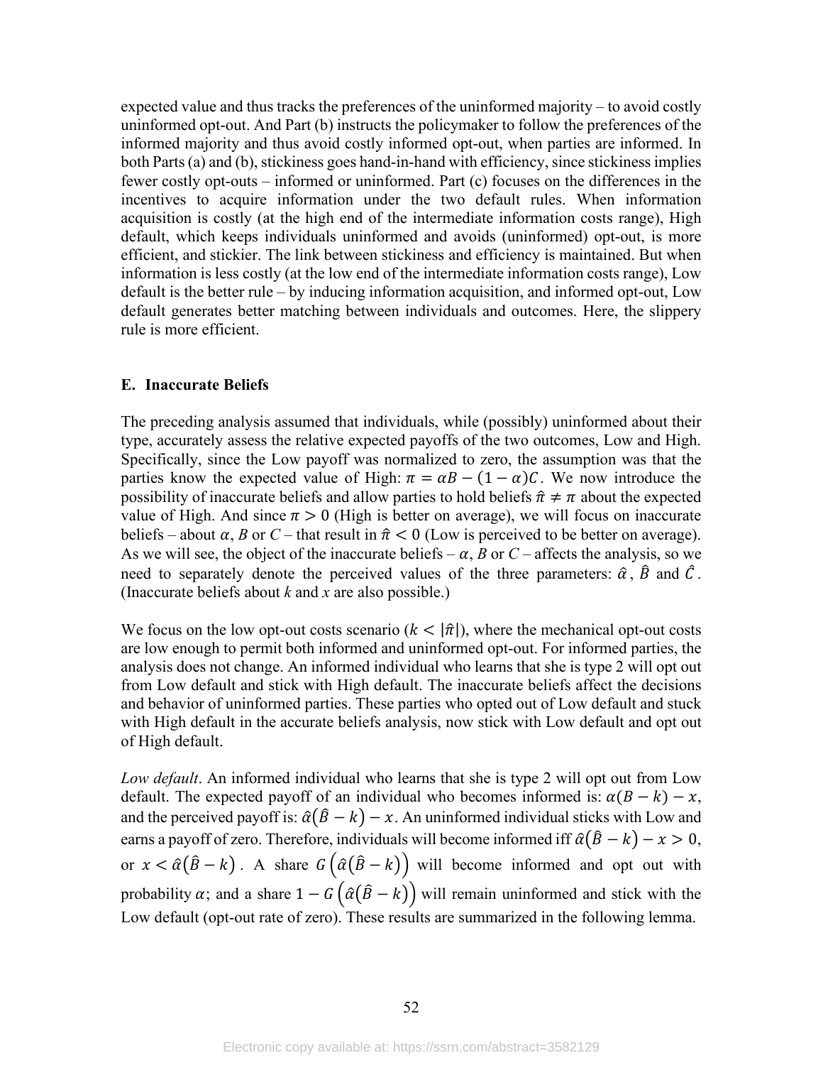expected value and thus tracks the preferences of the uninformed majority – to avoid costly uninformed opt-out. And Part (b) instructs the policymaker to follow the preferences of the informed majority and thus avoid costly informed opt-out, when parties are informed. In both Parts (a) and (b), stickiness goes hand-in-hand with efficiency, since stickiness implies fewer costly opt-outs – informed or uninformed. Part (c) focuses on the differences in the incentives to acquire information under the two default rules. When information acquisition is costly (at the high end of the intermediate information costs range), High default, which keeps individuals uninformed and avoids (uninformed) opt-out, is more efficient, and stickier. The link between stickiness and efficiency is maintained. But when information is less costly (at the low end of the intermediate information costs range), Low default is the better rule – by inducing information acquisition, and informed opt-out, Low default generates better matching between individuals and outcomes. Here, the slippery rule is more efficient.

### E. Inaccurate Beliefs

The preceding analysis assumed that individuals, while (possibly) uninformed about their type, accurately assess the relative expected payoffs of the two outcomes, Low and High. Specifically, since the Low payoff was normalized to zero, the assumption was that the parties know the expected value of High: $\pi = \alpha B - (1-\alpha)C$. We now introduce the possibility of inaccurate beliefs and allow parties to hold beliefs $\hat{\pi} \neq \pi$ about the expected value of High. And since $\pi > 0$ (High is better on average), we will focus on inaccurate beliefs – about $\alpha$, $B$ or $C$ – that result in $\hat{\pi} < 0$ (Low is perceived to be better on average). As we will see, the object of the inaccurate beliefs – $\alpha$, $B$ or $C$ – affects the analysis, so we need to separately denote the perceived values of the three parameters: $\hat{\alpha}$, $\hat{B}$ and $\hat{C}$. (Inaccurate beliefs about $k$ and $x$ are also possible.)

We focus on the low opt-out costs scenario ($k < |\hat{\pi}|$), where the mechanical opt-out costs are low enough to permit both informed and uninformed opt-out. For informed parties, the analysis does not change. An informed individual who learns that she is type 2 will opt out from Low default and stick with High default. The inaccurate beliefs affect the decisions and behavior of uninformed parties. These parties who opted out of Low default and stuck with High default in the accurate beliefs analysis, now stick with Low default and opt out of High default.

*Low default*. An informed individual who learns that she is type 2 will opt out from Low default. The expected payoff of an individual who becomes informed is: $\alpha(B-k) - x$, and the perceived payoff is: $\hat{\alpha}(\hat{B}-k) - x$. An uninformed individual sticks with Low and earns a payoff of zero. Therefore, individuals will become informed iff $\hat{\alpha}(\hat{B}-k) - x > 0$, or $x < \hat{\alpha}(\hat{B}-k)$. A share $G\left(\hat{\alpha}(\hat{B}-k)\right)$ will become informed and opt out with probability $\alpha$; and a share $1 - G\left(\hat{\alpha}(\hat{B}-k)\right)$ will remain uninformed and stick with the Low default (opt-out rate of zero). These results are summarized in the following lemma.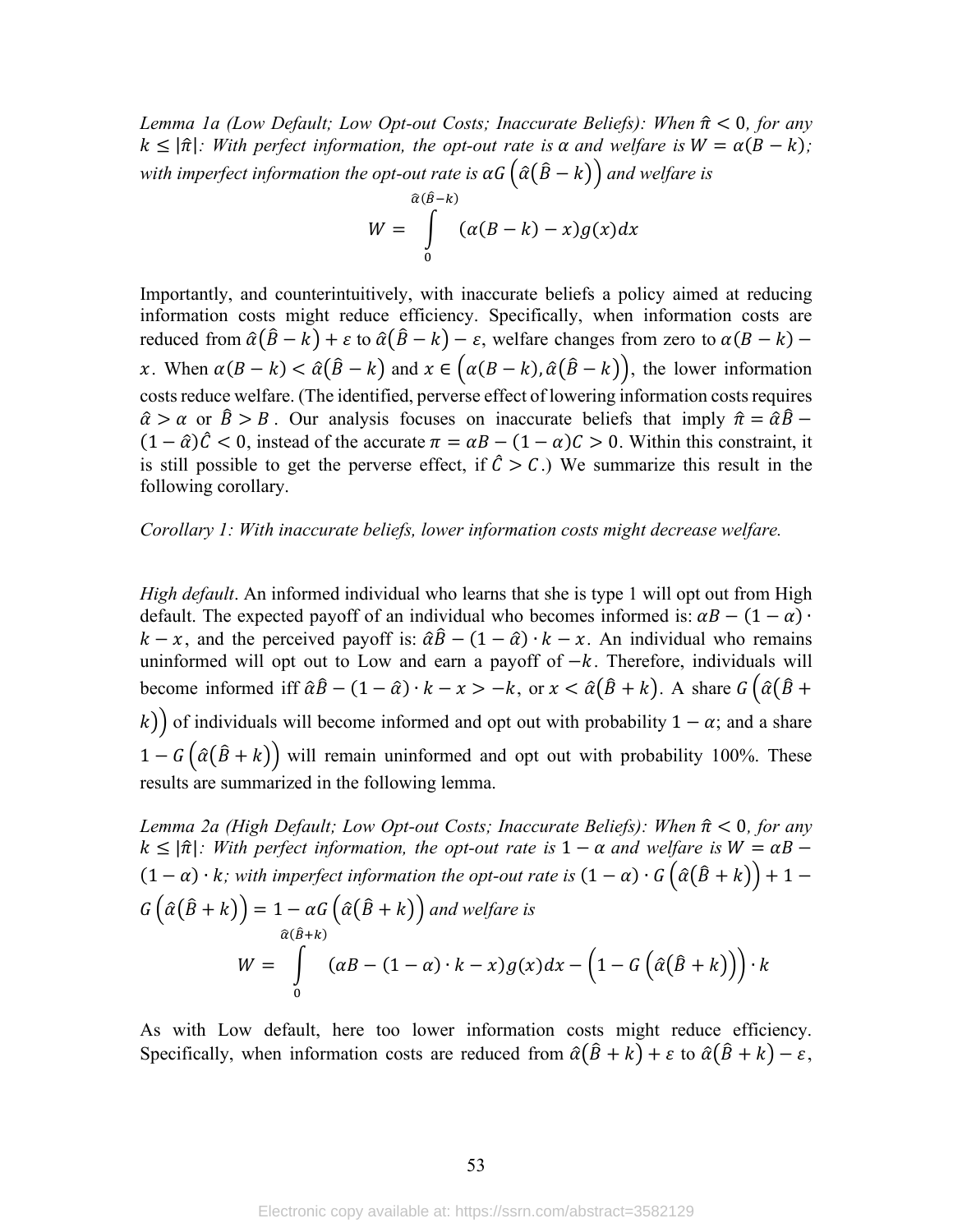*Lemma 1a (Low Default; Low Opt-out Costs; Inaccurate Beliefs): When $\hat{\pi} < 0$, for any $k \leq |\hat{\pi}|$: With perfect information, the opt-out rate is $\alpha$ and welfare is $W = \alpha(B - k)$; with imperfect information the opt-out rate is $\alpha G\left(\hat{\alpha}\left(\hat{B} - k\right)\right)$ and welfare is*

$$W = \int_{0}^{\hat{\alpha}(\hat{B}-k)} (\alpha(B - k) - x) g(x) dx$$

Importantly, and counterintuitively, with inaccurate beliefs a policy aimed at reducing information costs might reduce efficiency. Specifically, when information costs are reduced from $\hat{\alpha}\left(\hat{B} - k\right) + \varepsilon$ to $\hat{\alpha}\left(\hat{B} - k\right) - \varepsilon$, welfare changes from zero to $\alpha(B - k) - x$. When $\alpha(B - k) < \hat{\alpha}\left(\hat{B} - k\right)$ and $x \in \left(\alpha(B - k), \hat{\alpha}\left(\hat{B} - k\right)\right)$, the lower information costs reduce welfare. (The identified, perverse effect of lowering information costs requires $\hat{\alpha} > \alpha$ or $\hat{B} > B$. Our analysis focuses on inaccurate beliefs that imply $\hat{\pi} = \hat{\alpha}\hat{B} - (1 - \hat{\alpha})\hat{C} < 0$, instead of the accurate $\pi = \alpha B - (1 - \alpha)C > 0$. Within this constraint, it is still possible to get the perverse effect, if $\hat{C} > C$.) We summarize this result in the following corollary.

*Corollary 1: With inaccurate beliefs, lower information costs might decrease welfare.*

*High default*. An informed individual who learns that she is type 1 will opt out from High default. The expected payoff of an individual who becomes informed is: $\alpha B - (1 - \alpha) \cdot k - x$, and the perceived payoff is: $\hat{\alpha}\hat{B} - (1 - \hat{\alpha}) \cdot k - x$. An individual who remains uninformed will opt out to Low and earn a payoff of $-k$. Therefore, individuals will become informed iff $\hat{\alpha}\hat{B} - (1 - \hat{\alpha}) \cdot k - x > -k$, or $x < \hat{\alpha}\left(\hat{B} + k\right)$. A share $G\left(\hat{\alpha}\left(\hat{B} + k\right)\right)$ of individuals will become informed and opt out with probability $1 - \alpha$; and a share $1 - G\left(\hat{\alpha}\left(\hat{B} + k\right)\right)$ will remain uninformed and opt out with probability 100%. These results are summarized in the following lemma.

*Lemma 2a (High Default; Low Opt-out Costs; Inaccurate Beliefs): When $\hat{\pi} < 0$, for any $k \leq |\hat{\pi}|$: With perfect information, the opt-out rate is $1 - \alpha$ and welfare is $W = \alpha B - (1 - \alpha) \cdot k$; with imperfect information the opt-out rate is $(1 - \alpha) \cdot G\left(\hat{\alpha}\left(\hat{B} + k\right)\right) + 1 - G\left(\hat{\alpha}\left(\hat{B} + k\right)\right) = 1 - \alpha G\left(\hat{\alpha}\left(\hat{B} + k\right)\right)$ and welfare is*

$$W = \int_{0}^{\hat{\alpha}(\hat{B}+k)} (\alpha B - (1 - \alpha) \cdot k - x) g(x) dx - \left(1 - G\left(\hat{\alpha}\left(\hat{B} + k\right)\right)\right) \cdot k$$

As with Low default, here too lower information costs might reduce efficiency. Specifically, when information costs are reduced from $\hat{\alpha}\left(\hat{B} + k\right) + \varepsilon$ to $\hat{\alpha}\left(\hat{B} + k\right) - \varepsilon$,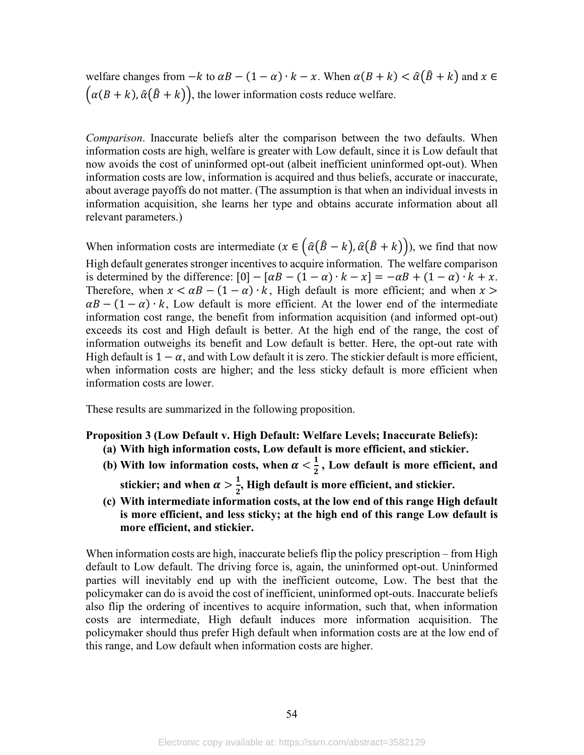welfare changes from $-k$ to $\alpha B - (1-\alpha) \cdot k - x$. When $\alpha(B+k) < \hat{\alpha}(\hat{B}+k)$ and $x \in \left(\alpha(B+k), \hat{\alpha}(\hat{B}+k)\right)$, the lower information costs reduce welfare.

*Comparison*. Inaccurate beliefs alter the comparison between the two defaults. When information costs are high, welfare is greater with Low default, since it is Low default that now avoids the cost of uninformed opt-out (albeit inefficient uninformed opt-out). When information costs are low, information is acquired and thus beliefs, accurate or inaccurate, about average payoffs do not matter. (The assumption is that when an individual invests in information acquisition, she learns her type and obtains accurate information about all relevant parameters.)

When information costs are intermediate ($x \in \left(\hat{\alpha}(\hat{B}-k), \hat{\alpha}(\hat{B}+k)\right)$), we find that now High default generates stronger incentives to acquire information. The welfare comparison is determined by the difference: $[0] - [\alpha B - (1-\alpha) \cdot k - x] = -\alpha B + (1-\alpha) \cdot k + x$. Therefore, when $x < \alpha B - (1-\alpha) \cdot k$, High default is more efficient; and when $x > \alpha B - (1-\alpha) \cdot k$, Low default is more efficient. At the lower end of the intermediate information cost range, the benefit from information acquisition (and informed opt-out) exceeds its cost and High default is better. At the high end of the range, the cost of information outweighs its benefit and Low default is better. Here, the opt-out rate with High default is $1-\alpha$, and with Low default it is zero. The stickier default is more efficient, when information costs are higher; and the less sticky default is more efficient when information costs are lower.

These results are summarized in the following proposition.

**Proposition 3 (Low Default v. High Default: Welfare Levels; Inaccurate Beliefs):**

**(a) With high information costs, Low default is more efficient, and stickier.**

**(b) With low information costs, when $\alpha < \frac{1}{2}$, Low default is more efficient, and stickier; and when $\alpha > \frac{1}{2}$, High default is more efficient, and stickier.**

**(c) With intermediate information costs, at the low end of this range High default is more efficient, and less sticky; at the high end of this range Low default is more efficient, and stickier.**

When information costs are high, inaccurate beliefs flip the policy prescription – from High default to Low default. The driving force is, again, the uninformed opt-out. Uninformed parties will inevitably end up with the inefficient outcome, Low. The best that the policymaker can do is avoid the cost of inefficient, uninformed opt-outs. Inaccurate beliefs also flip the ordering of incentives to acquire information, such that, when information costs are intermediate, High default induces more information acquisition. The policymaker should thus prefer High default when information costs are at the low end of this range, and Low default when information costs are higher.